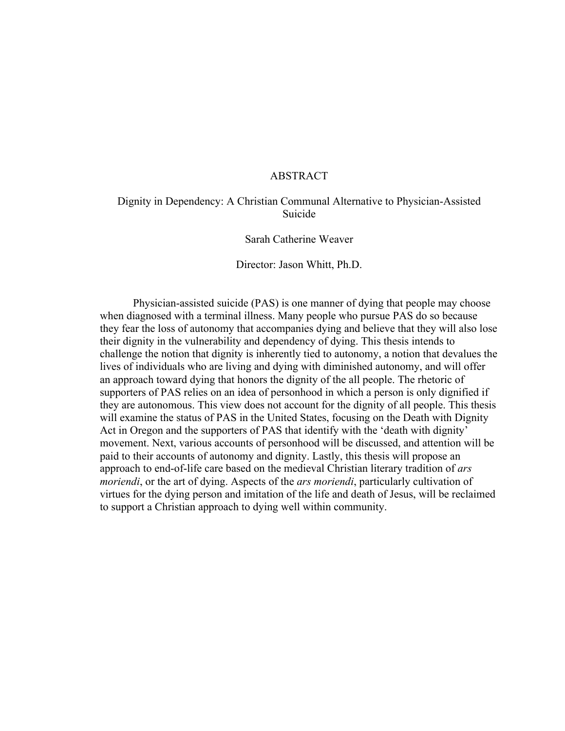# ABSTRACT

## Dignity in Dependency: A Christian Communal Alternative to Physician-Assisted Suicide

Sarah Catherine Weaver

Director: Jason Whitt, Ph.D.

Physician-assisted suicide (PAS) is one manner of dying that people may choose when diagnosed with a terminal illness. Many people who pursue PAS do so because they fear the loss of autonomy that accompanies dying and believe that they will also lose their dignity in the vulnerability and dependency of dying. This thesis intends to challenge the notion that dignity is inherently tied to autonomy, a notion that devalues the lives of individuals who are living and dying with diminished autonomy, and will offer an approach toward dying that honors the dignity of the all people. The rhetoric of supporters of PAS relies on an idea of personhood in which a person is only dignified if they are autonomous. This view does not account for the dignity of all people. This thesis will examine the status of PAS in the United States, focusing on the Death with Dignity Act in Oregon and the supporters of PAS that identify with the 'death with dignity' movement. Next, various accounts of personhood will be discussed, and attention will be paid to their accounts of autonomy and dignity. Lastly, this thesis will propose an approach to end-of-life care based on the medieval Christian literary tradition of *ars moriendi*, or the art of dying. Aspects of the *ars moriendi*, particularly cultivation of virtues for the dying person and imitation of the life and death of Jesus, will be reclaimed to support a Christian approach to dying well within community.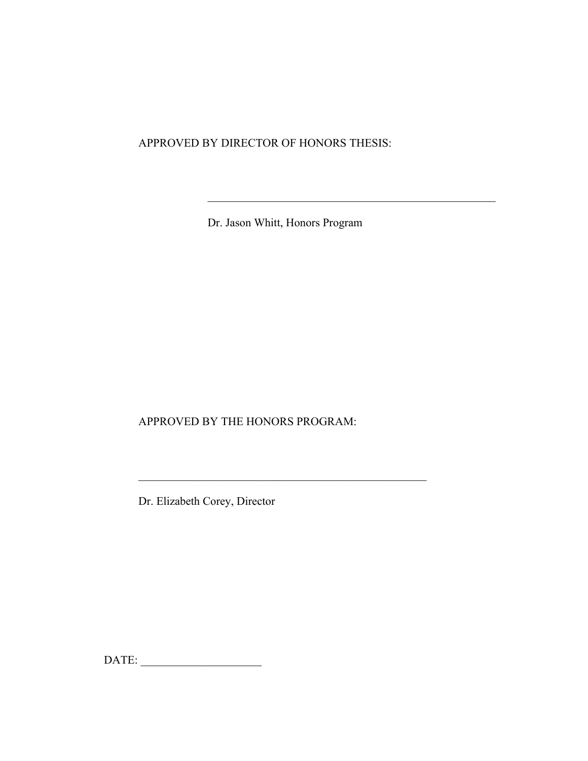APPROVED BY DIRECTOR OF HONORS THESIS:

\_\_\_\_\_\_\_\_\_\_\_\_\_\_\_\_\_\_\_\_\_\_\_\_\_\_\_\_\_\_\_\_\_\_\_\_\_\_\_\_\_\_\_\_\_\_\_\_\_\_\_\_

Dr. Jason Whitt, Honors Program

APPROVED BY THE HONORS PROGRAM:

\_\_\_\_\_\_\_\_\_\_\_\_\_\_\_\_\_\_\_\_\_\_\_\_\_\_\_\_\_\_\_\_\_\_\_\_\_\_\_\_\_\_\_\_\_\_\_\_\_\_\_\_

Dr. Elizabeth Corey, Director

DATE: \_\_\_\_\_\_\_\_\_\_\_\_\_\_\_\_\_\_\_\_\_\_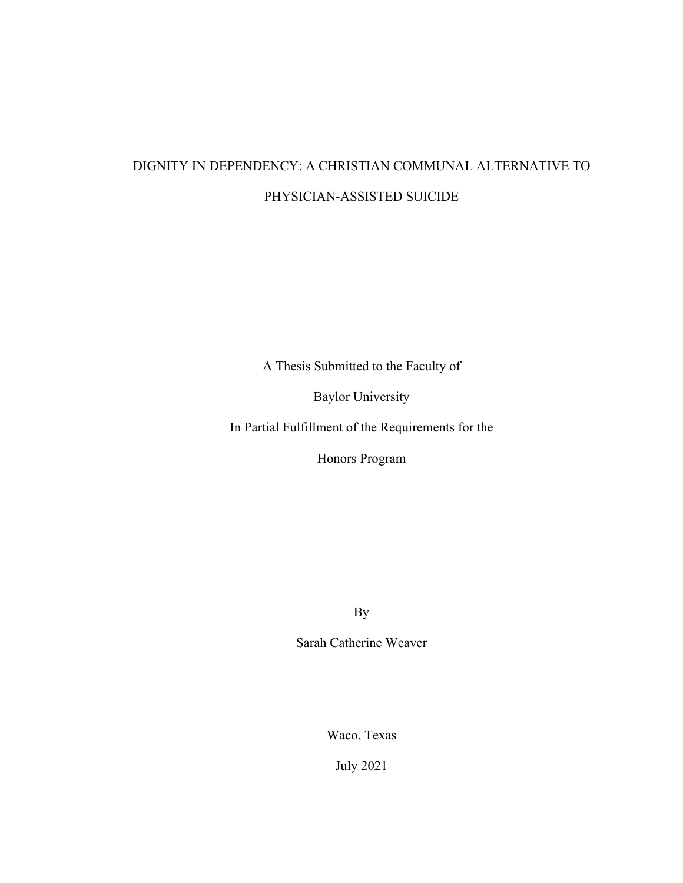# DIGNITY IN DEPENDENCY: A CHRISTIAN COMMUNAL ALTERNATIVE TO PHYSICIAN-ASSISTED SUICIDE

A Thesis Submitted to the Faculty of

Baylor University

In Partial Fulfillment of the Requirements for the

Honors Program

By

Sarah Catherine Weaver

Waco, Texas

July 2021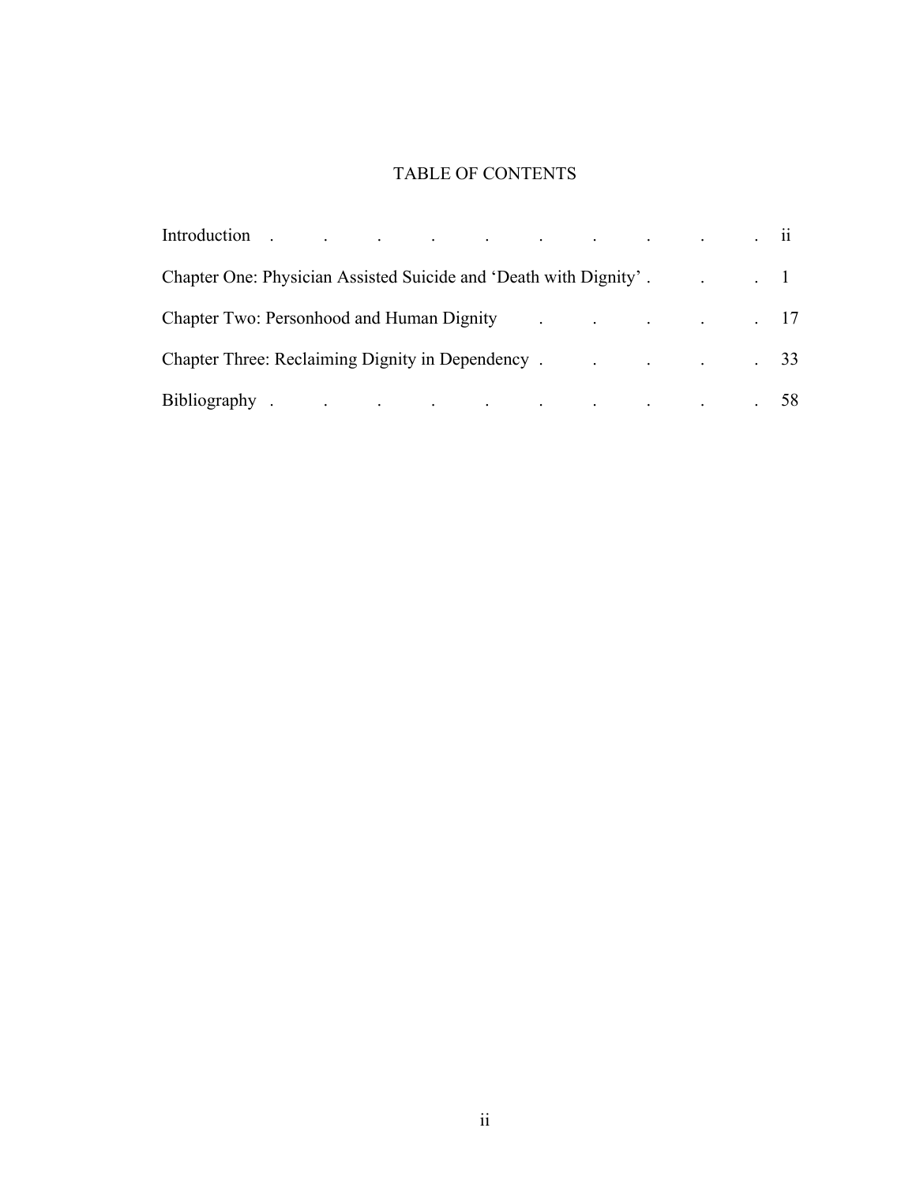# TABLE OF CONTENTS

Introduction . . . . . . . . . . ii

Chapter One: Physician Assisted Suicide and 'Death with Dignity' . . . 1

Chapter Two: Personhood and Human Dignity . . . . . 17

Chapter Three: Reclaiming Dignity in Dependency . . . . . 33

Bibliography . . . . . . . . . . 58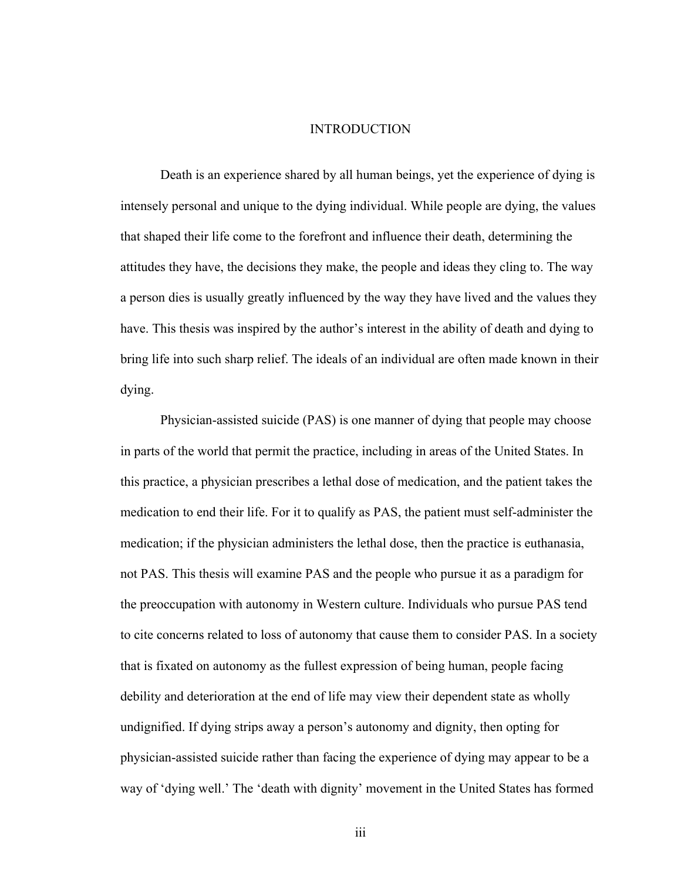# INTRODUCTION

Death is an experience shared by all human beings, yet the experience of dying is intensely personal and unique to the dying individual. While people are dying, the values that shaped their life come to the forefront and influence their death, determining the attitudes they have, the decisions they make, the people and ideas they cling to. The way a person dies is usually greatly influenced by the way they have lived and the values they have. This thesis was inspired by the author's interest in the ability of death and dying to bring life into such sharp relief. The ideals of an individual are often made known in their dying.

Physician-assisted suicide (PAS) is one manner of dying that people may choose in parts of the world that permit the practice, including in areas of the United States. In this practice, a physician prescribes a lethal dose of medication, and the patient takes the medication to end their life. For it to qualify as PAS, the patient must self-administer the medication; if the physician administers the lethal dose, then the practice is euthanasia, not PAS. This thesis will examine PAS and the people who pursue it as a paradigm for the preoccupation with autonomy in Western culture. Individuals who pursue PAS tend to cite concerns related to loss of autonomy that cause them to consider PAS. In a society that is fixated on autonomy as the fullest expression of being human, people facing debility and deterioration at the end of life may view their dependent state as wholly undignified. If dying strips away a person's autonomy and dignity, then opting for physician-assisted suicide rather than facing the experience of dying may appear to be a way of 'dying well.' The 'death with dignity' movement in the United States has formed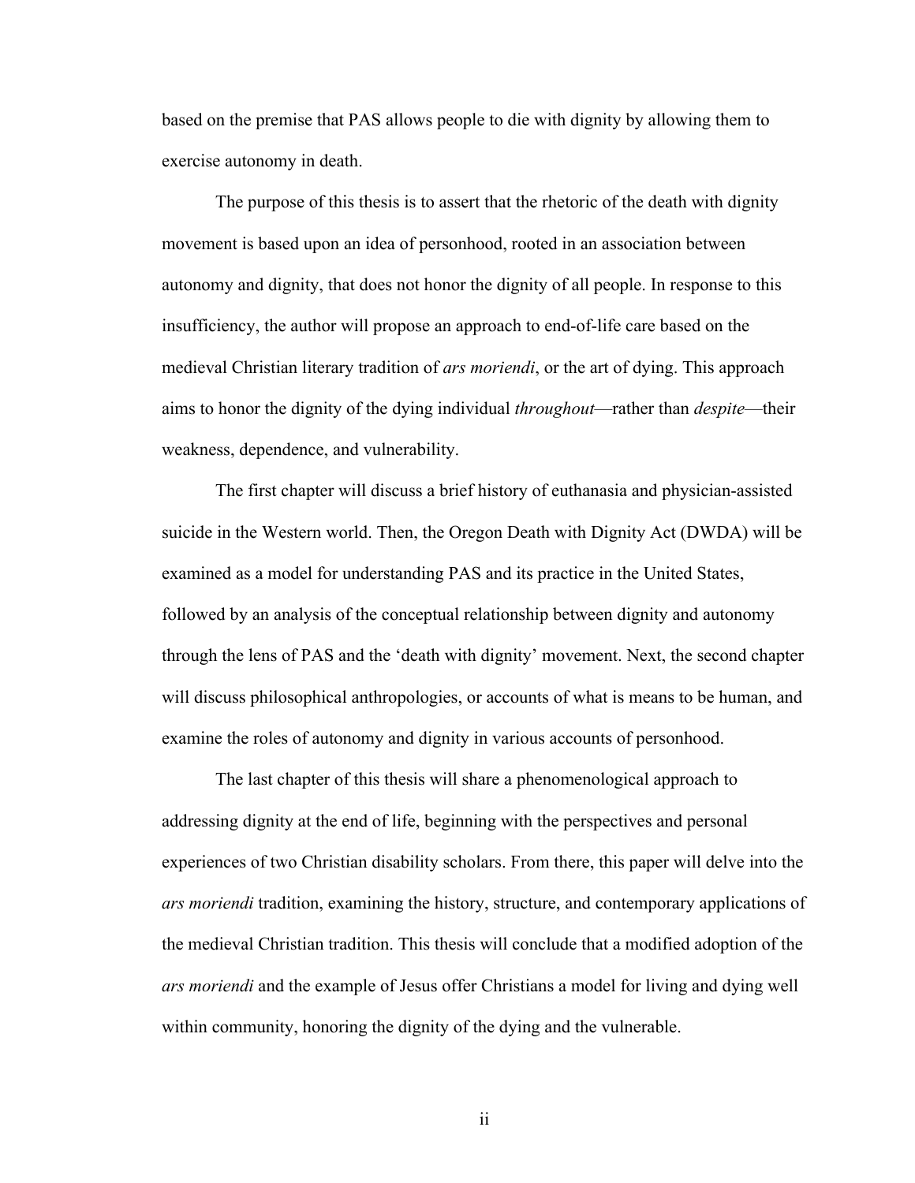based on the premise that PAS allows people to die with dignity by allowing them to exercise autonomy in death.

The purpose of this thesis is to assert that the rhetoric of the death with dignity movement is based upon an idea of personhood, rooted in an association between autonomy and dignity, that does not honor the dignity of all people. In response to this insufficiency, the author will propose an approach to end-of-life care based on the medieval Christian literary tradition of *ars moriendi*, or the art of dying. This approach aims to honor the dignity of the dying individual *throughout*—rather than *despite*—their weakness, dependence, and vulnerability.

The first chapter will discuss a brief history of euthanasia and physician-assisted suicide in the Western world. Then, the Oregon Death with Dignity Act (DWDA) will be examined as a model for understanding PAS and its practice in the United States, followed by an analysis of the conceptual relationship between dignity and autonomy through the lens of PAS and the 'death with dignity' movement. Next, the second chapter will discuss philosophical anthropologies, or accounts of what is means to be human, and examine the roles of autonomy and dignity in various accounts of personhood.

The last chapter of this thesis will share a phenomenological approach to addressing dignity at the end of life, beginning with the perspectives and personal experiences of two Christian disability scholars. From there, this paper will delve into the *ars moriendi* tradition, examining the history, structure, and contemporary applications of the medieval Christian tradition. This thesis will conclude that a modified adoption of the *ars moriendi* and the example of Jesus offer Christians a model for living and dying well within community, honoring the dignity of the dying and the vulnerable.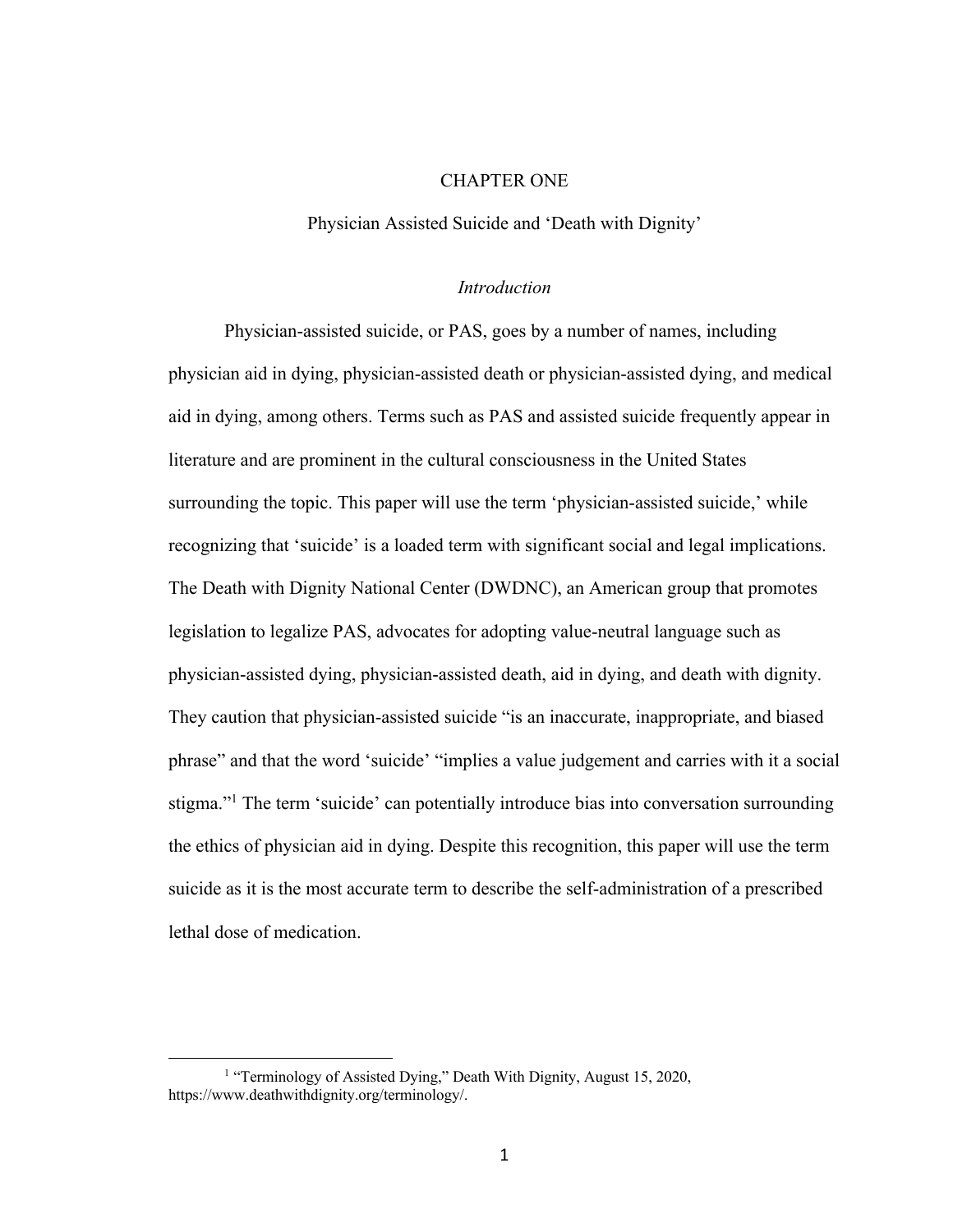# CHAPTER ONE

## Physician Assisted Suicide and 'Death with Dignity'

### *Introduction*

Physician-assisted suicide, or PAS, goes by a number of names, including physician aid in dying, physician-assisted death or physician-assisted dying, and medical aid in dying, among others. Terms such as PAS and assisted suicide frequently appear in literature and are prominent in the cultural consciousness in the United States surrounding the topic. This paper will use the term 'physician-assisted suicide,' while recognizing that 'suicide' is a loaded term with significant social and legal implications. The Death with Dignity National Center (DWDNC), an American group that promotes legislation to legalize PAS, advocates for adopting value-neutral language such as physician-assisted dying, physician-assisted death, aid in dying, and death with dignity. They caution that physician-assisted suicide "is an inaccurate, inappropriate, and biased phrase" and that the word 'suicide' "implies a value judgement and carries with it a social stigma."[1] The term 'suicide' can potentially introduce bias into conversation surrounding the ethics of physician aid in dying. Despite this recognition, this paper will use the term suicide as it is the most accurate term to describe the self-administration of a prescribed lethal dose of medication.

---

[1] "Terminology of Assisted Dying," Death With Dignity, August 15, 2020, https://www.deathwithdignity.org/terminology/.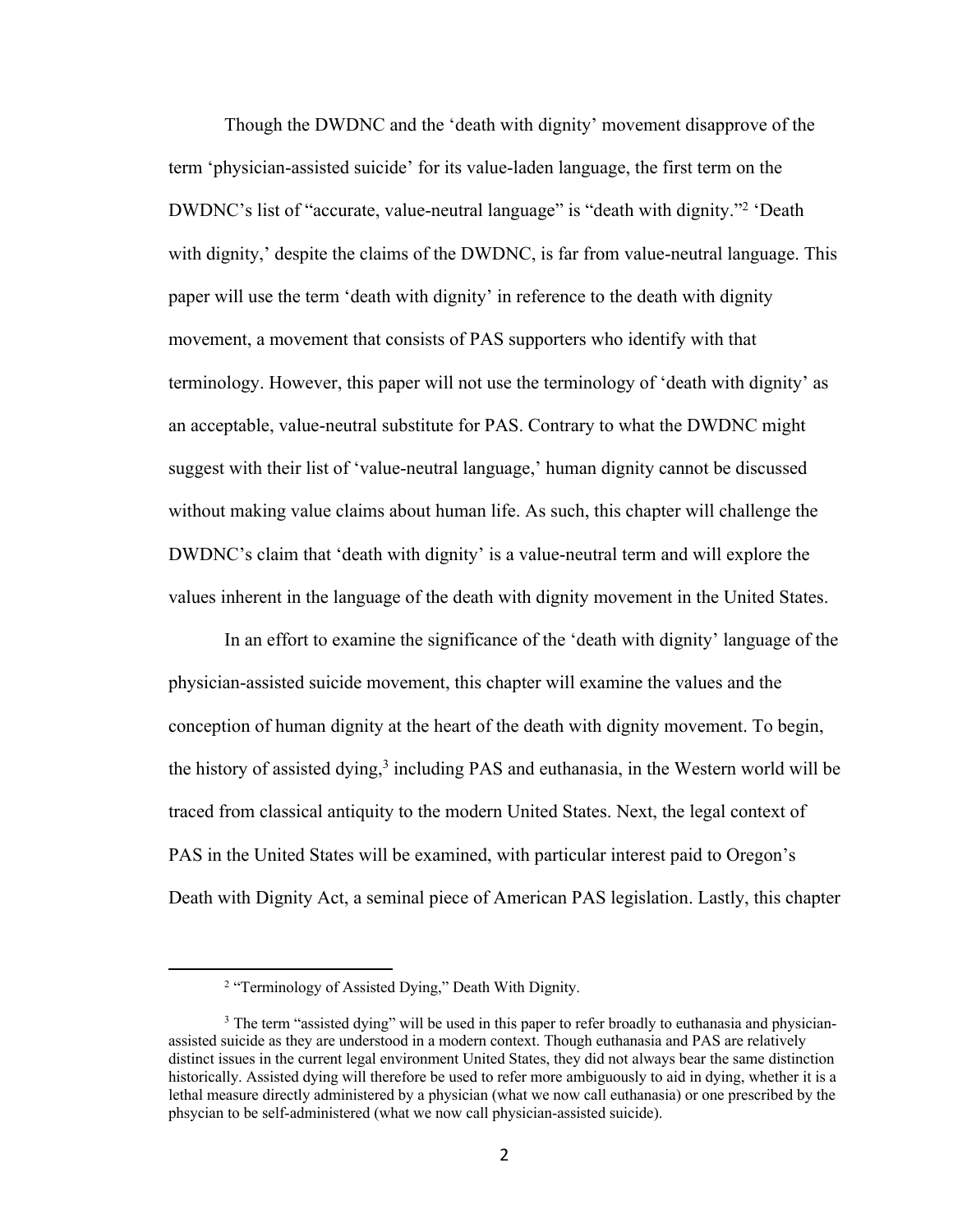Though the DWDNC and the 'death with dignity' movement disapprove of the term 'physician-assisted suicide' for its value-laden language, the first term on the DWDNC's list of "accurate, value-neutral language" is "death with dignity."[2] 'Death with dignity,' despite the claims of the DWDNC, is far from value-neutral language. This paper will use the term 'death with dignity' in reference to the death with dignity movement, a movement that consists of PAS supporters who identify with that terminology. However, this paper will not use the terminology of 'death with dignity' as an acceptable, value-neutral substitute for PAS. Contrary to what the DWDNC might suggest with their list of 'value-neutral language,' human dignity cannot be discussed without making value claims about human life. As such, this chapter will challenge the DWDNC's claim that 'death with dignity' is a value-neutral term and will explore the values inherent in the language of the death with dignity movement in the United States.

In an effort to examine the significance of the 'death with dignity' language of the physician-assisted suicide movement, this chapter will examine the values and the conception of human dignity at the heart of the death with dignity movement. To begin, the history of assisted dying,[3] including PAS and euthanasia, in the Western world will be traced from classical antiquity to the modern United States. Next, the legal context of PAS in the United States will be examined, with particular interest paid to Oregon's Death with Dignity Act, a seminal piece of American PAS legislation. Lastly, this chapter

---

[2] "Terminology of Assisted Dying," Death With Dignity.

[3] The term "assisted dying" will be used in this paper to refer broadly to euthanasia and physician-assisted suicide as they are understood in a modern context. Though euthanasia and PAS are relatively distinct issues in the current legal environment United States, they did not always bear the same distinction historically. Assisted dying will therefore be used to refer more ambiguously to aid in dying, whether it is a lethal measure directly administered by a physician (what we now call euthanasia) or one prescribed by the phsycian to be self-administered (what we now call physician-assisted suicide).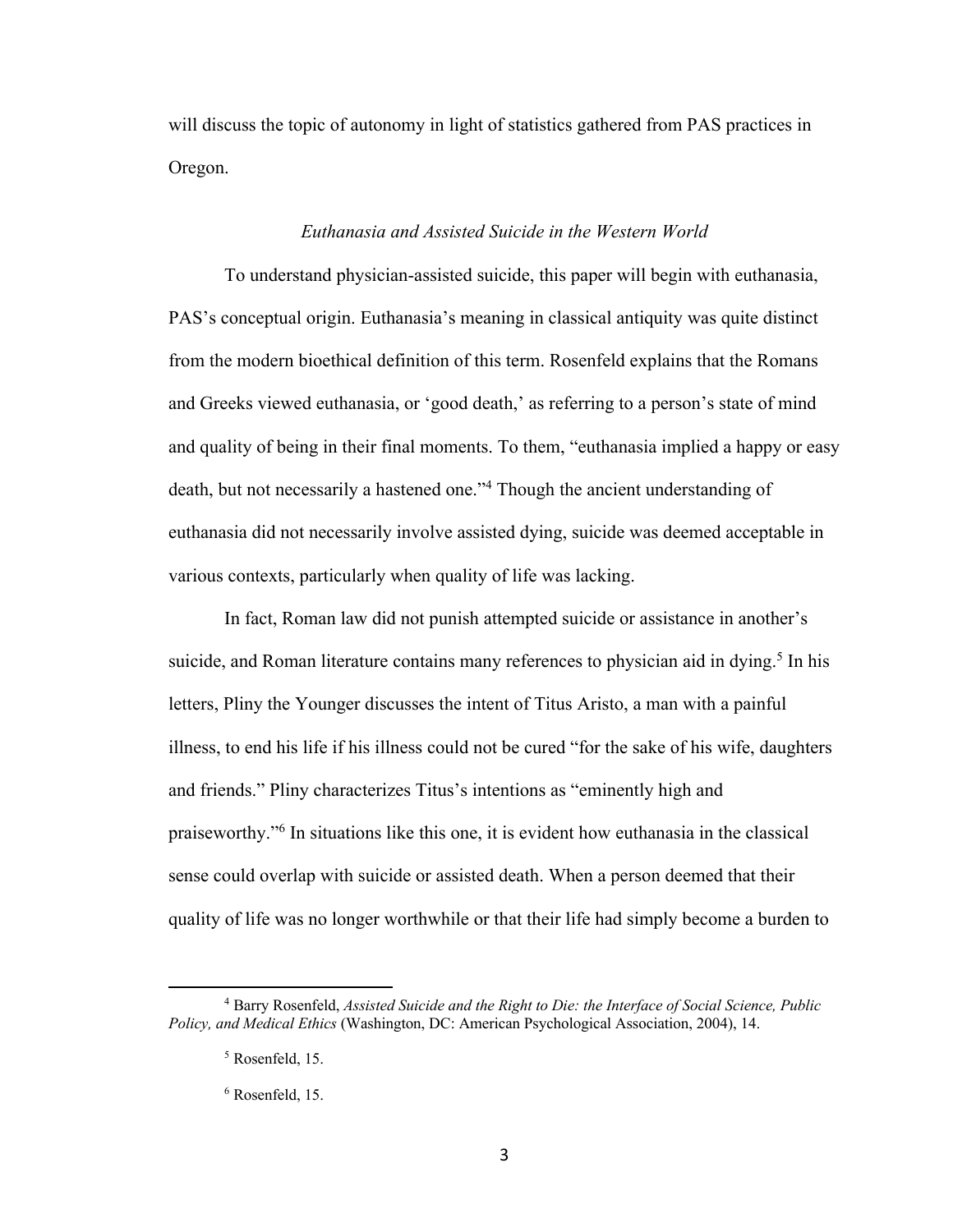will discuss the topic of autonomy in light of statistics gathered from PAS practices in Oregon.

### *Euthanasia and Assisted Suicide in the Western World*

To understand physician-assisted suicide, this paper will begin with euthanasia, PAS's conceptual origin. Euthanasia's meaning in classical antiquity was quite distinct from the modern bioethical definition of this term. Rosenfeld explains that the Romans and Greeks viewed euthanasia, or 'good death,' as referring to a person's state of mind and quality of being in their final moments. To them, "euthanasia implied a happy or easy death, but not necessarily a hastened one."[4] Though the ancient understanding of euthanasia did not necessarily involve assisted dying, suicide was deemed acceptable in various contexts, particularly when quality of life was lacking.

In fact, Roman law did not punish attempted suicide or assistance in another's suicide, and Roman literature contains many references to physician aid in dying.[5] In his letters, Pliny the Younger discusses the intent of Titus Aristo, a man with a painful illness, to end his life if his illness could not be cured "for the sake of his wife, daughters and friends." Pliny characterizes Titus's intentions as "eminently high and praiseworthy."[6] In situations like this one, it is evident how euthanasia in the classical sense could overlap with suicide or assisted death. When a person deemed that their quality of life was no longer worthwhile or that their life had simply become a burden to

---

[4] Barry Rosenfeld, *Assisted Suicide and the Right to Die: the Interface of Social Science, Public Policy, and Medical Ethics* (Washington, DC: American Psychological Association, 2004), 14.

[5] Rosenfeld, 15.

[6] Rosenfeld, 15.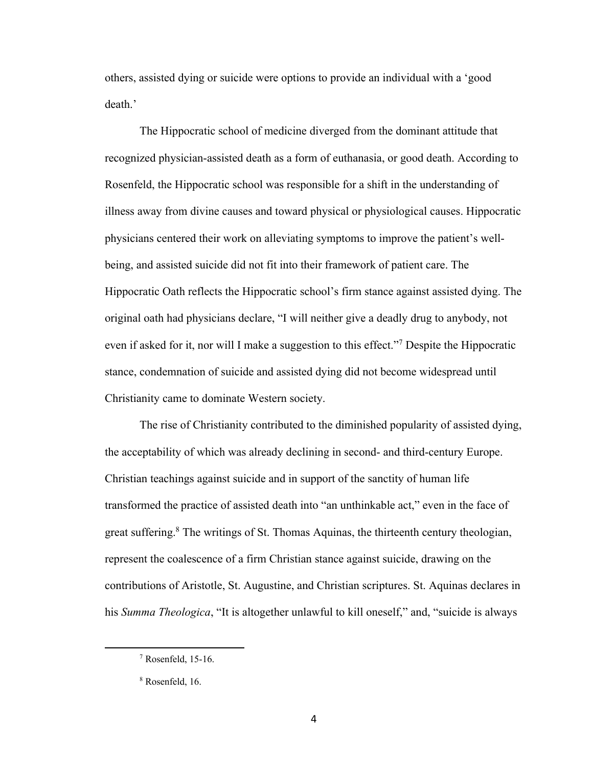others, assisted dying or suicide were options to provide an individual with a 'good death.'

The Hippocratic school of medicine diverged from the dominant attitude that recognized physician-assisted death as a form of euthanasia, or good death. According to Rosenfeld, the Hippocratic school was responsible for a shift in the understanding of illness away from divine causes and toward physical or physiological causes. Hippocratic physicians centered their work on alleviating symptoms to improve the patient's well-being, and assisted suicide did not fit into their framework of patient care. The Hippocratic Oath reflects the Hippocratic school's firm stance against assisted dying. The original oath had physicians declare, "I will neither give a deadly drug to anybody, not even if asked for it, nor will I make a suggestion to this effect."[7] Despite the Hippocratic stance, condemnation of suicide and assisted dying did not become widespread until Christianity came to dominate Western society.

The rise of Christianity contributed to the diminished popularity of assisted dying, the acceptability of which was already declining in second- and third-century Europe. Christian teachings against suicide and in support of the sanctity of human life transformed the practice of assisted death into "an unthinkable act," even in the face of great suffering.[8] The writings of St. Thomas Aquinas, the thirteenth century theologian, represent the coalescence of a firm Christian stance against suicide, drawing on the contributions of Aristotle, St. Augustine, and Christian scriptures. St. Aquinas declares in his *Summa Theologica*, "It is altogether unlawful to kill oneself," and, "suicide is always

---

[7] Rosenfeld, 15-16.

[8] Rosenfeld, 16.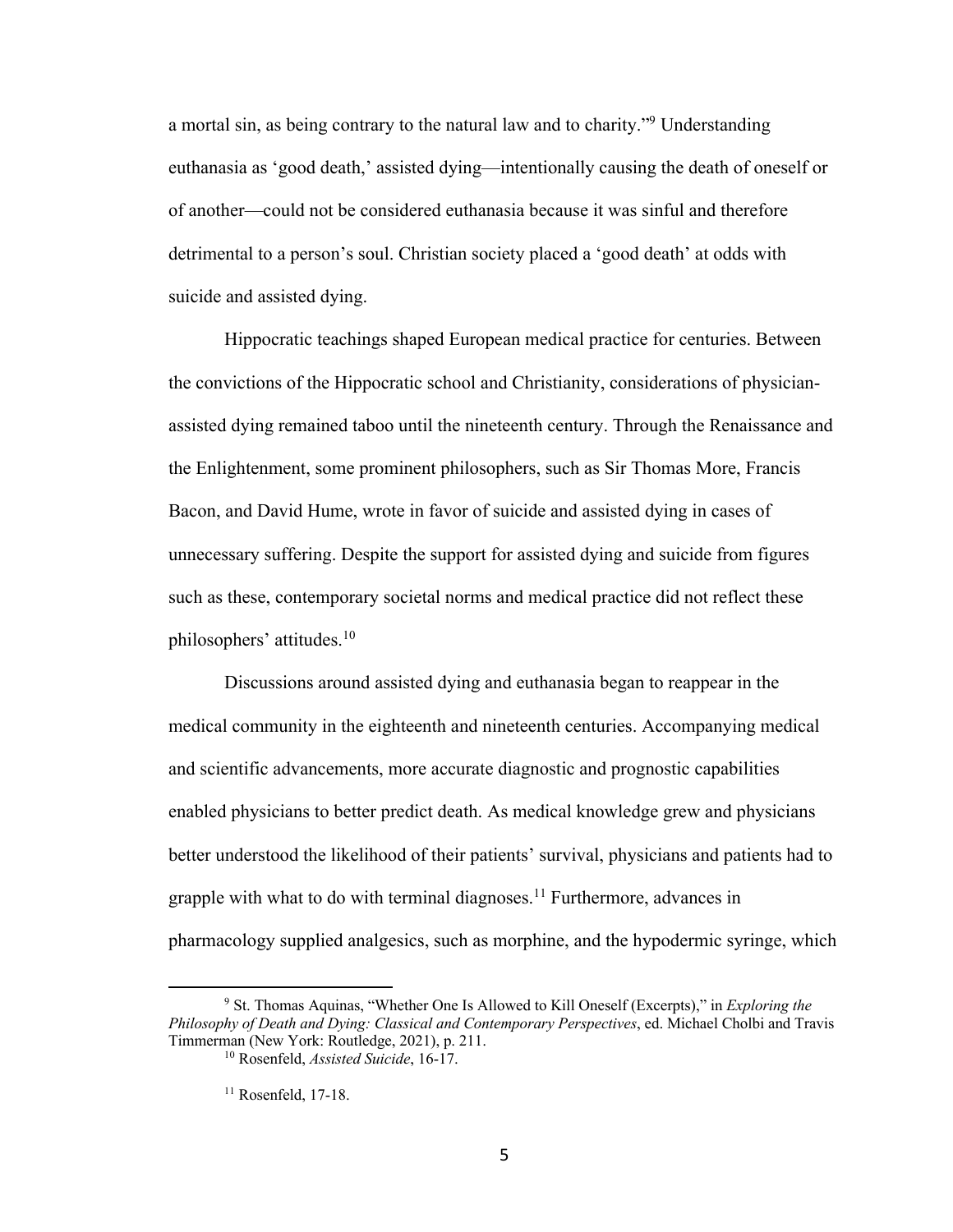a mortal sin, as being contrary to the natural law and to charity."[9] Understanding euthanasia as 'good death,' assisted dying—intentionally causing the death of oneself or of another—could not be considered euthanasia because it was sinful and therefore detrimental to a person's soul. Christian society placed a 'good death' at odds with suicide and assisted dying.

Hippocratic teachings shaped European medical practice for centuries. Between the convictions of the Hippocratic school and Christianity, considerations of physician-assisted dying remained taboo until the nineteenth century. Through the Renaissance and the Enlightenment, some prominent philosophers, such as Sir Thomas More, Francis Bacon, and David Hume, wrote in favor of suicide and assisted dying in cases of unnecessary suffering. Despite the support for assisted dying and suicide from figures such as these, contemporary societal norms and medical practice did not reflect these philosophers' attitudes.[10]

Discussions around assisted dying and euthanasia began to reappear in the medical community in the eighteenth and nineteenth centuries. Accompanying medical and scientific advancements, more accurate diagnostic and prognostic capabilities enabled physicians to better predict death. As medical knowledge grew and physicians better understood the likelihood of their patients' survival, physicians and patients had to grapple with what to do with terminal diagnoses.[11] Furthermore, advances in pharmacology supplied analgesics, such as morphine, and the hypodermic syringe, which

---

[9] St. Thomas Aquinas, "Whether One Is Allowed to Kill Oneself (Excerpts)," in *Exploring the Philosophy of Death and Dying: Classical and Contemporary Perspectives*, ed. Michael Cholbi and Travis Timmerman (New York: Routledge, 2021), p. 211.

[10] Rosenfeld, *Assisted Suicide*, 16-17.

[11] Rosenfeld, 17-18.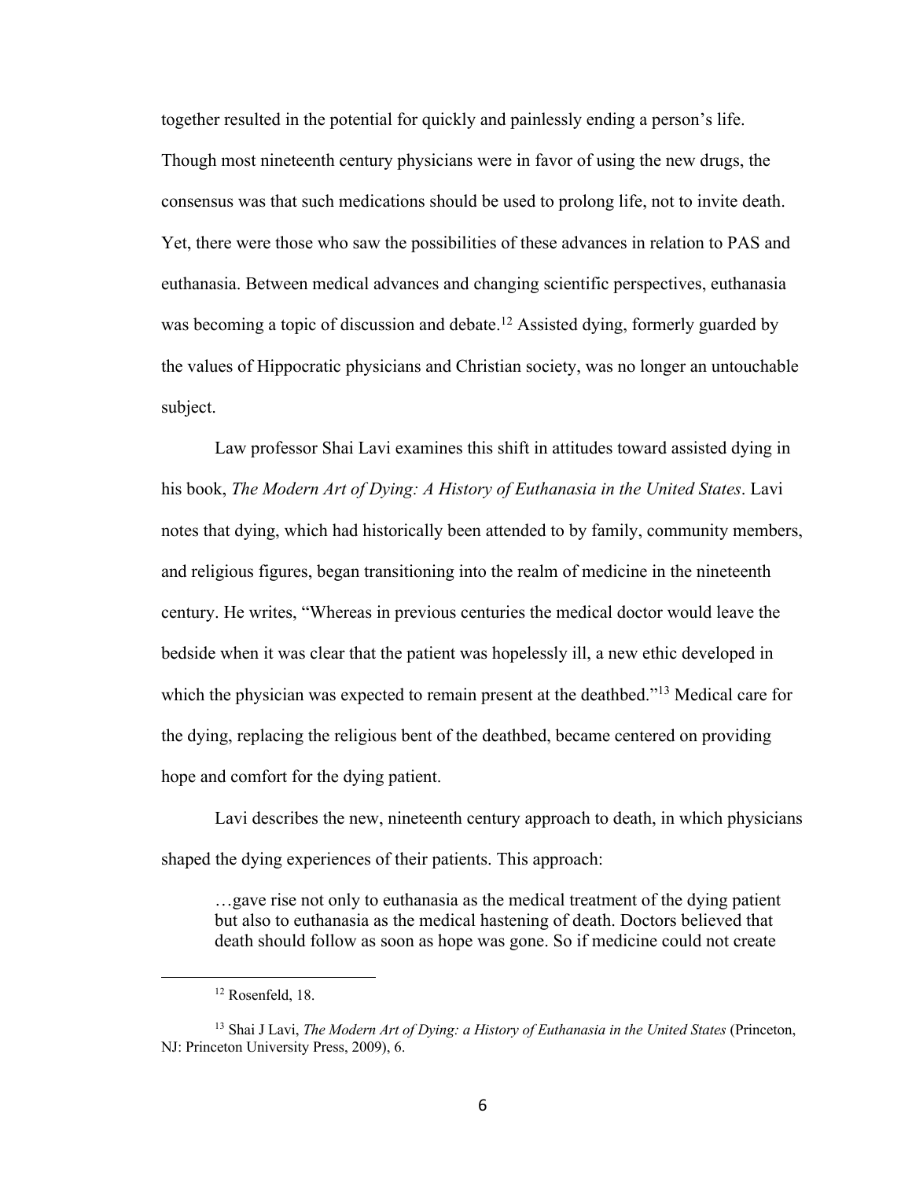together resulted in the potential for quickly and painlessly ending a person's life. Though most nineteenth century physicians were in favor of using the new drugs, the consensus was that such medications should be used to prolong life, not to invite death. Yet, there were those who saw the possibilities of these advances in relation to PAS and euthanasia. Between medical advances and changing scientific perspectives, euthanasia was becoming a topic of discussion and debate.[12] Assisted dying, formerly guarded by the values of Hippocratic physicians and Christian society, was no longer an untouchable subject.

Law professor Shai Lavi examines this shift in attitudes toward assisted dying in his book, *The Modern Art of Dying: A History of Euthanasia in the United States*. Lavi notes that dying, which had historically been attended to by family, community members, and religious figures, began transitioning into the realm of medicine in the nineteenth century. He writes, "Whereas in previous centuries the medical doctor would leave the bedside when it was clear that the patient was hopelessly ill, a new ethic developed in which the physician was expected to remain present at the deathbed."[13] Medical care for the dying, replacing the religious bent of the deathbed, became centered on providing hope and comfort for the dying patient.

Lavi describes the new, nineteenth century approach to death, in which physicians shaped the dying experiences of their patients. This approach:

> …gave rise not only to euthanasia as the medical treatment of the dying patient but also to euthanasia as the medical hastening of death. Doctors believed that death should follow as soon as hope was gone. So if medicine could not create

---

[12] Rosenfeld, 18.

[13] Shai J Lavi, *The Modern Art of Dying: a History of Euthanasia in the United States* (Princeton, NJ: Princeton University Press, 2009), 6.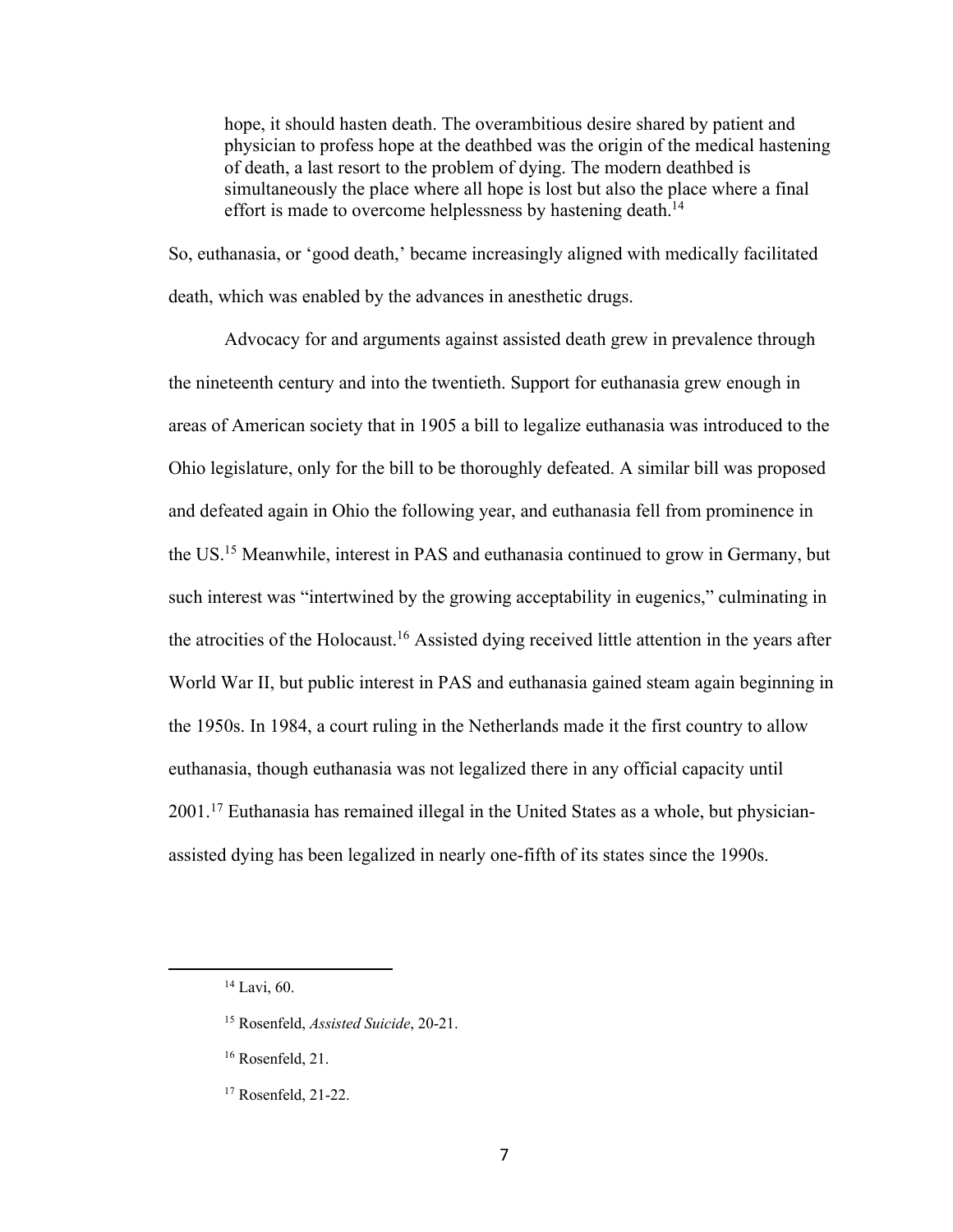> hope, it should hasten death. The overambitious desire shared by patient and physician to profess hope at the deathbed was the origin of the medical hastening of death, a last resort to the problem of dying. The modern deathbed is simultaneously the place where all hope is lost but also the place where a final effort is made to overcome helplessness by hastening death.[14]

So, euthanasia, or 'good death,' became increasingly aligned with medically facilitated death, which was enabled by the advances in anesthetic drugs.

Advocacy for and arguments against assisted death grew in prevalence through the nineteenth century and into the twentieth. Support for euthanasia grew enough in areas of American society that in 1905 a bill to legalize euthanasia was introduced to the Ohio legislature, only for the bill to be thoroughly defeated. A similar bill was proposed and defeated again in Ohio the following year, and euthanasia fell from prominence in the US.[15] Meanwhile, interest in PAS and euthanasia continued to grow in Germany, but such interest was "intertwined by the growing acceptability in eugenics," culminating in the atrocities of the Holocaust.[16] Assisted dying received little attention in the years after World War II, but public interest in PAS and euthanasia gained steam again beginning in the 1950s. In 1984, a court ruling in the Netherlands made it the first country to allow euthanasia, though euthanasia was not legalized there in any official capacity until 2001.[17] Euthanasia has remained illegal in the United States as a whole, but physician-assisted dying has been legalized in nearly one-fifth of its states since the 1990s.

---

[14] Lavi, 60.

[15] Rosenfeld, *Assisted Suicide*, 20-21.

[16] Rosenfeld, 21.

[17] Rosenfeld, 21-22.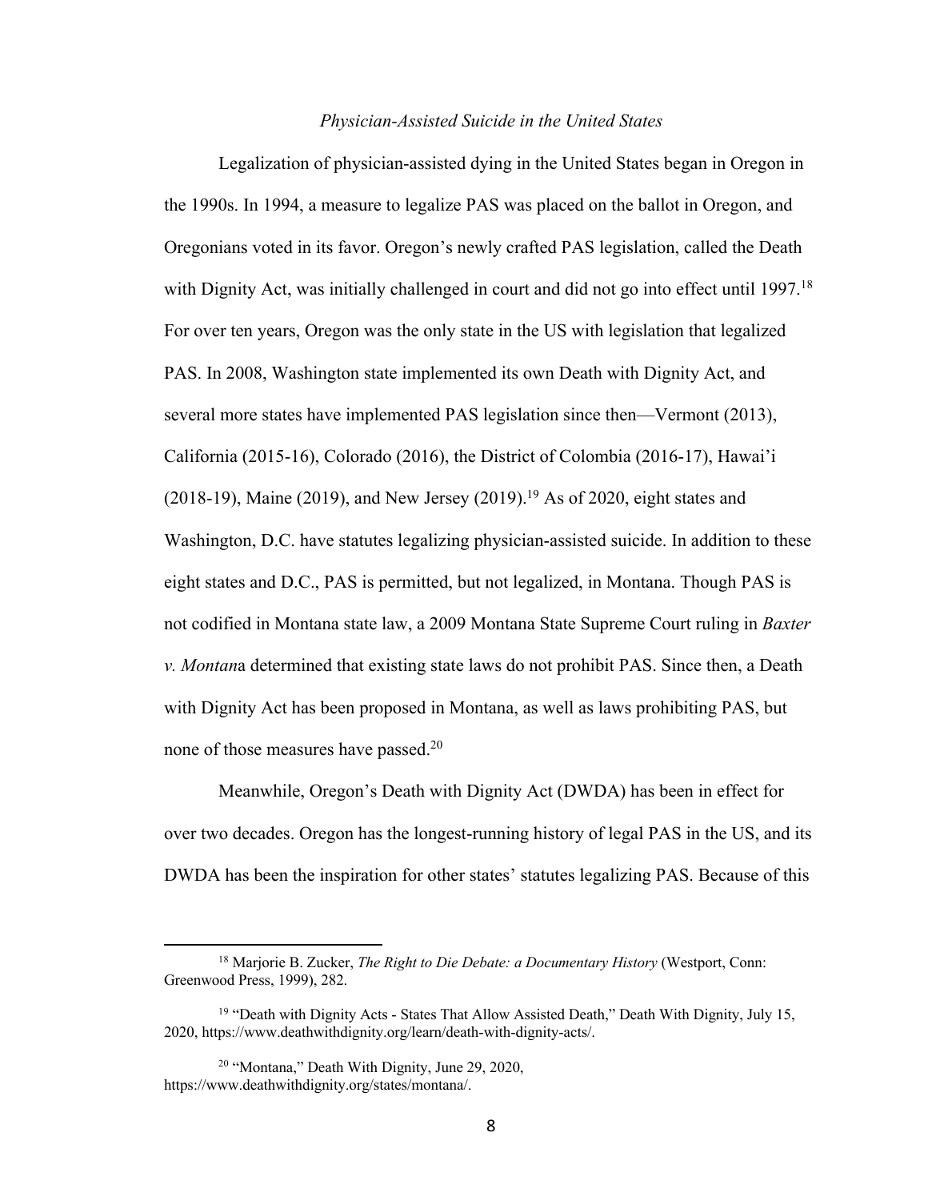### *Physician-Assisted Suicide in the United States*

Legalization of physician-assisted dying in the United States began in Oregon in the 1990s. In 1994, a measure to legalize PAS was placed on the ballot in Oregon, and Oregonians voted in its favor. Oregon's newly crafted PAS legislation, called the Death with Dignity Act, was initially challenged in court and did not go into effect until 1997.[18] For over ten years, Oregon was the only state in the US with legislation that legalized PAS. In 2008, Washington state implemented its own Death with Dignity Act, and several more states have implemented PAS legislation since then—Vermont (2013), California (2015-16), Colorado (2016), the District of Colombia (2016-17), Hawai'i (2018-19), Maine (2019), and New Jersey (2019).[19] As of 2020, eight states and Washington, D.C. have statutes legalizing physician-assisted suicide. In addition to these eight states and D.C., PAS is permitted, but not legalized, in Montana. Though PAS is not codified in Montana state law, a 2009 Montana State Supreme Court ruling in *Baxter v. Montana* determined that existing state laws do not prohibit PAS. Since then, a Death with Dignity Act has been proposed in Montana, as well as laws prohibiting PAS, but none of those measures have passed.[20]

Meanwhile, Oregon's Death with Dignity Act (DWDA) has been in effect for over two decades. Oregon has the longest-running history of legal PAS in the US, and its DWDA has been the inspiration for other states' statutes legalizing PAS. Because of this

---

[18] Marjorie B. Zucker, *The Right to Die Debate: a Documentary History* (Westport, Conn: Greenwood Press, 1999), 282.

[19] "Death with Dignity Acts - States That Allow Assisted Death," Death With Dignity, July 15, 2020, https://www.deathwithdignity.org/learn/death-with-dignity-acts/.

[20] "Montana," Death With Dignity, June 29, 2020, https://www.deathwithdignity.org/states/montana/.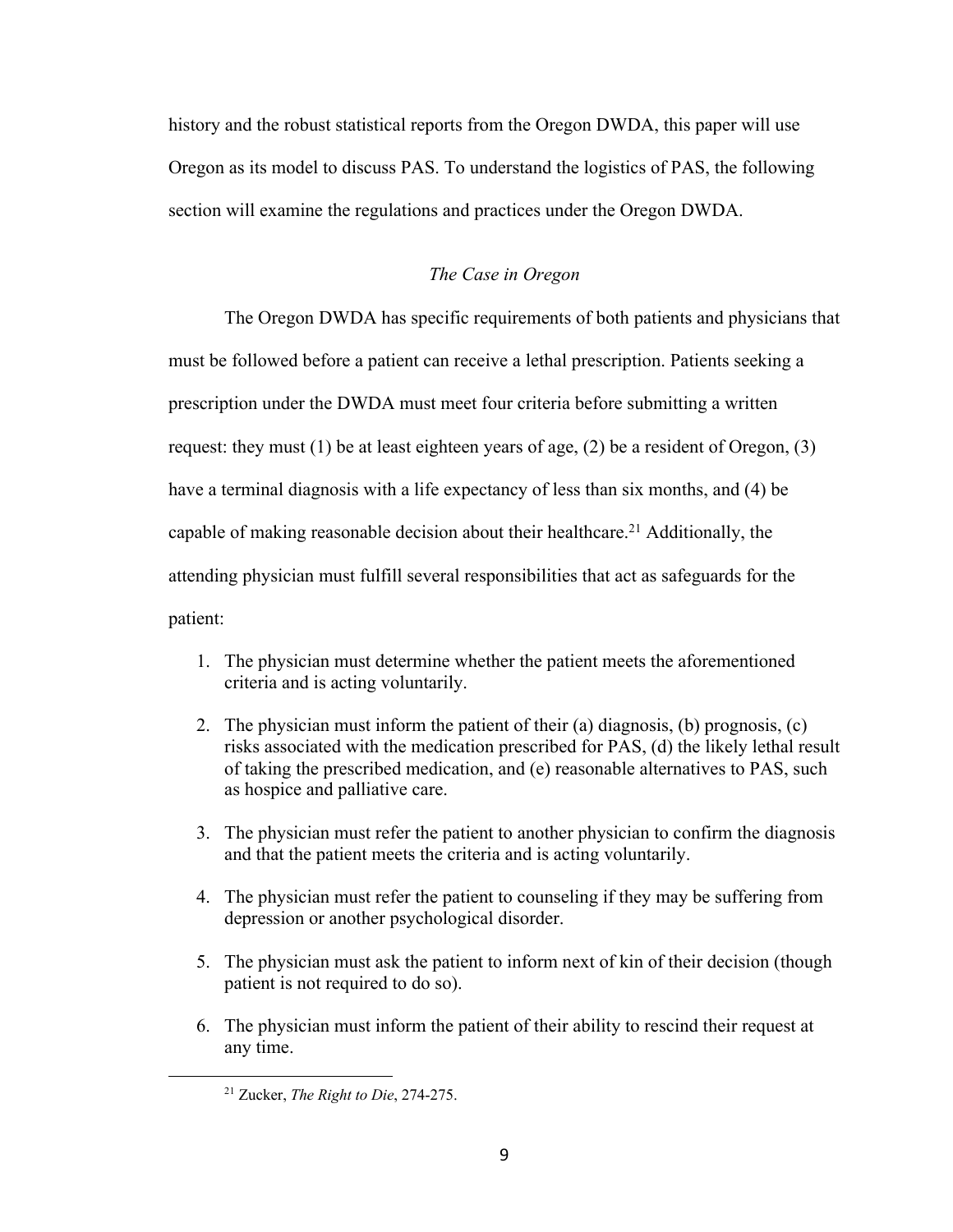history and the robust statistical reports from the Oregon DWDA, this paper will use Oregon as its model to discuss PAS. To understand the logistics of PAS, the following section will examine the regulations and practices under the Oregon DWDA.

### *The Case in Oregon*

The Oregon DWDA has specific requirements of both patients and physicians that must be followed before a patient can receive a lethal prescription. Patients seeking a prescription under the DWDA must meet four criteria before submitting a written request: they must (1) be at least eighteen years of age, (2) be a resident of Oregon, (3) have a terminal diagnosis with a life expectancy of less than six months, and (4) be capable of making reasonable decision about their healthcare.[21] Additionally, the attending physician must fulfill several responsibilities that act as safeguards for the patient:

1. The physician must determine whether the patient meets the aforementioned criteria and is acting voluntarily.
2. The physician must inform the patient of their (a) diagnosis, (b) prognosis, (c) risks associated with the medication prescribed for PAS, (d) the likely lethal result of taking the prescribed medication, and (e) reasonable alternatives to PAS, such as hospice and palliative care.
3. The physician must refer the patient to another physician to confirm the diagnosis and that the patient meets the criteria and is acting voluntarily.
4. The physician must refer the patient to counseling if they may be suffering from depression or another psychological disorder.
5. The physician must ask the patient to inform next of kin of their decision (though patient is not required to do so).
6. The physician must inform the patient of their ability to rescind their request at any time.

[21] Zucker, *The Right to Die*, 274-275.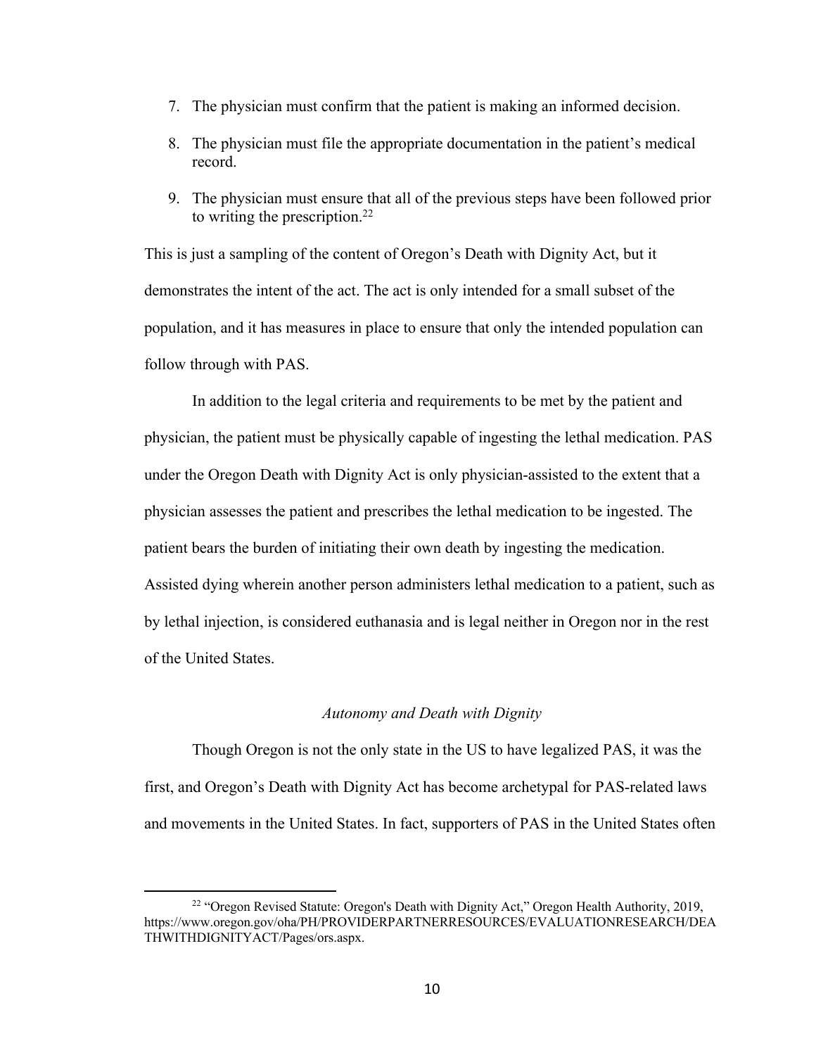7. The physician must confirm that the patient is making an informed decision.
8. The physician must file the appropriate documentation in the patient's medical record.
9. The physician must ensure that all of the previous steps have been followed prior to writing the prescription.[22]

This is just a sampling of the content of Oregon's Death with Dignity Act, but it demonstrates the intent of the act. The act is only intended for a small subset of the population, and it has measures in place to ensure that only the intended population can follow through with PAS.

In addition to the legal criteria and requirements to be met by the patient and physician, the patient must be physically capable of ingesting the lethal medication. PAS under the Oregon Death with Dignity Act is only physician-assisted to the extent that a physician assesses the patient and prescribes the lethal medication to be ingested. The patient bears the burden of initiating their own death by ingesting the medication. Assisted dying wherein another person administers lethal medication to a patient, such as by lethal injection, is considered euthanasia and is legal neither in Oregon nor in the rest of the United States.

### *Autonomy and Death with Dignity*

Though Oregon is not the only state in the US to have legalized PAS, it was the first, and Oregon's Death with Dignity Act has become archetypal for PAS-related laws and movements in the United States. In fact, supporters of PAS in the United States often

---

[22] "Oregon Revised Statute: Oregon's Death with Dignity Act," Oregon Health Authority, 2019, https://www.oregon.gov/oha/PH/PROVIDERPARTNERRESOURCES/EVALUATIONRESEARCH/DEATHWITHDIGNITYACT/Pages/ors.aspx.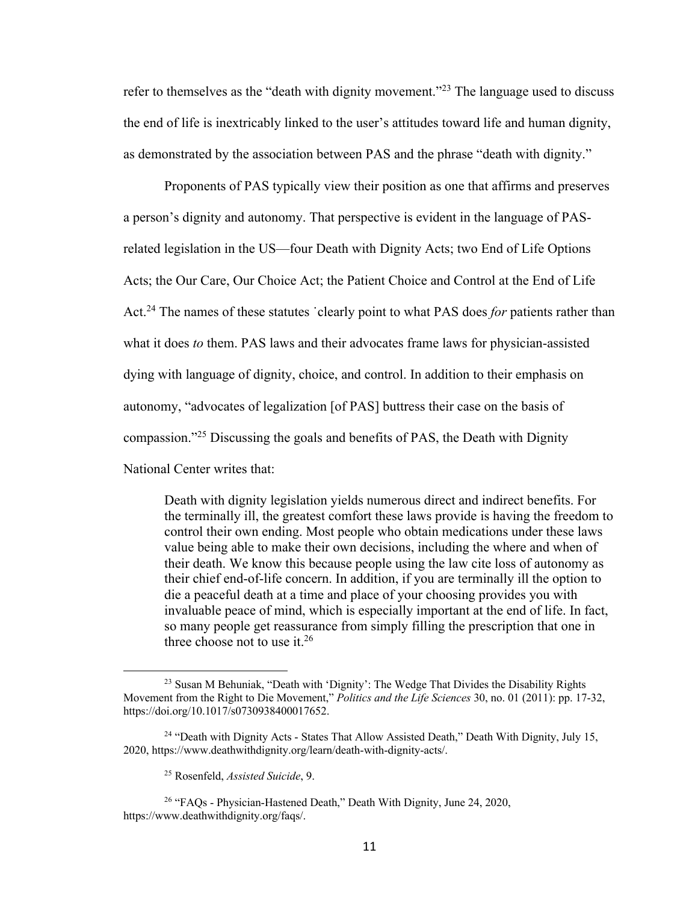refer to themselves as the "death with dignity movement."[23] The language used to discuss the end of life is inextricably linked to the user's attitudes toward life and human dignity, as demonstrated by the association between PAS and the phrase "death with dignity."

Proponents of PAS typically view their position as one that affirms and preserves a person's dignity and autonomy. That perspective is evident in the language of PAS-related legislation in the US—four Death with Dignity Acts; two End of Life Options Acts; the Our Care, Our Choice Act; the Patient Choice and Control at the End of Life Act.[24] The names of these statutes ˙clearly point to what PAS does *for* patients rather than what it does *to* them. PAS laws and their advocates frame laws for physician-assisted dying with language of dignity, choice, and control. In addition to their emphasis on autonomy, "advocates of legalization [of PAS] buttress their case on the basis of compassion."[25] Discussing the goals and benefits of PAS, the Death with Dignity National Center writes that:

> Death with dignity legislation yields numerous direct and indirect benefits. For the terminally ill, the greatest comfort these laws provide is having the freedom to control their own ending. Most people who obtain medications under these laws value being able to make their own decisions, including the where and when of their death. We know this because people using the law cite loss of autonomy as their chief end-of-life concern. In addition, if you are terminally ill the option to die a peaceful death at a time and place of your choosing provides you with invaluable peace of mind, which is especially important at the end of life. In fact, so many people get reassurance from simply filling the prescription that one in three choose not to use it.[26]

---

[23] Susan M Behuniak, "Death with 'Dignity': The Wedge That Divides the Disability Rights Movement from the Right to Die Movement," *Politics and the Life Sciences* 30, no. 01 (2011): pp. 17-32, https://doi.org/10.1017/s0730938400017652.

[24] "Death with Dignity Acts - States That Allow Assisted Death," Death With Dignity, July 15, 2020, https://www.deathwithdignity.org/learn/death-with-dignity-acts/.

[25] Rosenfeld, *Assisted Suicide*, 9.

[26] "FAQs - Physician-Hastened Death," Death With Dignity, June 24, 2020, https://www.deathwithdignity.org/faqs/.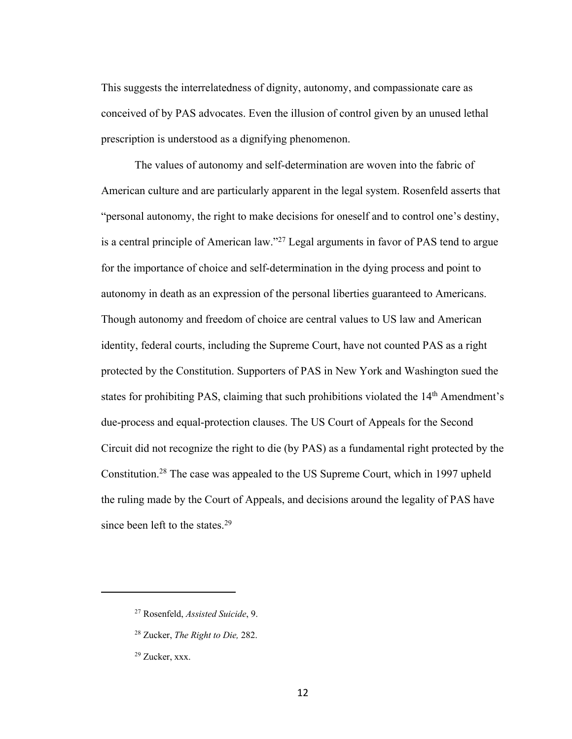This suggests the interrelatedness of dignity, autonomy, and compassionate care as conceived of by PAS advocates. Even the illusion of control given by an unused lethal prescription is understood as a dignifying phenomenon.

The values of autonomy and self-determination are woven into the fabric of American culture and are particularly apparent in the legal system. Rosenfeld asserts that "personal autonomy, the right to make decisions for oneself and to control one's destiny, is a central principle of American law."[27] Legal arguments in favor of PAS tend to argue for the importance of choice and self-determination in the dying process and point to autonomy in death as an expression of the personal liberties guaranteed to Americans. Though autonomy and freedom of choice are central values to US law and American identity, federal courts, including the Supreme Court, have not counted PAS as a right protected by the Constitution. Supporters of PAS in New York and Washington sued the states for prohibiting PAS, claiming that such prohibitions violated the 14th Amendment's due-process and equal-protection clauses. The US Court of Appeals for the Second Circuit did not recognize the right to die (by PAS) as a fundamental right protected by the Constitution.[28] The case was appealed to the US Supreme Court, which in 1997 upheld the ruling made by the Court of Appeals, and decisions around the legality of PAS have since been left to the states.[29]

---

[27] Rosenfeld, *Assisted Suicide*, 9.

[28] Zucker, *The Right to Die,* 282.

[29] Zucker, xxx.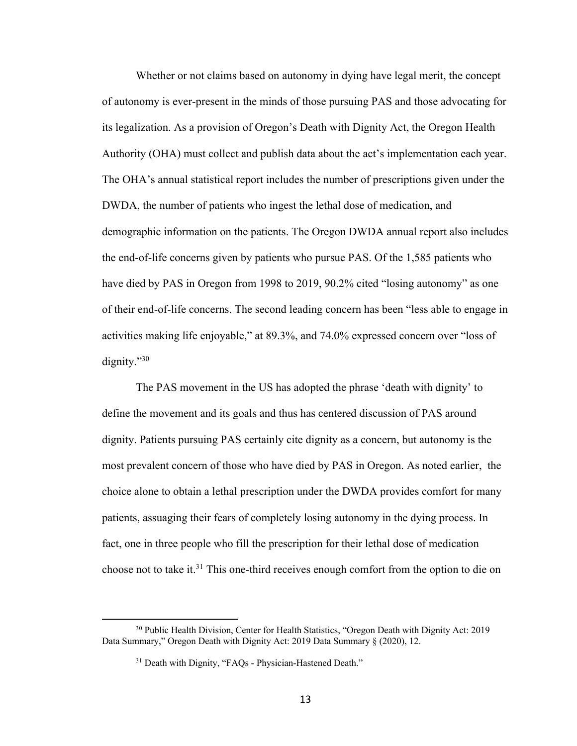Whether or not claims based on autonomy in dying have legal merit, the concept of autonomy is ever-present in the minds of those pursuing PAS and those advocating for its legalization. As a provision of Oregon's Death with Dignity Act, the Oregon Health Authority (OHA) must collect and publish data about the act's implementation each year. The OHA's annual statistical report includes the number of prescriptions given under the DWDA, the number of patients who ingest the lethal dose of medication, and demographic information on the patients. The Oregon DWDA annual report also includes the end-of-life concerns given by patients who pursue PAS. Of the 1,585 patients who have died by PAS in Oregon from 1998 to 2019, 90.2% cited "losing autonomy" as one of their end-of-life concerns. The second leading concern has been "less able to engage in activities making life enjoyable," at 89.3%, and 74.0% expressed concern over "loss of dignity."[30]

The PAS movement in the US has adopted the phrase 'death with dignity' to define the movement and its goals and thus has centered discussion of PAS around dignity. Patients pursuing PAS certainly cite dignity as a concern, but autonomy is the most prevalent concern of those who have died by PAS in Oregon. As noted earlier, the choice alone to obtain a lethal prescription under the DWDA provides comfort for many patients, assuaging their fears of completely losing autonomy in the dying process. In fact, one in three people who fill the prescription for their lethal dose of medication choose not to take it.[31] This one-third receives enough comfort from the option to die on

---

[30] Public Health Division, Center for Health Statistics, "Oregon Death with Dignity Act: 2019 Data Summary," Oregon Death with Dignity Act: 2019 Data Summary § (2020), 12.

[31] Death with Dignity, "FAQs - Physician-Hastened Death."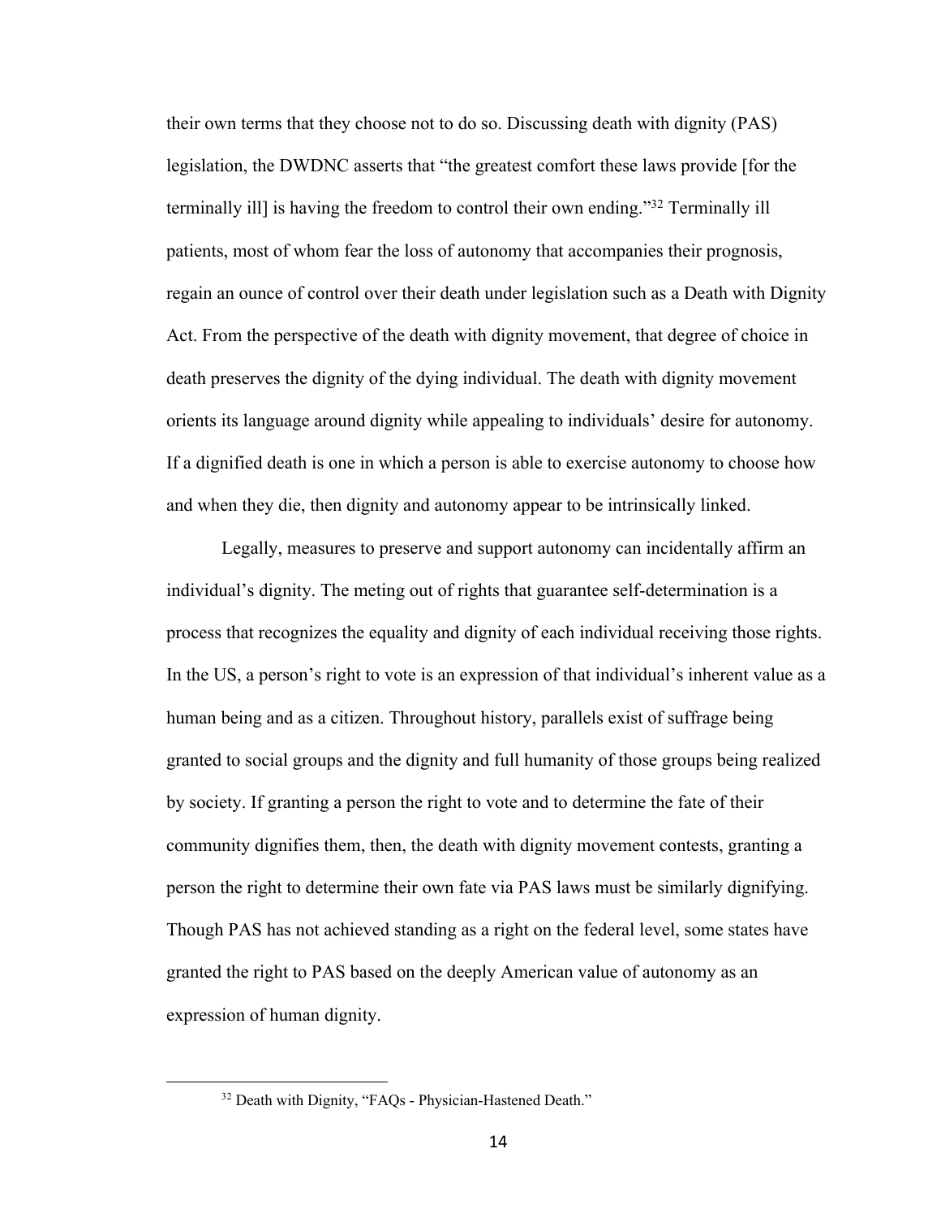their own terms that they choose not to do so. Discussing death with dignity (PAS) legislation, the DWDNC asserts that "the greatest comfort these laws provide [for the terminally ill] is having the freedom to control their own ending."[32] Terminally ill patients, most of whom fear the loss of autonomy that accompanies their prognosis, regain an ounce of control over their death under legislation such as a Death with Dignity Act. From the perspective of the death with dignity movement, that degree of choice in death preserves the dignity of the dying individual. The death with dignity movement orients its language around dignity while appealing to individuals' desire for autonomy. If a dignified death is one in which a person is able to exercise autonomy to choose how and when they die, then dignity and autonomy appear to be intrinsically linked.

Legally, measures to preserve and support autonomy can incidentally affirm an individual's dignity. The meting out of rights that guarantee self-determination is a process that recognizes the equality and dignity of each individual receiving those rights. In the US, a person's right to vote is an expression of that individual's inherent value as a human being and as a citizen. Throughout history, parallels exist of suffrage being granted to social groups and the dignity and full humanity of those groups being realized by society. If granting a person the right to vote and to determine the fate of their community dignifies them, then, the death with dignity movement contests, granting a person the right to determine their own fate via PAS laws must be similarly dignifying. Though PAS has not achieved standing as a right on the federal level, some states have granted the right to PAS based on the deeply American value of autonomy as an expression of human dignity.

[32] Death with Dignity, "FAQs - Physician-Hastened Death."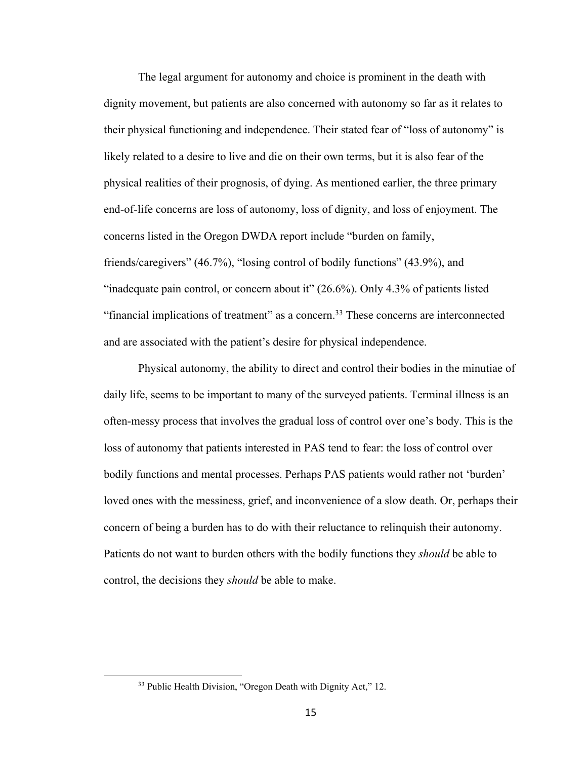The legal argument for autonomy and choice is prominent in the death with dignity movement, but patients are also concerned with autonomy so far as it relates to their physical functioning and independence. Their stated fear of "loss of autonomy" is likely related to a desire to live and die on their own terms, but it is also fear of the physical realities of their prognosis, of dying. As mentioned earlier, the three primary end-of-life concerns are loss of autonomy, loss of dignity, and loss of enjoyment. The concerns listed in the Oregon DWDA report include "burden on family, friends/caregivers" (46.7%), "losing control of bodily functions" (43.9%), and "inadequate pain control, or concern about it" (26.6%). Only 4.3% of patients listed "financial implications of treatment" as a concern.[33] These concerns are interconnected and are associated with the patient's desire for physical independence.

Physical autonomy, the ability to direct and control their bodies in the minutiae of daily life, seems to be important to many of the surveyed patients. Terminal illness is an often-messy process that involves the gradual loss of control over one's body. This is the loss of autonomy that patients interested in PAS tend to fear: the loss of control over bodily functions and mental processes. Perhaps PAS patients would rather not 'burden' loved ones with the messiness, grief, and inconvenience of a slow death. Or, perhaps their concern of being a burden has to do with their reluctance to relinquish their autonomy. Patients do not want to burden others with the bodily functions they *should* be able to control, the decisions they *should* be able to make.

---

[33] Public Health Division, "Oregon Death with Dignity Act," 12.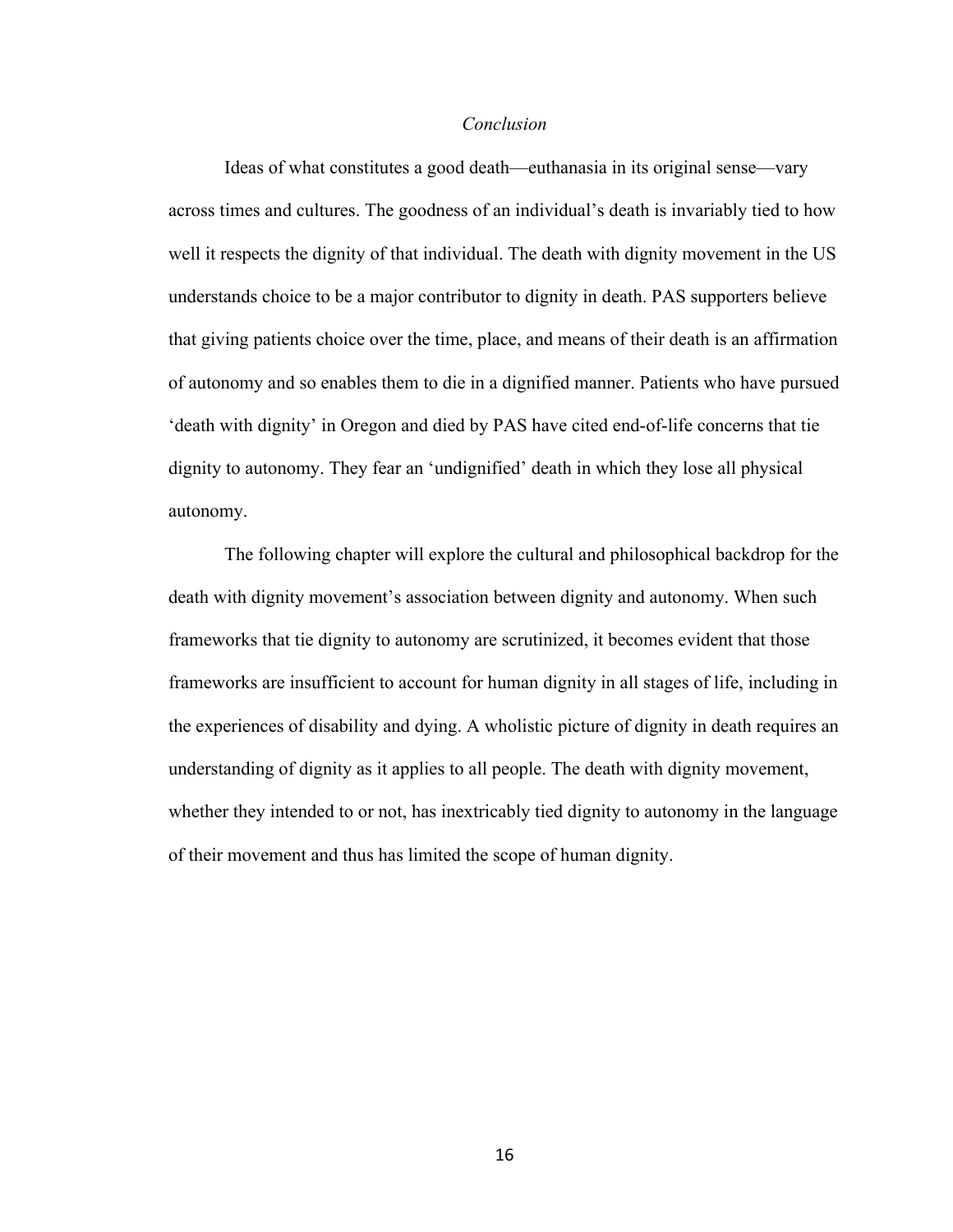### *Conclusion*

Ideas of what constitutes a good death—euthanasia in its original sense—vary across times and cultures. The goodness of an individual's death is invariably tied to how well it respects the dignity of that individual. The death with dignity movement in the US understands choice to be a major contributor to dignity in death. PAS supporters believe that giving patients choice over the time, place, and means of their death is an affirmation of autonomy and so enables them to die in a dignified manner. Patients who have pursued 'death with dignity' in Oregon and died by PAS have cited end-of-life concerns that tie dignity to autonomy. They fear an 'undignified' death in which they lose all physical autonomy.

The following chapter will explore the cultural and philosophical backdrop for the death with dignity movement's association between dignity and autonomy. When such frameworks that tie dignity to autonomy are scrutinized, it becomes evident that those frameworks are insufficient to account for human dignity in all stages of life, including in the experiences of disability and dying. A wholistic picture of dignity in death requires an understanding of dignity as it applies to all people. The death with dignity movement, whether they intended to or not, has inextricably tied dignity to autonomy in the language of their movement and thus has limited the scope of human dignity.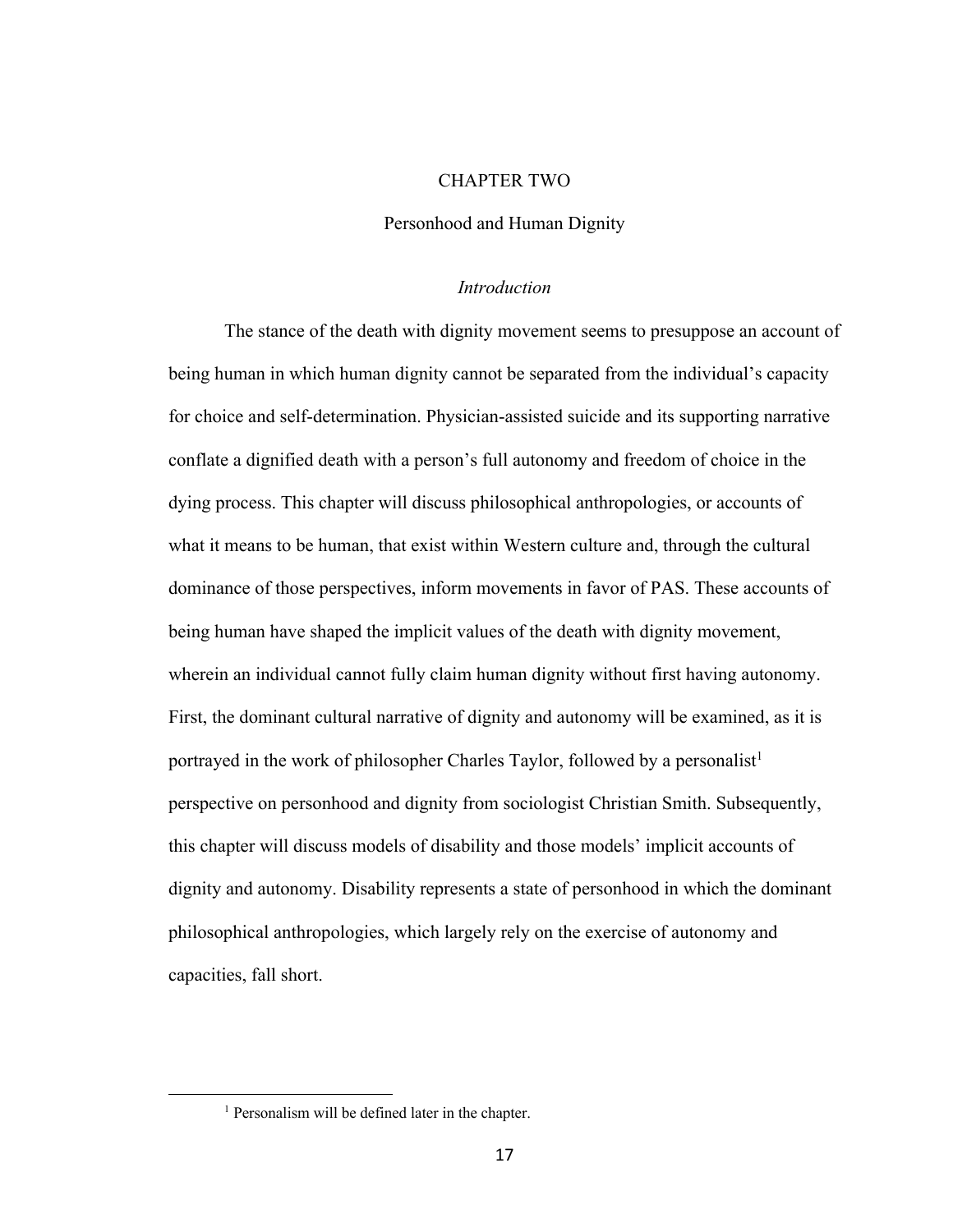# CHAPTER TWO

## Personhood and Human Dignity

### *Introduction*

The stance of the death with dignity movement seems to presuppose an account of being human in which human dignity cannot be separated from the individual's capacity for choice and self-determination. Physician-assisted suicide and its supporting narrative conflate a dignified death with a person's full autonomy and freedom of choice in the dying process. This chapter will discuss philosophical anthropologies, or accounts of what it means to be human, that exist within Western culture and, through the cultural dominance of those perspectives, inform movements in favor of PAS. These accounts of being human have shaped the implicit values of the death with dignity movement, wherein an individual cannot fully claim human dignity without first having autonomy. First, the dominant cultural narrative of dignity and autonomy will be examined, as it is portrayed in the work of philosopher Charles Taylor, followed by a personalist[1] perspective on personhood and dignity from sociologist Christian Smith. Subsequently, this chapter will discuss models of disability and those models' implicit accounts of dignity and autonomy. Disability represents a state of personhood in which the dominant philosophical anthropologies, which largely rely on the exercise of autonomy and capacities, fall short.

---

[1] Personalism will be defined later in the chapter.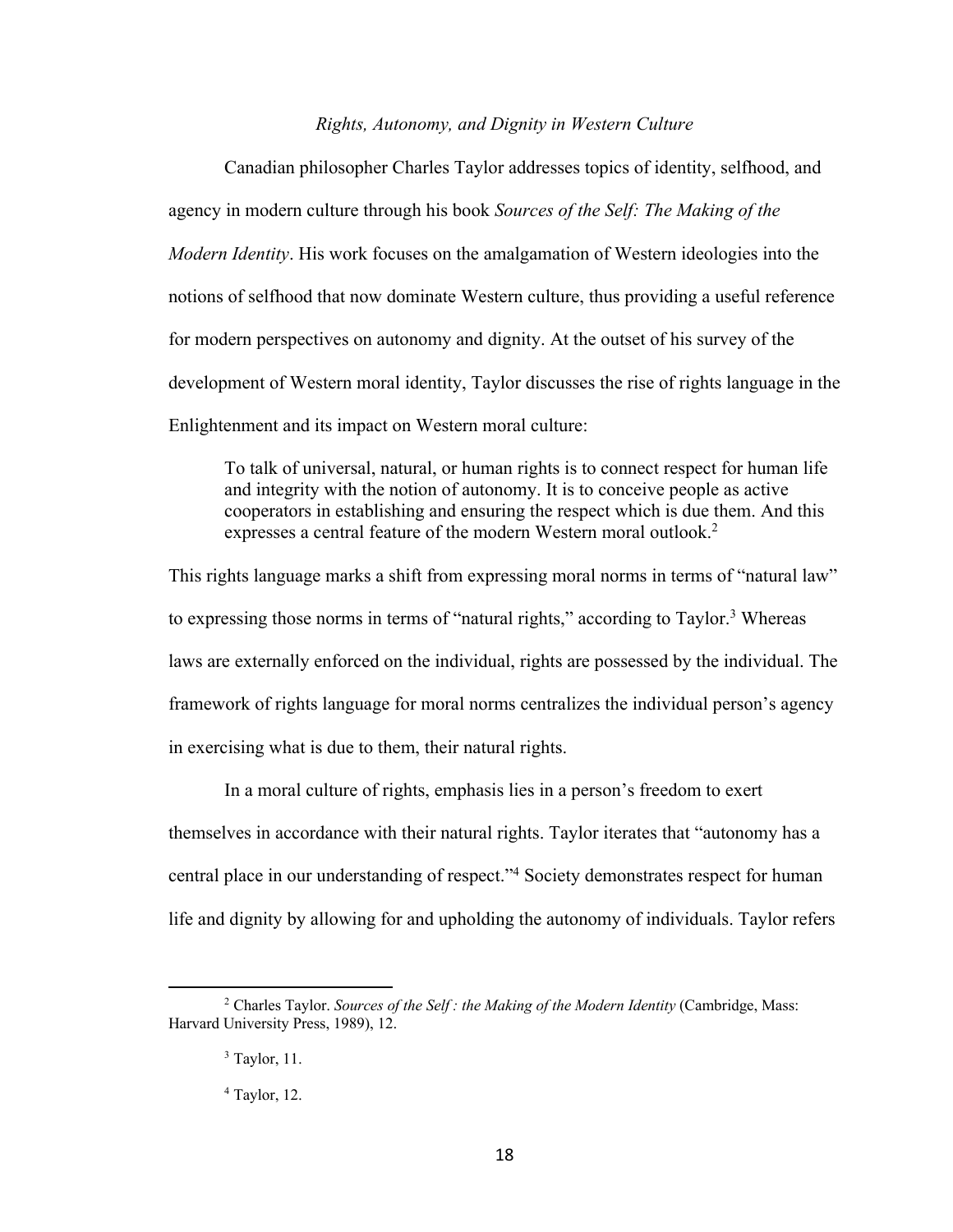### *Rights, Autonomy, and Dignity in Western Culture*

Canadian philosopher Charles Taylor addresses topics of identity, selfhood, and agency in modern culture through his book *Sources of the Self: The Making of the Modern Identity*. His work focuses on the amalgamation of Western ideologies into the notions of selfhood that now dominate Western culture, thus providing a useful reference for modern perspectives on autonomy and dignity. At the outset of his survey of the development of Western moral identity, Taylor discusses the rise of rights language in the Enlightenment and its impact on Western moral culture:

> To talk of universal, natural, or human rights is to connect respect for human life and integrity with the notion of autonomy. It is to conceive people as active cooperators in establishing and ensuring the respect which is due them. And this expresses a central feature of the modern Western moral outlook.[2]

This rights language marks a shift from expressing moral norms in terms of "natural law" to expressing those norms in terms of "natural rights," according to Taylor.[3] Whereas laws are externally enforced on the individual, rights are possessed by the individual. The framework of rights language for moral norms centralizes the individual person's agency in exercising what is due to them, their natural rights.

In a moral culture of rights, emphasis lies in a person's freedom to exert themselves in accordance with their natural rights. Taylor iterates that "autonomy has a central place in our understanding of respect."[4] Society demonstrates respect for human life and dignity by allowing for and upholding the autonomy of individuals. Taylor refers

---

[2] Charles Taylor. *Sources of the Self : the Making of the Modern Identity* (Cambridge, Mass: Harvard University Press, 1989), 12.

[3] Taylor, 11.

[4] Taylor, 12.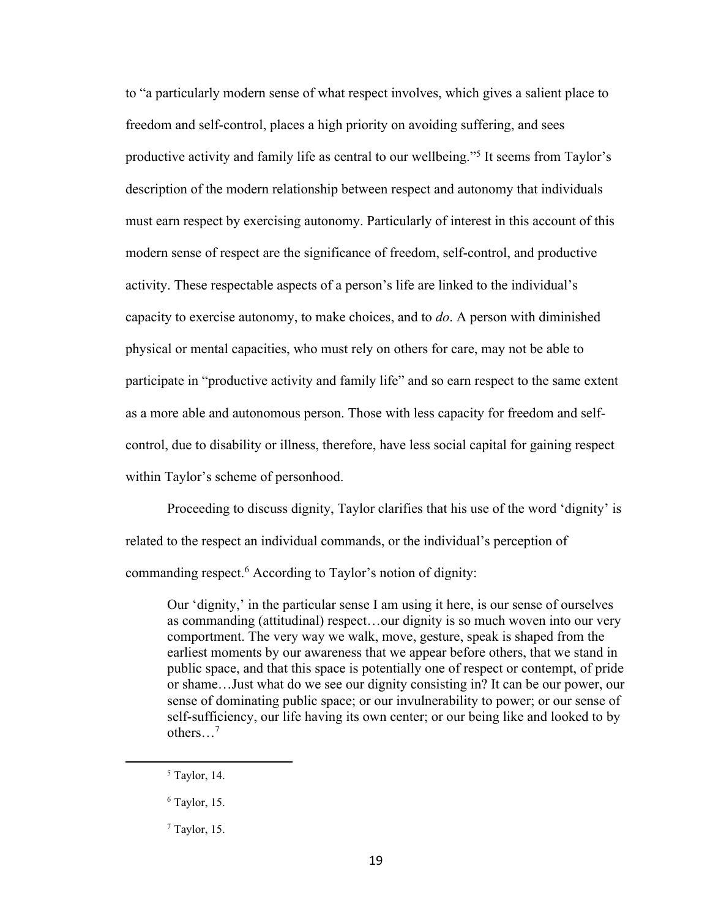to "a particularly modern sense of what respect involves, which gives a salient place to freedom and self-control, places a high priority on avoiding suffering, and sees productive activity and family life as central to our wellbeing."[5] It seems from Taylor's description of the modern relationship between respect and autonomy that individuals must earn respect by exercising autonomy. Particularly of interest in this account of this modern sense of respect are the significance of freedom, self-control, and productive activity. These respectable aspects of a person's life are linked to the individual's capacity to exercise autonomy, to make choices, and to *do*. A person with diminished physical or mental capacities, who must rely on others for care, may not be able to participate in "productive activity and family life" and so earn respect to the same extent as a more able and autonomous person. Those with less capacity for freedom and self-control, due to disability or illness, therefore, have less social capital for gaining respect within Taylor's scheme of personhood.

Proceeding to discuss dignity, Taylor clarifies that his use of the word 'dignity' is related to the respect an individual commands, or the individual's perception of commanding respect.[6] According to Taylor's notion of dignity:

> Our 'dignity,' in the particular sense I am using it here, is our sense of ourselves as commanding (attitudinal) respect…our dignity is so much woven into our very comportment. The very way we walk, move, gesture, speak is shaped from the earliest moments by our awareness that we appear before others, that we stand in public space, and that this space is potentially one of respect or contempt, of pride or shame…Just what do we see our dignity consisting in? It can be our power, our sense of dominating public space; or our invulnerability to power; or our sense of self-sufficiency, our life having its own center; or our being like and looked to by others…[7]

---

[5] Taylor, 14.

[6] Taylor, 15.

[7] Taylor, 15.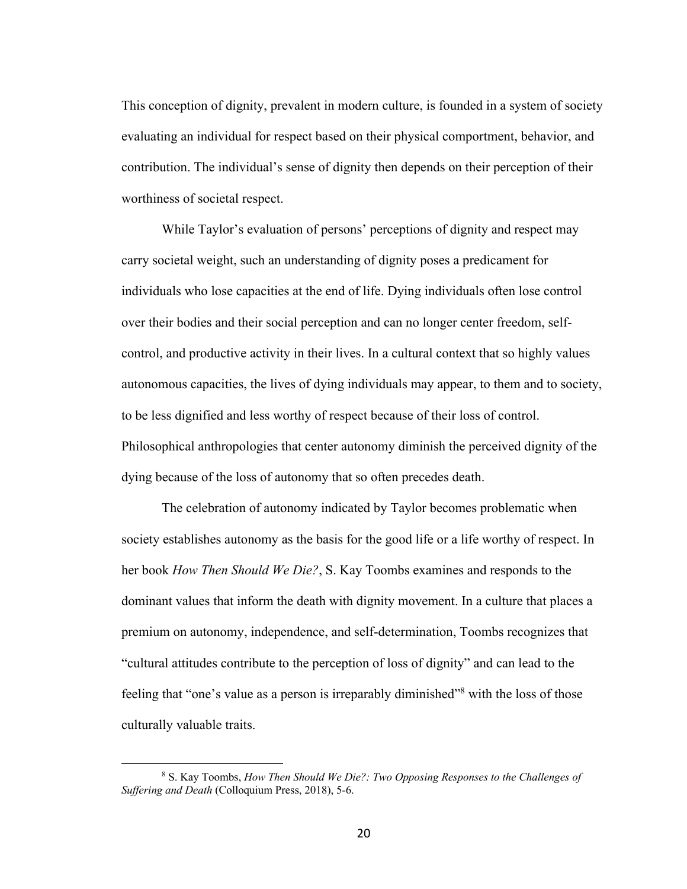This conception of dignity, prevalent in modern culture, is founded in a system of society evaluating an individual for respect based on their physical comportment, behavior, and contribution. The individual's sense of dignity then depends on their perception of their worthiness of societal respect.

While Taylor's evaluation of persons' perceptions of dignity and respect may carry societal weight, such an understanding of dignity poses a predicament for individuals who lose capacities at the end of life. Dying individuals often lose control over their bodies and their social perception and can no longer center freedom, self-control, and productive activity in their lives. In a cultural context that so highly values autonomous capacities, the lives of dying individuals may appear, to them and to society, to be less dignified and less worthy of respect because of their loss of control. Philosophical anthropologies that center autonomy diminish the perceived dignity of the dying because of the loss of autonomy that so often precedes death.

The celebration of autonomy indicated by Taylor becomes problematic when society establishes autonomy as the basis for the good life or a life worthy of respect. In her book *How Then Should We Die?*, S. Kay Toombs examines and responds to the dominant values that inform the death with dignity movement. In a culture that places a premium on autonomy, independence, and self-determination, Toombs recognizes that "cultural attitudes contribute to the perception of loss of dignity" and can lead to the feeling that "one's value as a person is irreparably diminished"[8] with the loss of those culturally valuable traits.

---

[8] S. Kay Toombs, *How Then Should We Die?: Two Opposing Responses to the Challenges of Suffering and Death* (Colloquium Press, 2018), 5-6.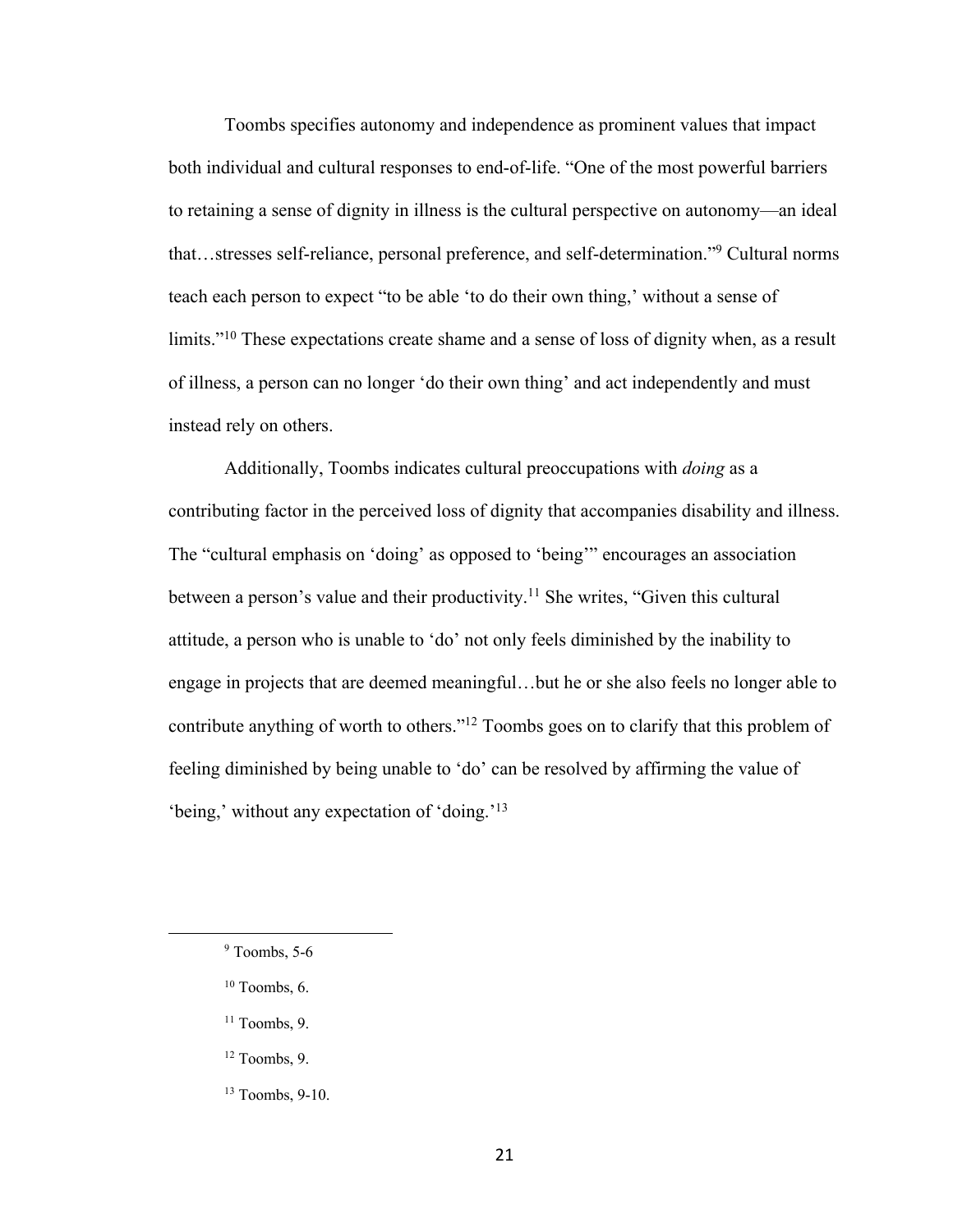Toombs specifies autonomy and independence as prominent values that impact both individual and cultural responses to end-of-life. "One of the most powerful barriers to retaining a sense of dignity in illness is the cultural perspective on autonomy—an ideal that…stresses self-reliance, personal preference, and self-determination."[9] Cultural norms teach each person to expect "to be able 'to do their own thing,' without a sense of limits."[10] These expectations create shame and a sense of loss of dignity when, as a result of illness, a person can no longer 'do their own thing' and act independently and must instead rely on others.

Additionally, Toombs indicates cultural preoccupations with *doing* as a contributing factor in the perceived loss of dignity that accompanies disability and illness. The "cultural emphasis on 'doing' as opposed to 'being'" encourages an association between a person's value and their productivity.[11] She writes, "Given this cultural attitude, a person who is unable to 'do' not only feels diminished by the inability to engage in projects that are deemed meaningful…but he or she also feels no longer able to contribute anything of worth to others."[12] Toombs goes on to clarify that this problem of feeling diminished by being unable to 'do' can be resolved by affirming the value of 'being,' without any expectation of 'doing.'[13]

---

[9] Toombs, 5-6

[10] Toombs, 6.

[11] Toombs, 9.

[12] Toombs, 9.

[13] Toombs, 9-10.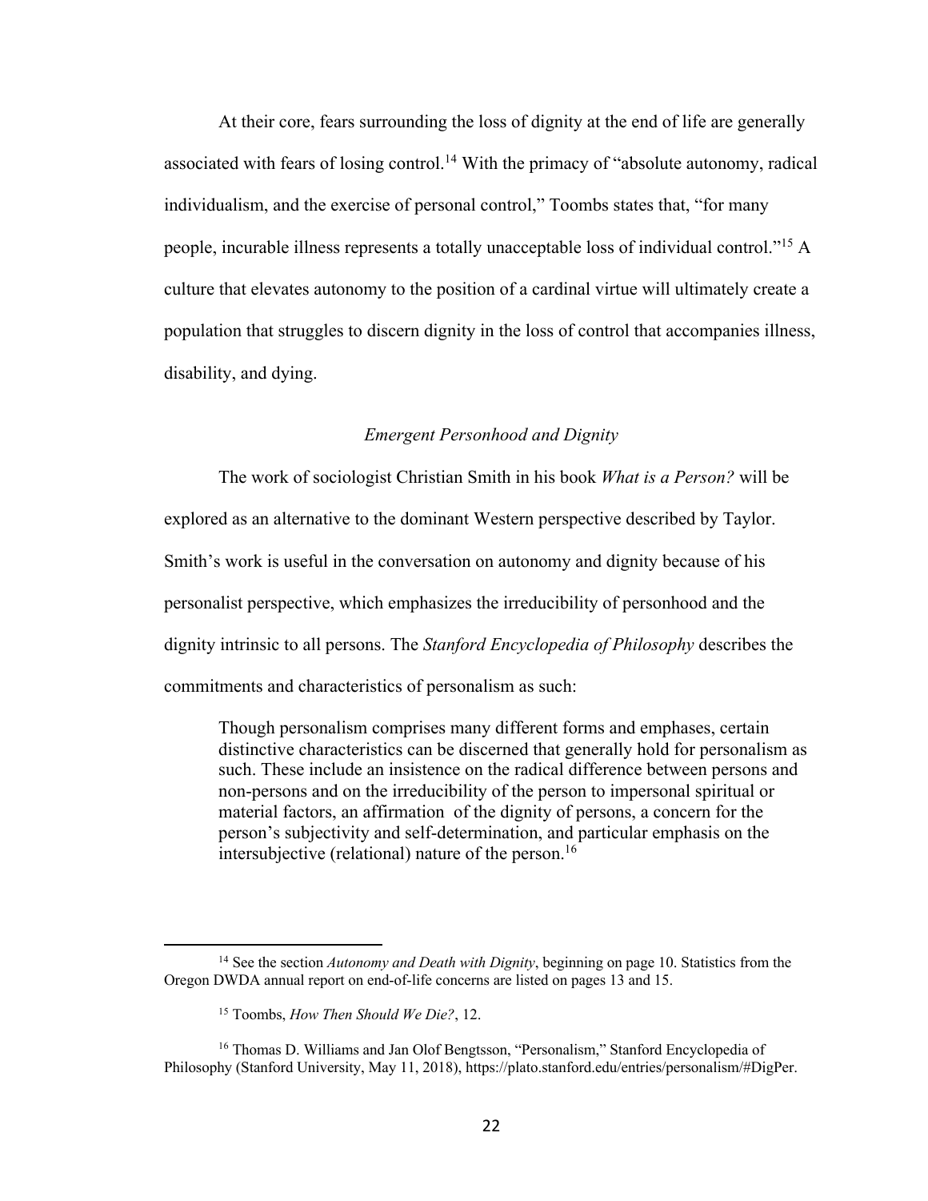At their core, fears surrounding the loss of dignity at the end of life are generally associated with fears of losing control.[14] With the primacy of "absolute autonomy, radical individualism, and the exercise of personal control," Toombs states that, "for many people, incurable illness represents a totally unacceptable loss of individual control."[15] A culture that elevates autonomy to the position of a cardinal virtue will ultimately create a population that struggles to discern dignity in the loss of control that accompanies illness, disability, and dying.

### *Emergent Personhood and Dignity*

The work of sociologist Christian Smith in his book *What is a Person?* will be explored as an alternative to the dominant Western perspective described by Taylor. Smith's work is useful in the conversation on autonomy and dignity because of his personalist perspective, which emphasizes the irreducibility of personhood and the dignity intrinsic to all persons. The *Stanford Encyclopedia of Philosophy* describes the commitments and characteristics of personalism as such:

> Though personalism comprises many different forms and emphases, certain distinctive characteristics can be discerned that generally hold for personalism as such. These include an insistence on the radical difference between persons and non-persons and on the irreducibility of the person to impersonal spiritual or material factors, an affirmation of the dignity of persons, a concern for the person's subjectivity and self-determination, and particular emphasis on the intersubjective (relational) nature of the person.[16]

---

[14] See the section *Autonomy and Death with Dignity*, beginning on page 10. Statistics from the Oregon DWDA annual report on end-of-life concerns are listed on pages 13 and 15.

[15] Toombs, *How Then Should We Die?*, 12.

[16] Thomas D. Williams and Jan Olof Bengtsson, "Personalism," Stanford Encyclopedia of Philosophy (Stanford University, May 11, 2018), https://plato.stanford.edu/entries/personalism/#DigPer.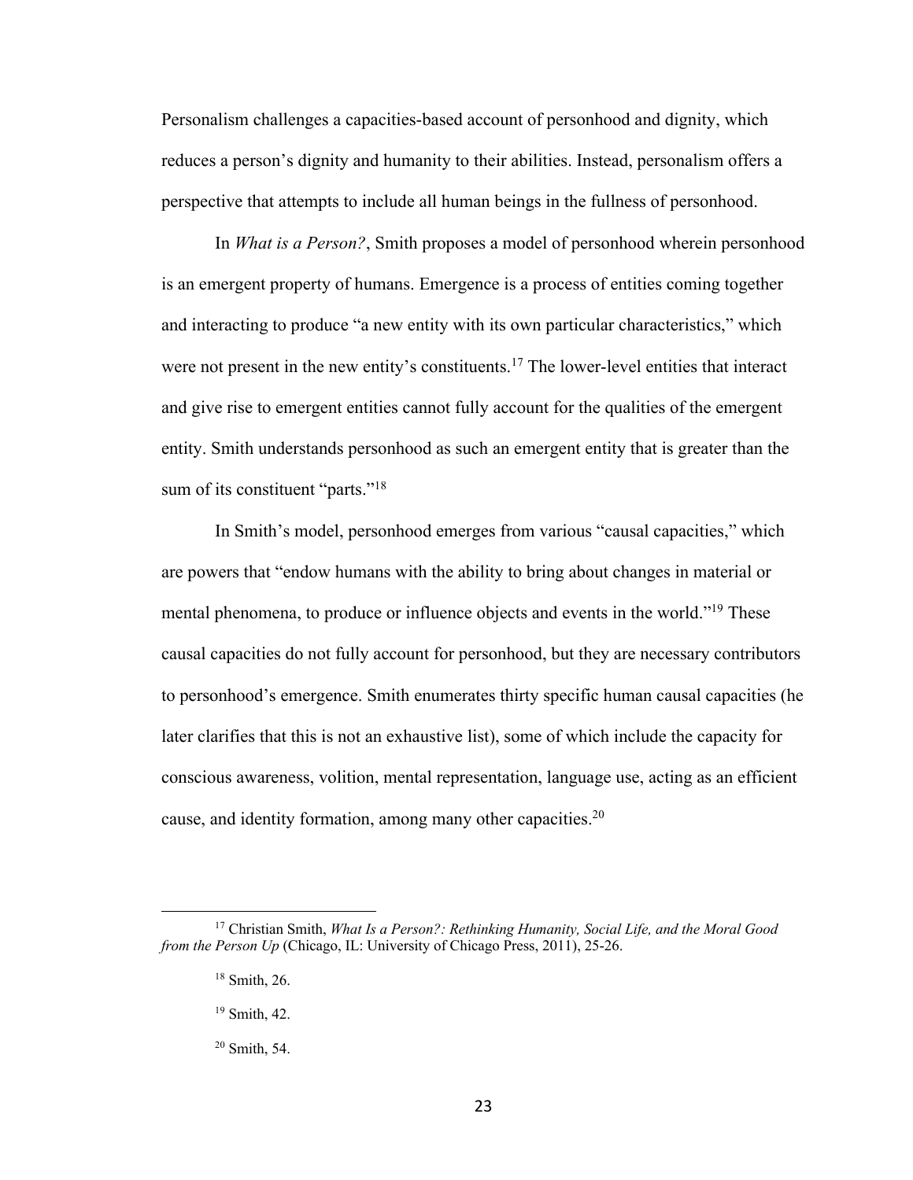Personalism challenges a capacities-based account of personhood and dignity, which reduces a person's dignity and humanity to their abilities. Instead, personalism offers a perspective that attempts to include all human beings in the fullness of personhood.

In *What is a Person?*, Smith proposes a model of personhood wherein personhood is an emergent property of humans. Emergence is a process of entities coming together and interacting to produce "a new entity with its own particular characteristics," which were not present in the new entity's constituents.[17] The lower-level entities that interact and give rise to emergent entities cannot fully account for the qualities of the emergent entity. Smith understands personhood as such an emergent entity that is greater than the sum of its constituent "parts."[18]

In Smith's model, personhood emerges from various "causal capacities," which are powers that "endow humans with the ability to bring about changes in material or mental phenomena, to produce or influence objects and events in the world."[19] These causal capacities do not fully account for personhood, but they are necessary contributors to personhood's emergence. Smith enumerates thirty specific human causal capacities (he later clarifies that this is not an exhaustive list), some of which include the capacity for conscious awareness, volition, mental representation, language use, acting as an efficient cause, and identity formation, among many other capacities.[20]

---

[17] Christian Smith, *What Is a Person?: Rethinking Humanity, Social Life, and the Moral Good from the Person Up* (Chicago, IL: University of Chicago Press, 2011), 25-26.

[18] Smith, 26.

[19] Smith, 42.

[20] Smith, 54.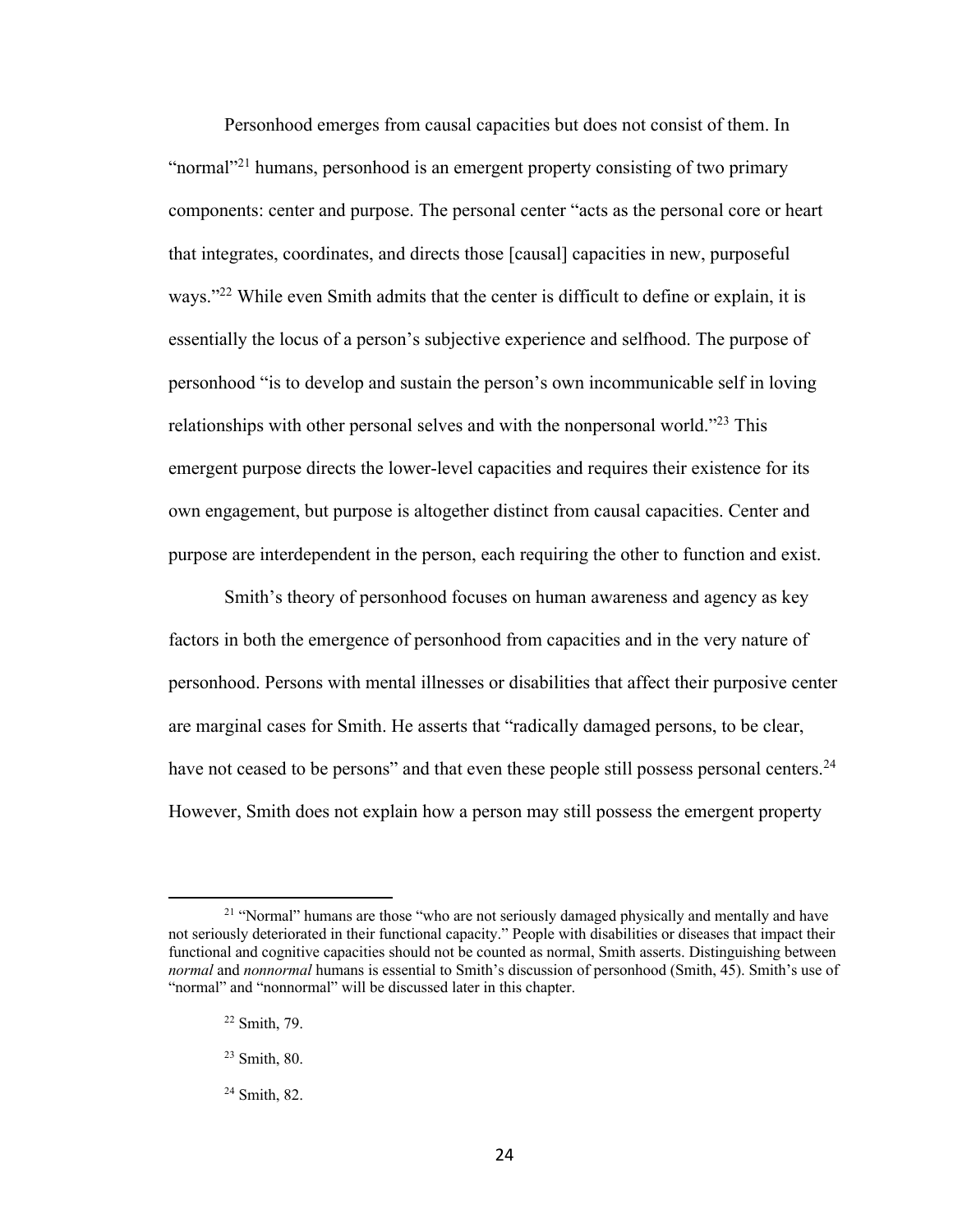Personhood emerges from causal capacities but does not consist of them. In "normal"[21] humans, personhood is an emergent property consisting of two primary components: center and purpose. The personal center "acts as the personal core or heart that integrates, coordinates, and directs those [causal] capacities in new, purposeful ways."[22] While even Smith admits that the center is difficult to define or explain, it is essentially the locus of a person's subjective experience and selfhood. The purpose of personhood "is to develop and sustain the person's own incommunicable self in loving relationships with other personal selves and with the nonpersonal world."[23] This emergent purpose directs the lower-level capacities and requires their existence for its own engagement, but purpose is altogether distinct from causal capacities. Center and purpose are interdependent in the person, each requiring the other to function and exist.

Smith's theory of personhood focuses on human awareness and agency as key factors in both the emergence of personhood from capacities and in the very nature of personhood. Persons with mental illnesses or disabilities that affect their purposive center are marginal cases for Smith. He asserts that "radically damaged persons, to be clear, have not ceased to be persons" and that even these people still possess personal centers.[24] However, Smith does not explain how a person may still possess the emergent property

---

[21] "Normal" humans are those "who are not seriously damaged physically and mentally and have not seriously deteriorated in their functional capacity." People with disabilities or diseases that impact their functional and cognitive capacities should not be counted as normal, Smith asserts. Distinguishing between *normal* and *nonnormal* humans is essential to Smith's discussion of personhood (Smith, 45). Smith's use of "normal" and "nonnormal" will be discussed later in this chapter.

[22] Smith, 79.

[23] Smith, 80.

[24] Smith, 82.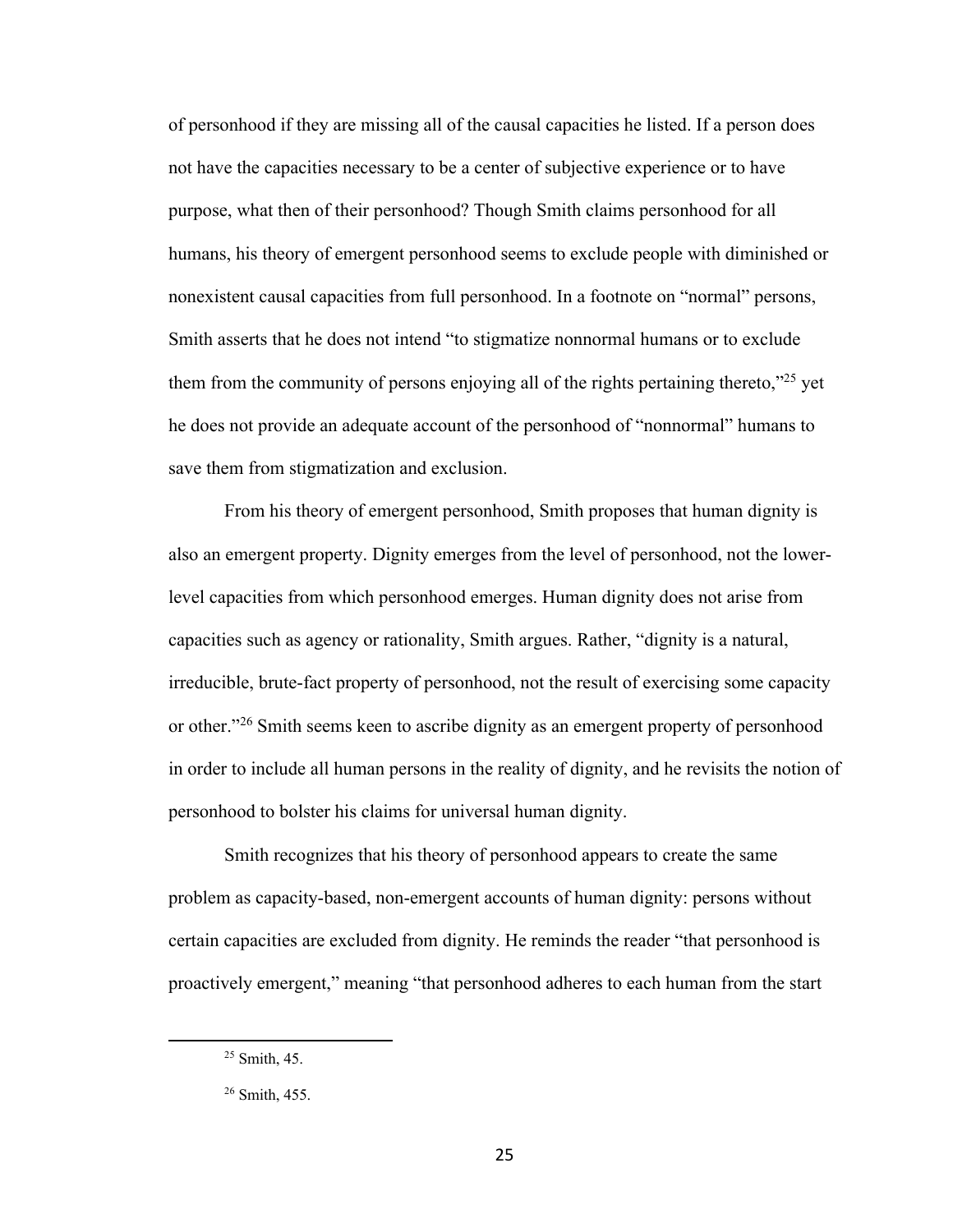of personhood if they are missing all of the causal capacities he listed. If a person does not have the capacities necessary to be a center of subjective experience or to have purpose, what then of their personhood? Though Smith claims personhood for all humans, his theory of emergent personhood seems to exclude people with diminished or nonexistent causal capacities from full personhood. In a footnote on "normal" persons, Smith asserts that he does not intend "to stigmatize nonnormal humans or to exclude them from the community of persons enjoying all of the rights pertaining thereto,"[25] yet he does not provide an adequate account of the personhood of "nonnormal" humans to save them from stigmatization and exclusion.

From his theory of emergent personhood, Smith proposes that human dignity is also an emergent property. Dignity emerges from the level of personhood, not the lower-level capacities from which personhood emerges. Human dignity does not arise from capacities such as agency or rationality, Smith argues. Rather, "dignity is a natural, irreducible, brute-fact property of personhood, not the result of exercising some capacity or other."[26] Smith seems keen to ascribe dignity as an emergent property of personhood in order to include all human persons in the reality of dignity, and he revisits the notion of personhood to bolster his claims for universal human dignity.

Smith recognizes that his theory of personhood appears to create the same problem as capacity-based, non-emergent accounts of human dignity: persons without certain capacities are excluded from dignity. He reminds the reader "that personhood is proactively emergent," meaning "that personhood adheres to each human from the start

[25] Smith, 45.

[26] Smith, 455.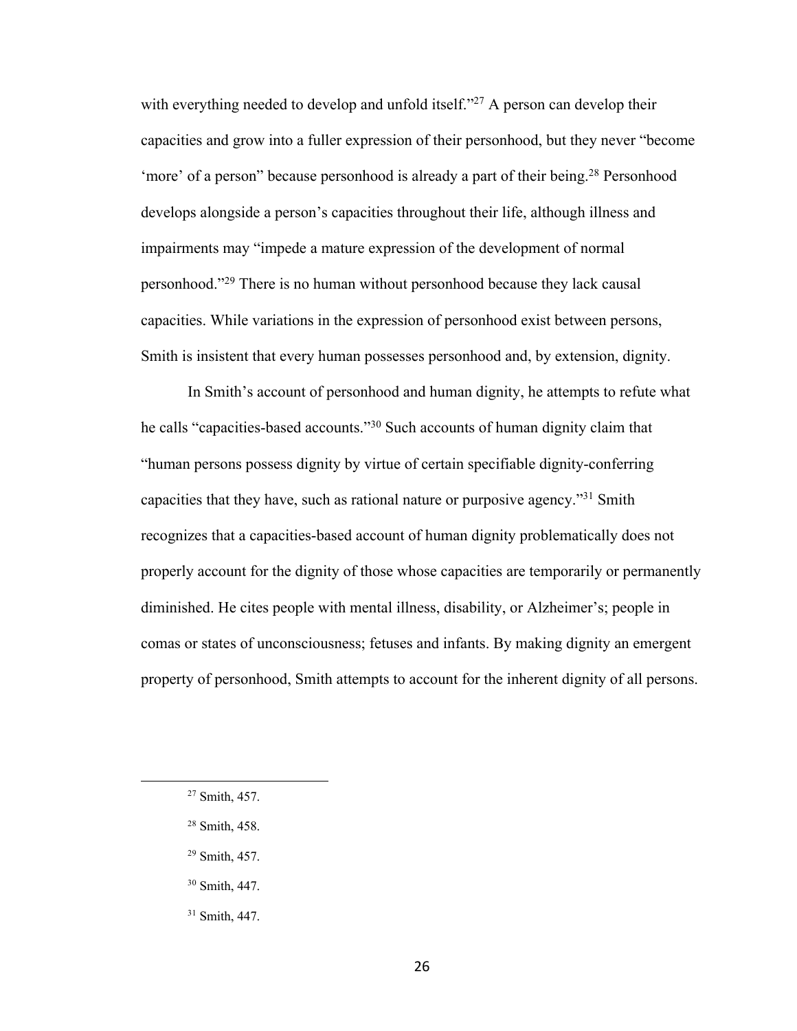with everything needed to develop and unfold itself."[27] A person can develop their capacities and grow into a fuller expression of their personhood, but they never "become 'more' of a person" because personhood is already a part of their being.[28] Personhood develops alongside a person's capacities throughout their life, although illness and impairments may "impede a mature expression of the development of normal personhood."[29] There is no human without personhood because they lack causal capacities. While variations in the expression of personhood exist between persons, Smith is insistent that every human possesses personhood and, by extension, dignity.

In Smith's account of personhood and human dignity, he attempts to refute what he calls "capacities-based accounts."[30] Such accounts of human dignity claim that "human persons possess dignity by virtue of certain specifiable dignity-conferring capacities that they have, such as rational nature or purposive agency."[31] Smith recognizes that a capacities-based account of human dignity problematically does not properly account for the dignity of those whose capacities are temporarily or permanently diminished. He cites people with mental illness, disability, or Alzheimer's; people in comas or states of unconsciousness; fetuses and infants. By making dignity an emergent property of personhood, Smith attempts to account for the inherent dignity of all persons.

---

[27] Smith, 457.

[28] Smith, 458.

[29] Smith, 457.

[30] Smith, 447.

[31] Smith, 447.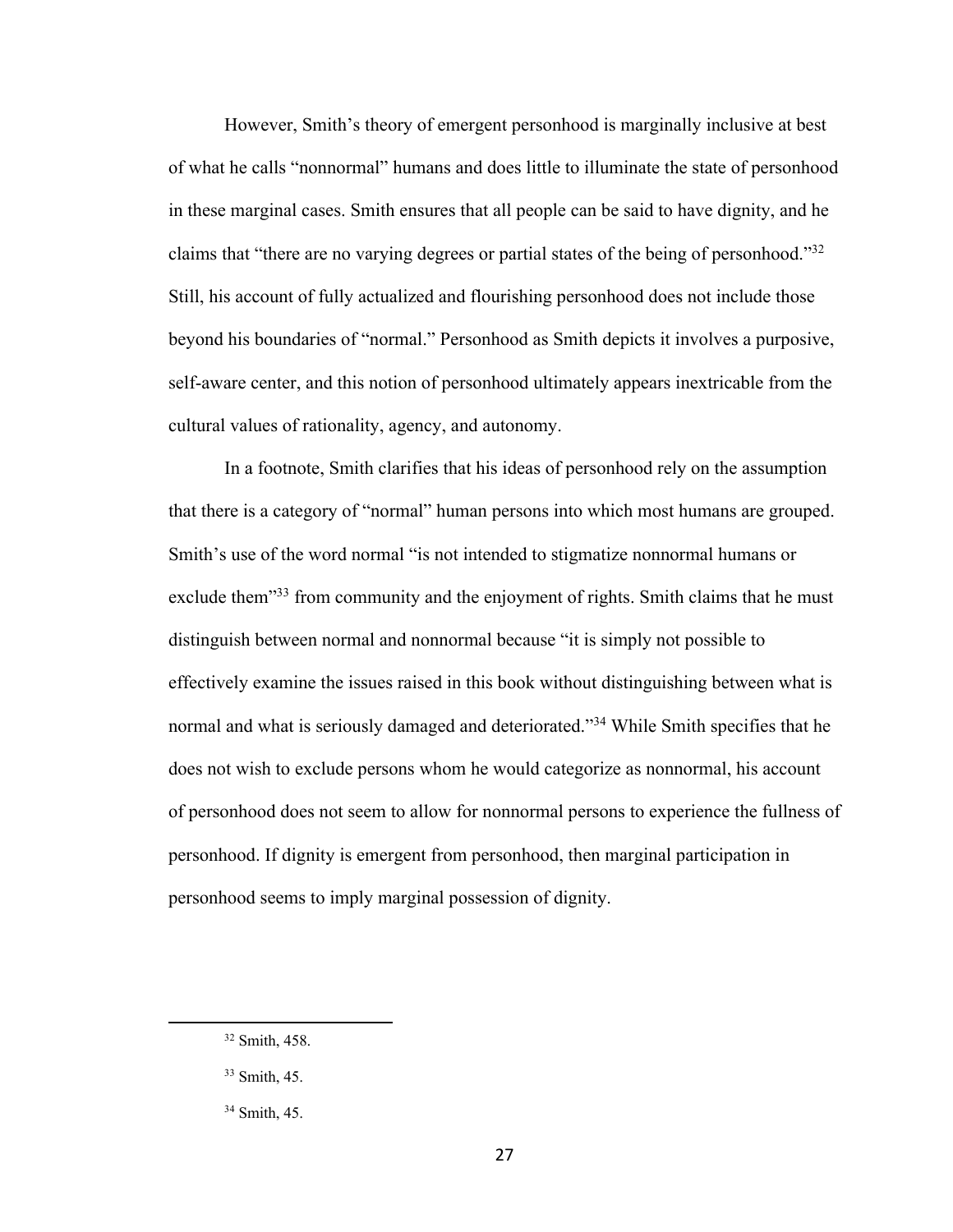However, Smith's theory of emergent personhood is marginally inclusive at best of what he calls "nonnormal" humans and does little to illuminate the state of personhood in these marginal cases. Smith ensures that all people can be said to have dignity, and he claims that "there are no varying degrees or partial states of the being of personhood."[32] Still, his account of fully actualized and flourishing personhood does not include those beyond his boundaries of "normal." Personhood as Smith depicts it involves a purposive, self-aware center, and this notion of personhood ultimately appears inextricable from the cultural values of rationality, agency, and autonomy.

In a footnote, Smith clarifies that his ideas of personhood rely on the assumption that there is a category of "normal" human persons into which most humans are grouped. Smith's use of the word normal "is not intended to stigmatize nonnormal humans or exclude them"[33] from community and the enjoyment of rights. Smith claims that he must distinguish between normal and nonnormal because "it is simply not possible to effectively examine the issues raised in this book without distinguishing between what is normal and what is seriously damaged and deteriorated."[34] While Smith specifies that he does not wish to exclude persons whom he would categorize as nonnormal, his account of personhood does not seem to allow for nonnormal persons to experience the fullness of personhood. If dignity is emergent from personhood, then marginal participation in personhood seems to imply marginal possession of dignity.

[32] Smith, 458.

[33] Smith, 45.

[34] Smith, 45.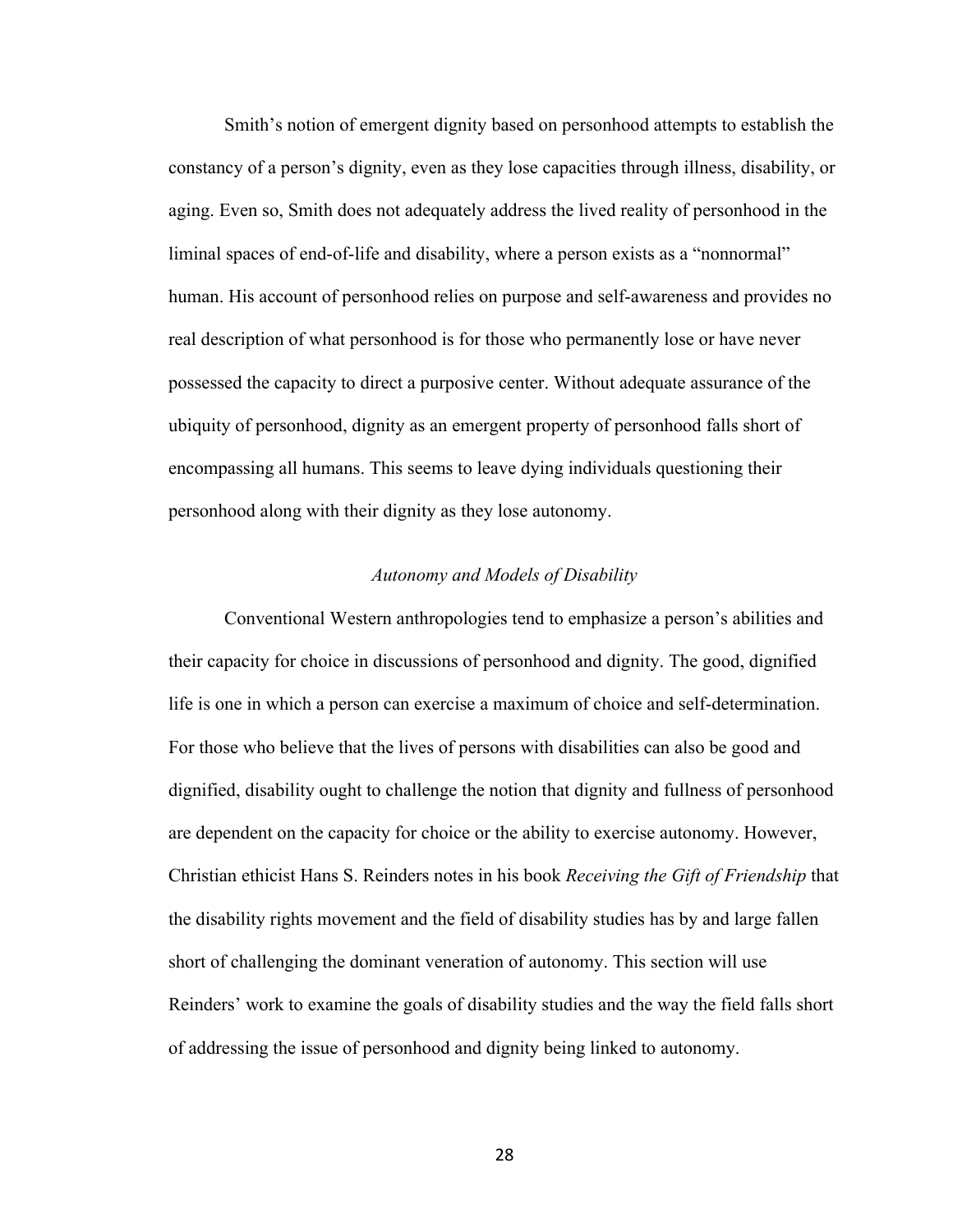Smith's notion of emergent dignity based on personhood attempts to establish the constancy of a person's dignity, even as they lose capacities through illness, disability, or aging. Even so, Smith does not adequately address the lived reality of personhood in the liminal spaces of end-of-life and disability, where a person exists as a "nonnormal" human. His account of personhood relies on purpose and self-awareness and provides no real description of what personhood is for those who permanently lose or have never possessed the capacity to direct a purposive center. Without adequate assurance of the ubiquity of personhood, dignity as an emergent property of personhood falls short of encompassing all humans. This seems to leave dying individuals questioning their personhood along with their dignity as they lose autonomy.

### *Autonomy and Models of Disability*

Conventional Western anthropologies tend to emphasize a person's abilities and their capacity for choice in discussions of personhood and dignity. The good, dignified life is one in which a person can exercise a maximum of choice and self-determination. For those who believe that the lives of persons with disabilities can also be good and dignified, disability ought to challenge the notion that dignity and fullness of personhood are dependent on the capacity for choice or the ability to exercise autonomy. However, Christian ethicist Hans S. Reinders notes in his book *Receiving the Gift of Friendship* that the disability rights movement and the field of disability studies has by and large fallen short of challenging the dominant veneration of autonomy. This section will use Reinders' work to examine the goals of disability studies and the way the field falls short of addressing the issue of personhood and dignity being linked to autonomy.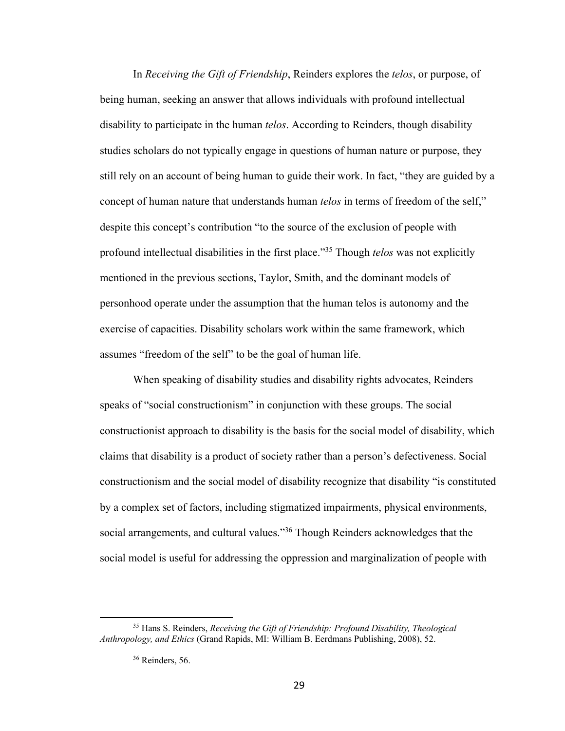In *Receiving the Gift of Friendship*, Reinders explores the *telos*, or purpose, of being human, seeking an answer that allows individuals with profound intellectual disability to participate in the human *telos*. According to Reinders, though disability studies scholars do not typically engage in questions of human nature or purpose, they still rely on an account of being human to guide their work. In fact, "they are guided by a concept of human nature that understands human *telos* in terms of freedom of the self," despite this concept's contribution "to the source of the exclusion of people with profound intellectual disabilities in the first place."[35] Though *telos* was not explicitly mentioned in the previous sections, Taylor, Smith, and the dominant models of personhood operate under the assumption that the human telos is autonomy and the exercise of capacities. Disability scholars work within the same framework, which assumes "freedom of the self" to be the goal of human life.

When speaking of disability studies and disability rights advocates, Reinders speaks of "social constructionism" in conjunction with these groups. The social constructionist approach to disability is the basis for the social model of disability, which claims that disability is a product of society rather than a person's defectiveness. Social constructionism and the social model of disability recognize that disability "is constituted by a complex set of factors, including stigmatized impairments, physical environments, social arrangements, and cultural values."[36] Though Reinders acknowledges that the social model is useful for addressing the oppression and marginalization of people with

---

[35] Hans S. Reinders, *Receiving the Gift of Friendship: Profound Disability, Theological Anthropology, and Ethics* (Grand Rapids, MI: William B. Eerdmans Publishing, 2008), 52.

[36] Reinders, 56.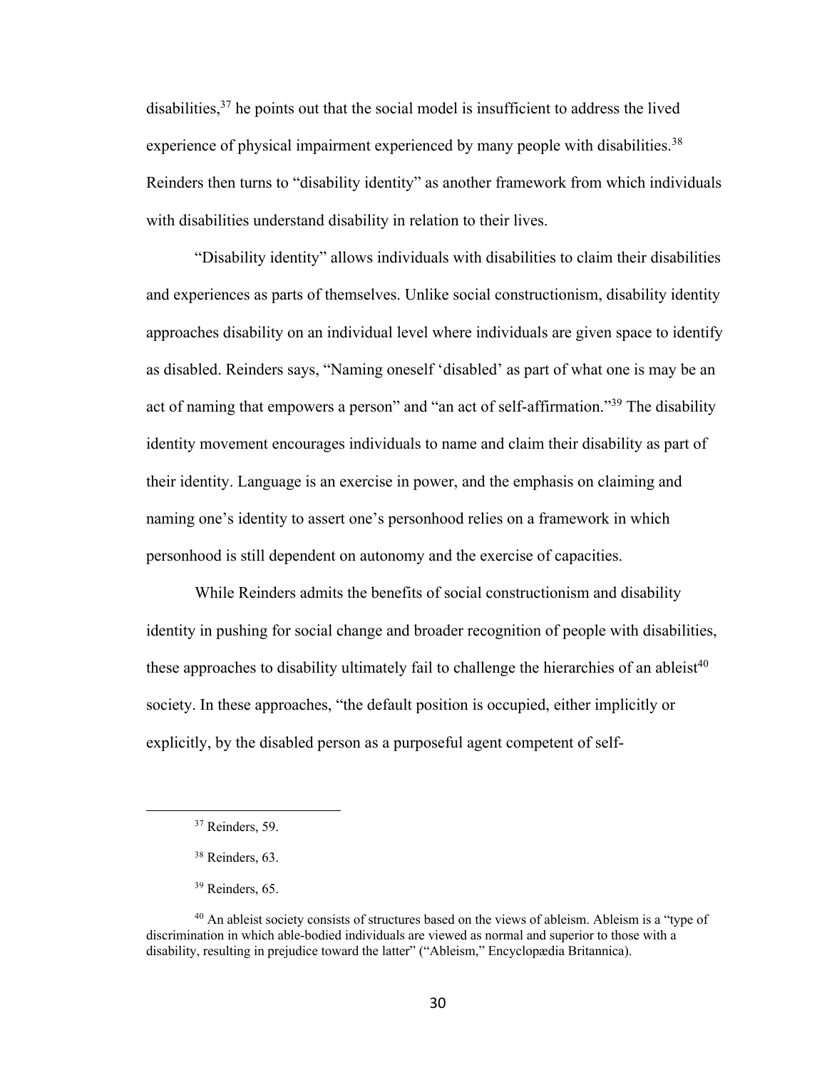disabilities,[37] he points out that the social model is insufficient to address the lived experience of physical impairment experienced by many people with disabilities.[38] Reinders then turns to "disability identity" as another framework from which individuals with disabilities understand disability in relation to their lives.

"Disability identity" allows individuals with disabilities to claim their disabilities and experiences as parts of themselves. Unlike social constructionism, disability identity approaches disability on an individual level where individuals are given space to identify as disabled. Reinders says, "Naming oneself 'disabled' as part of what one is may be an act of naming that empowers a person" and "an act of self-affirmation."[39] The disability identity movement encourages individuals to name and claim their disability as part of their identity. Language is an exercise in power, and the emphasis on claiming and naming one's identity to assert one's personhood relies on a framework in which personhood is still dependent on autonomy and the exercise of capacities.

While Reinders admits the benefits of social constructionism and disability identity in pushing for social change and broader recognition of people with disabilities, these approaches to disability ultimately fail to challenge the hierarchies of an ableist[40] society. In these approaches, "the default position is occupied, either implicitly or explicitly, by the disabled person as a purposeful agent competent of self-

---

[37] Reinders, 59.

[38] Reinders, 63.

[39] Reinders, 65.

[40] An ableist society consists of structures based on the views of ableism. Ableism is a "type of discrimination in which able-bodied individuals are viewed as normal and superior to those with a disability, resulting in prejudice toward the latter" ("Ableism," Encyclopædia Britannica).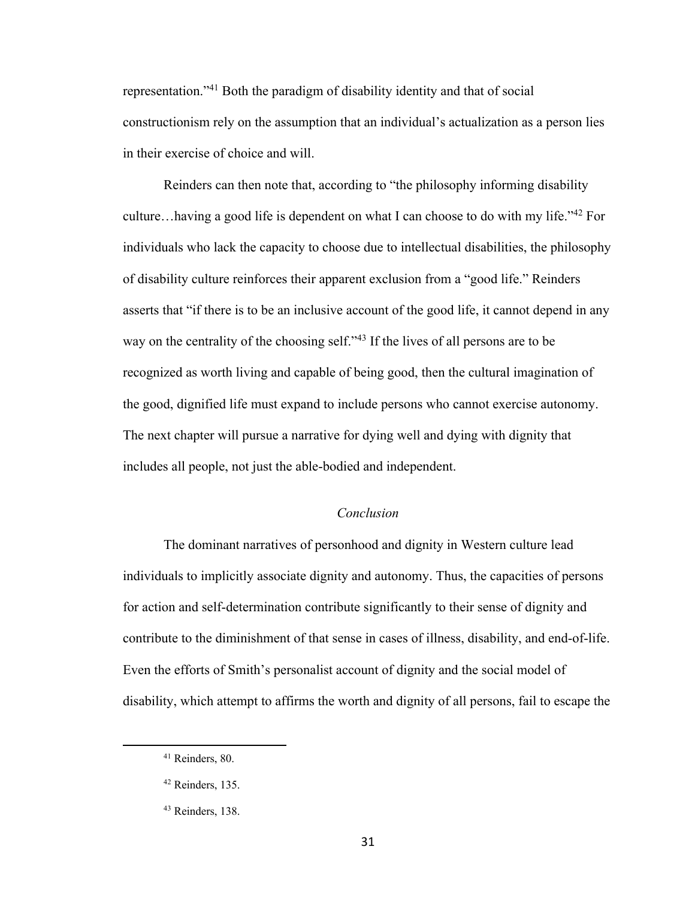representation."[41] Both the paradigm of disability identity and that of social constructionism rely on the assumption that an individual's actualization as a person lies in their exercise of choice and will.

Reinders can then note that, according to "the philosophy informing disability culture…having a good life is dependent on what I can choose to do with my life."[42] For individuals who lack the capacity to choose due to intellectual disabilities, the philosophy of disability culture reinforces their apparent exclusion from a "good life." Reinders asserts that "if there is to be an inclusive account of the good life, it cannot depend in any way on the centrality of the choosing self."[43] If the lives of all persons are to be recognized as worth living and capable of being good, then the cultural imagination of the good, dignified life must expand to include persons who cannot exercise autonomy. The next chapter will pursue a narrative for dying well and dying with dignity that includes all people, not just the able-bodied and independent.

### *Conclusion*

The dominant narratives of personhood and dignity in Western culture lead individuals to implicitly associate dignity and autonomy. Thus, the capacities of persons for action and self-determination contribute significantly to their sense of dignity and contribute to the diminishment of that sense in cases of illness, disability, and end-of-life. Even the efforts of Smith's personalist account of dignity and the social model of disability, which attempt to affirms the worth and dignity of all persons, fail to escape the

---

[41] Reinders, 80.

[42] Reinders, 135.

[43] Reinders, 138.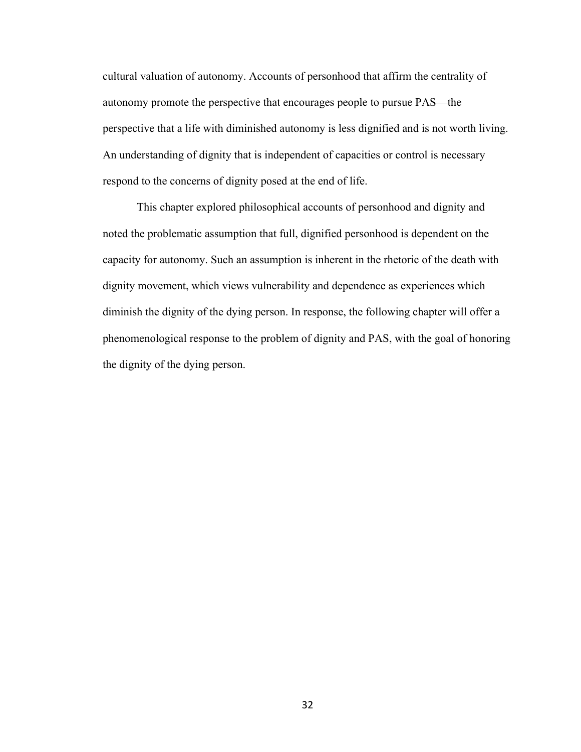cultural valuation of autonomy. Accounts of personhood that affirm the centrality of autonomy promote the perspective that encourages people to pursue PAS—the perspective that a life with diminished autonomy is less dignified and is not worth living. An understanding of dignity that is independent of capacities or control is necessary respond to the concerns of dignity posed at the end of life.

This chapter explored philosophical accounts of personhood and dignity and noted the problematic assumption that full, dignified personhood is dependent on the capacity for autonomy. Such an assumption is inherent in the rhetoric of the death with dignity movement, which views vulnerability and dependence as experiences which diminish the dignity of the dying person. In response, the following chapter will offer a phenomenological response to the problem of dignity and PAS, with the goal of honoring the dignity of the dying person.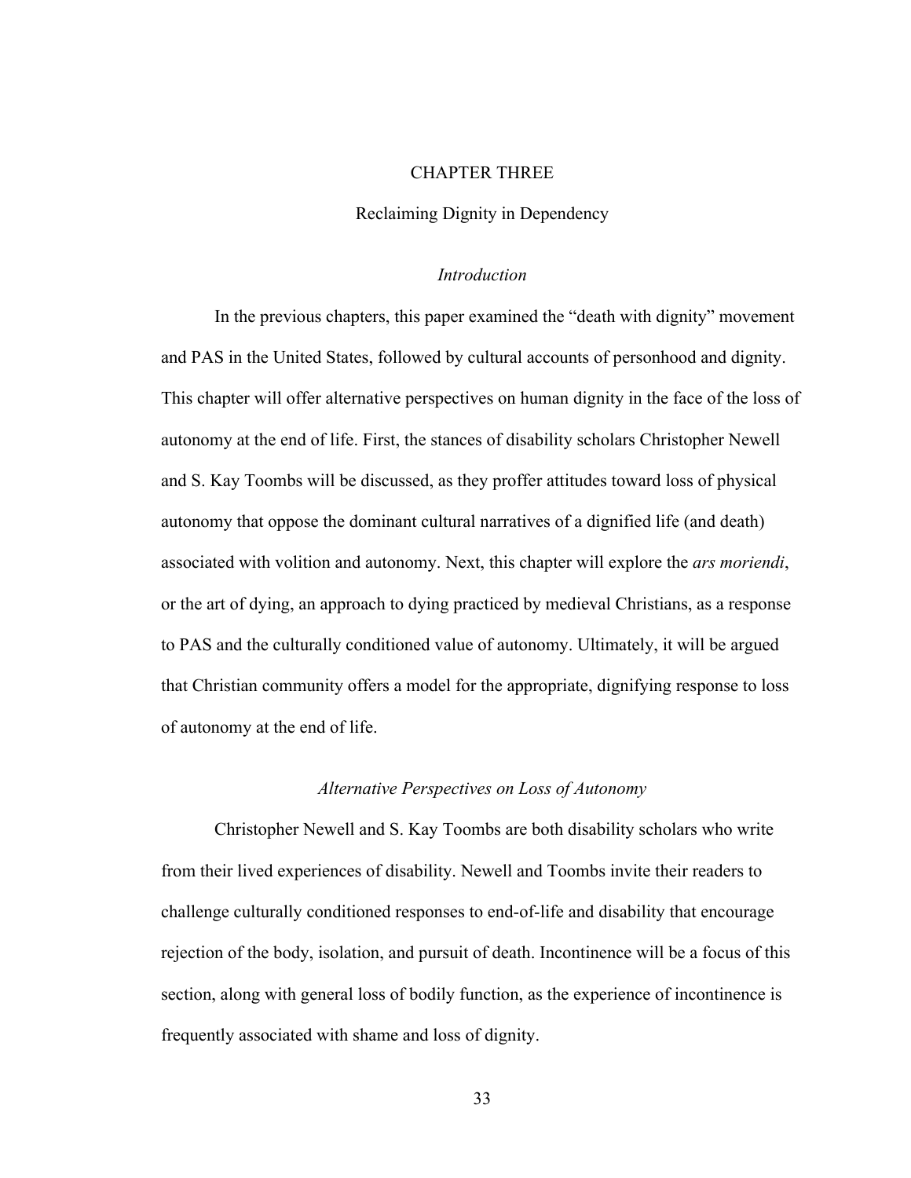# CHAPTER THREE

## Reclaiming Dignity in Dependency

### *Introduction*

In the previous chapters, this paper examined the "death with dignity" movement and PAS in the United States, followed by cultural accounts of personhood and dignity. This chapter will offer alternative perspectives on human dignity in the face of the loss of autonomy at the end of life. First, the stances of disability scholars Christopher Newell and S. Kay Toombs will be discussed, as they proffer attitudes toward loss of physical autonomy that oppose the dominant cultural narratives of a dignified life (and death) associated with volition and autonomy. Next, this chapter will explore the *ars moriendi*, or the art of dying, an approach to dying practiced by medieval Christians, as a response to PAS and the culturally conditioned value of autonomy. Ultimately, it will be argued that Christian community offers a model for the appropriate, dignifying response to loss of autonomy at the end of life.

### *Alternative Perspectives on Loss of Autonomy*

Christopher Newell and S. Kay Toombs are both disability scholars who write from their lived experiences of disability. Newell and Toombs invite their readers to challenge culturally conditioned responses to end-of-life and disability that encourage rejection of the body, isolation, and pursuit of death. Incontinence will be a focus of this section, along with general loss of bodily function, as the experience of incontinence is frequently associated with shame and loss of dignity.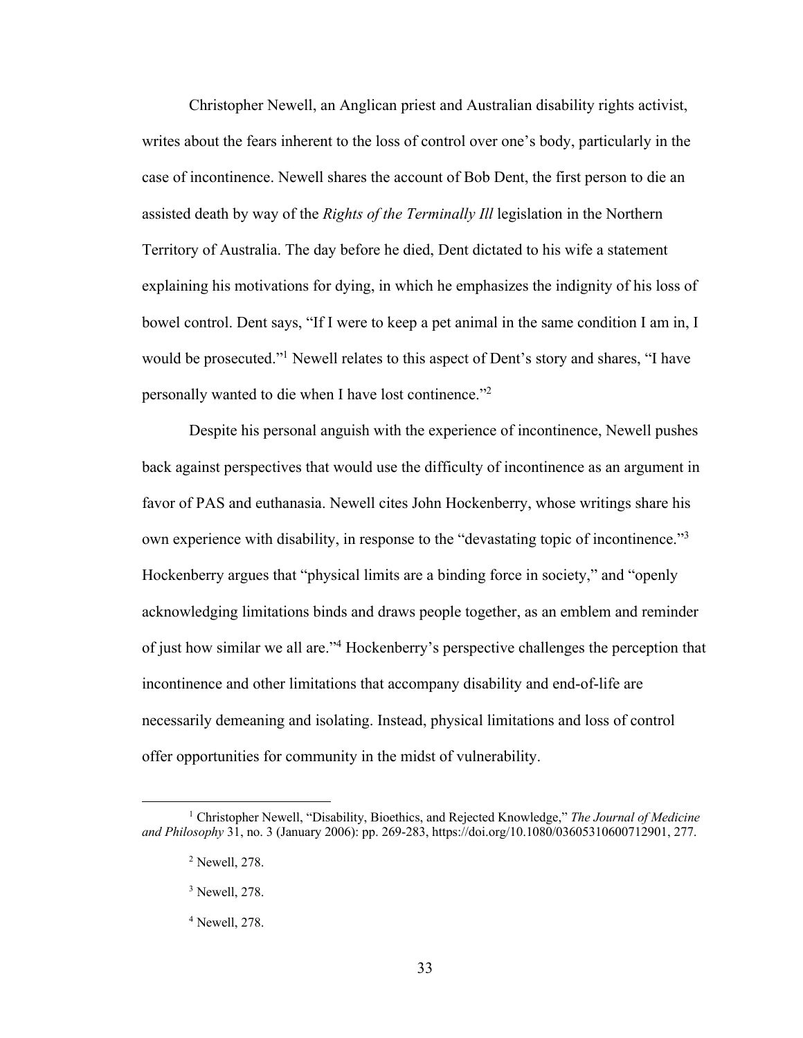Christopher Newell, an Anglican priest and Australian disability rights activist, writes about the fears inherent to the loss of control over one's body, particularly in the case of incontinence. Newell shares the account of Bob Dent, the first person to die an assisted death by way of the *Rights of the Terminally Ill* legislation in the Northern Territory of Australia. The day before he died, Dent dictated to his wife a statement explaining his motivations for dying, in which he emphasizes the indignity of his loss of bowel control. Dent says, "If I were to keep a pet animal in the same condition I am in, I would be prosecuted."[1] Newell relates to this aspect of Dent's story and shares, "I have personally wanted to die when I have lost continence."[2]

Despite his personal anguish with the experience of incontinence, Newell pushes back against perspectives that would use the difficulty of incontinence as an argument in favor of PAS and euthanasia. Newell cites John Hockenberry, whose writings share his own experience with disability, in response to the "devastating topic of incontinence."[3] Hockenberry argues that "physical limits are a binding force in society," and "openly acknowledging limitations binds and draws people together, as an emblem and reminder of just how similar we all are."[4] Hockenberry's perspective challenges the perception that incontinence and other limitations that accompany disability and end-of-life are necessarily demeaning and isolating. Instead, physical limitations and loss of control offer opportunities for community in the midst of vulnerability.

---

[1] Christopher Newell, "Disability, Bioethics, and Rejected Knowledge," *The Journal of Medicine and Philosophy* 31, no. 3 (January 2006): pp. 269-283, https://doi.org/10.1080/03605310600712901, 277.

[2] Newell, 278.

[3] Newell, 278.

[4] Newell, 278.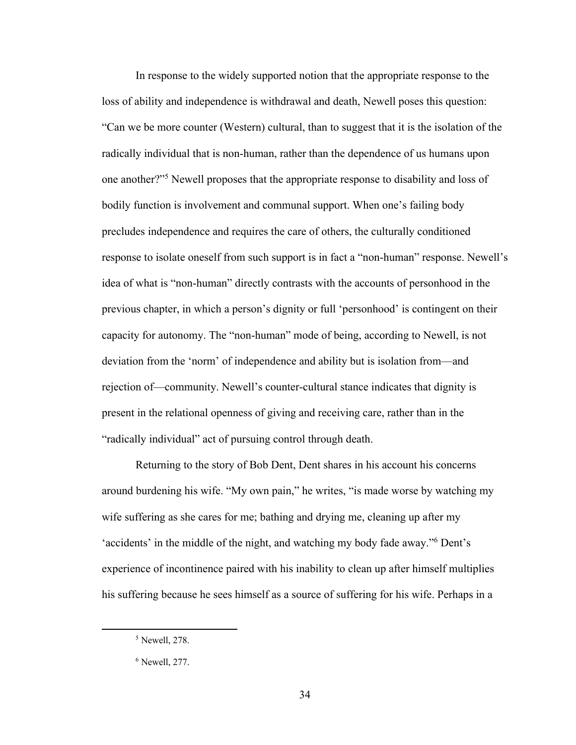In response to the widely supported notion that the appropriate response to the loss of ability and independence is withdrawal and death, Newell poses this question: "Can we be more counter (Western) cultural, than to suggest that it is the isolation of the radically individual that is non-human, rather than the dependence of us humans upon one another?"[5] Newell proposes that the appropriate response to disability and loss of bodily function is involvement and communal support. When one's failing body precludes independence and requires the care of others, the culturally conditioned response to isolate oneself from such support is in fact a "non-human" response. Newell's idea of what is "non-human" directly contrasts with the accounts of personhood in the previous chapter, in which a person's dignity or full 'personhood' is contingent on their capacity for autonomy. The "non-human" mode of being, according to Newell, is not deviation from the 'norm' of independence and ability but is isolation from—and rejection of—community. Newell's counter-cultural stance indicates that dignity is present in the relational openness of giving and receiving care, rather than in the "radically individual" act of pursuing control through death.

Returning to the story of Bob Dent, Dent shares in his account his concerns around burdening his wife. "My own pain," he writes, "is made worse by watching my wife suffering as she cares for me; bathing and drying me, cleaning up after my 'accidents' in the middle of the night, and watching my body fade away."[6] Dent's experience of incontinence paired with his inability to clean up after himself multiplies his suffering because he sees himself as a source of suffering for his wife. Perhaps in a

---

[5] Newell, 278.

[6] Newell, 277.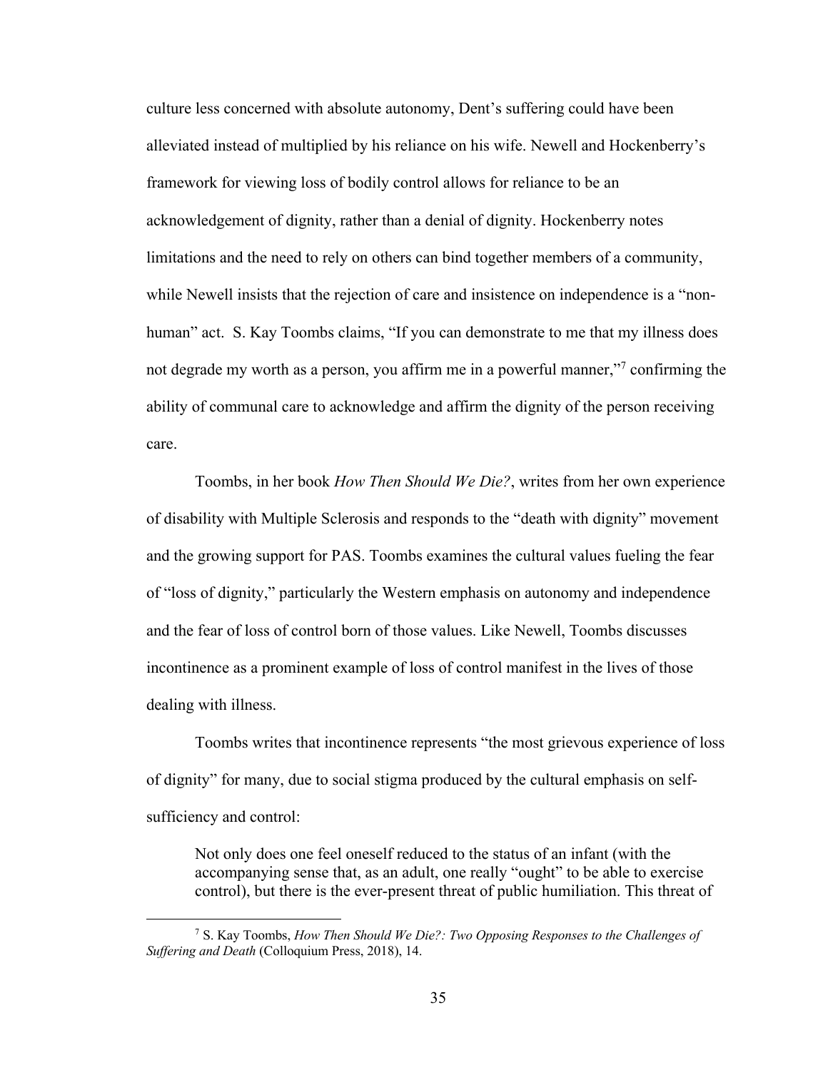culture less concerned with absolute autonomy, Dent's suffering could have been alleviated instead of multiplied by his reliance on his wife. Newell and Hockenberry's framework for viewing loss of bodily control allows for reliance to be an acknowledgement of dignity, rather than a denial of dignity. Hockenberry notes limitations and the need to rely on others can bind together members of a community, while Newell insists that the rejection of care and insistence on independence is a "non-human" act. S. Kay Toombs claims, "If you can demonstrate to me that my illness does not degrade my worth as a person, you affirm me in a powerful manner,"[7] confirming the ability of communal care to acknowledge and affirm the dignity of the person receiving care.

Toombs, in her book *How Then Should We Die?*, writes from her own experience of disability with Multiple Sclerosis and responds to the "death with dignity" movement and the growing support for PAS. Toombs examines the cultural values fueling the fear of "loss of dignity," particularly the Western emphasis on autonomy and independence and the fear of loss of control born of those values. Like Newell, Toombs discusses incontinence as a prominent example of loss of control manifest in the lives of those dealing with illness.

Toombs writes that incontinence represents "the most grievous experience of loss of dignity" for many, due to social stigma produced by the cultural emphasis on self-sufficiency and control:

> Not only does one feel oneself reduced to the status of an infant (with the accompanying sense that, as an adult, one really "ought" to be able to exercise control), but there is the ever-present threat of public humiliation. This threat of

---

[7] S. Kay Toombs, *How Then Should We Die?: Two Opposing Responses to the Challenges of Suffering and Death* (Colloquium Press, 2018), 14.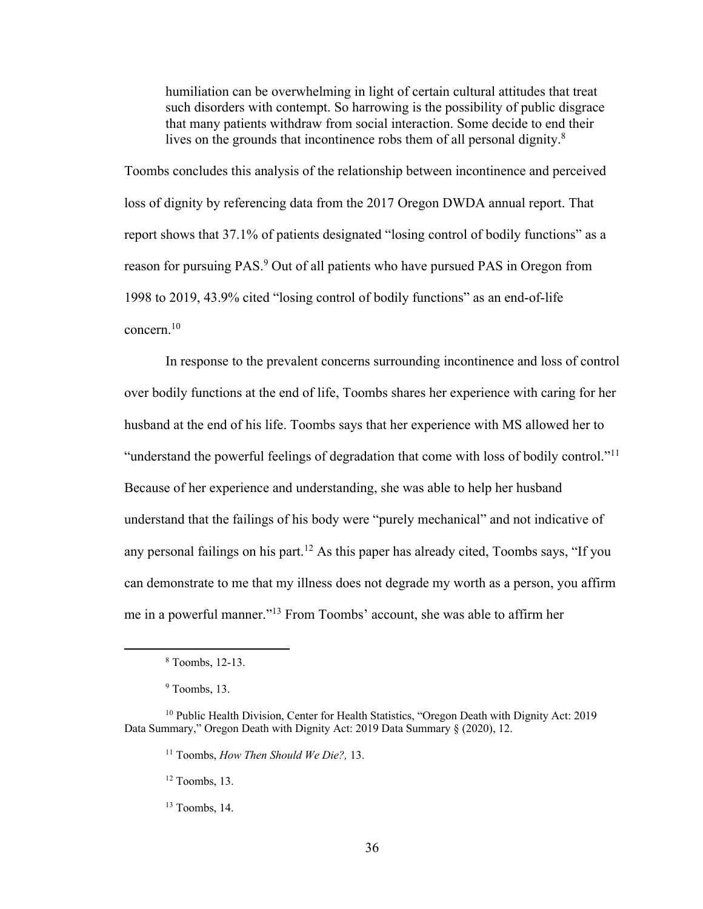> humiliation can be overwhelming in light of certain cultural attitudes that treat such disorders with contempt. So harrowing is the possibility of public disgrace that many patients withdraw from social interaction. Some decide to end their lives on the grounds that incontinence robs them of all personal dignity.[8]

Toombs concludes this analysis of the relationship between incontinence and perceived loss of dignity by referencing data from the 2017 Oregon DWDA annual report. That report shows that 37.1% of patients designated "losing control of bodily functions" as a reason for pursuing PAS.[9] Out of all patients who have pursued PAS in Oregon from 1998 to 2019, 43.9% cited "losing control of bodily functions" as an end-of-life concern.[10]

In response to the prevalent concerns surrounding incontinence and loss of control over bodily functions at the end of life, Toombs shares her experience with caring for her husband at the end of his life. Toombs says that her experience with MS allowed her to "understand the powerful feelings of degradation that come with loss of bodily control."[11] Because of her experience and understanding, she was able to help her husband understand that the failings of his body were "purely mechanical" and not indicative of any personal failings on his part.[12] As this paper has already cited, Toombs says, "If you can demonstrate to me that my illness does not degrade my worth as a person, you affirm me in a powerful manner."[13] From Toombs' account, she was able to affirm her

---

[8] Toombs, 12-13.

[9] Toombs, 13.

[10] Public Health Division, Center for Health Statistics, "Oregon Death with Dignity Act: 2019 Data Summary," Oregon Death with Dignity Act: 2019 Data Summary § (2020), 12.

[11] Toombs, *How Then Should We Die?,* 13.

[12] Toombs, 13.

[13] Toombs, 14.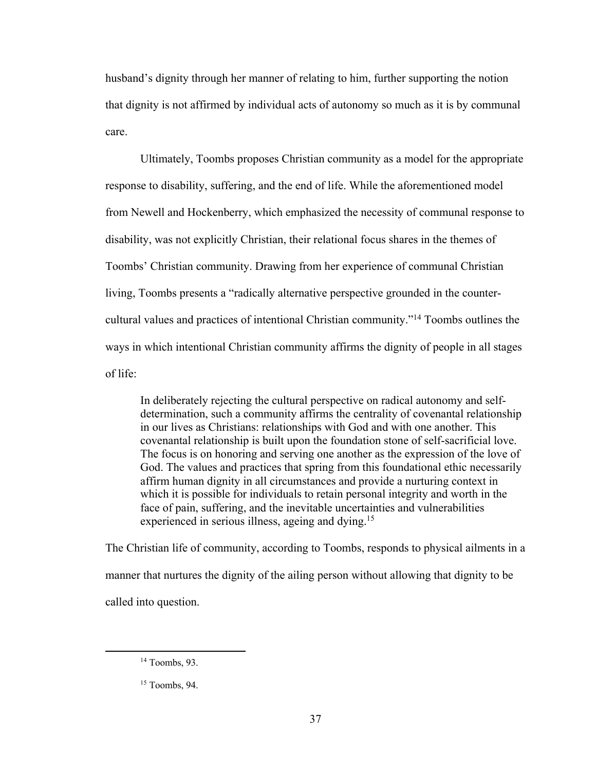husband's dignity through her manner of relating to him, further supporting the notion that dignity is not affirmed by individual acts of autonomy so much as it is by communal care.

Ultimately, Toombs proposes Christian community as a model for the appropriate response to disability, suffering, and the end of life. While the aforementioned model from Newell and Hockenberry, which emphasized the necessity of communal response to disability, was not explicitly Christian, their relational focus shares in the themes of Toombs' Christian community. Drawing from her experience of communal Christian living, Toombs presents a "radically alternative perspective grounded in the counter-cultural values and practices of intentional Christian community."[14] Toombs outlines the ways in which intentional Christian community affirms the dignity of people in all stages of life:

> In deliberately rejecting the cultural perspective on radical autonomy and self-determination, such a community affirms the centrality of covenantal relationship in our lives as Christians: relationships with God and with one another. This covenantal relationship is built upon the foundation stone of self-sacrificial love. The focus is on honoring and serving one another as the expression of the love of God. The values and practices that spring from this foundational ethic necessarily affirm human dignity in all circumstances and provide a nurturing context in which it is possible for individuals to retain personal integrity and worth in the face of pain, suffering, and the inevitable uncertainties and vulnerabilities experienced in serious illness, ageing and dying.[15]

The Christian life of community, according to Toombs, responds to physical ailments in a manner that nurtures the dignity of the ailing person without allowing that dignity to be called into question.

---

[14] Toombs, 93.

[15] Toombs, 94.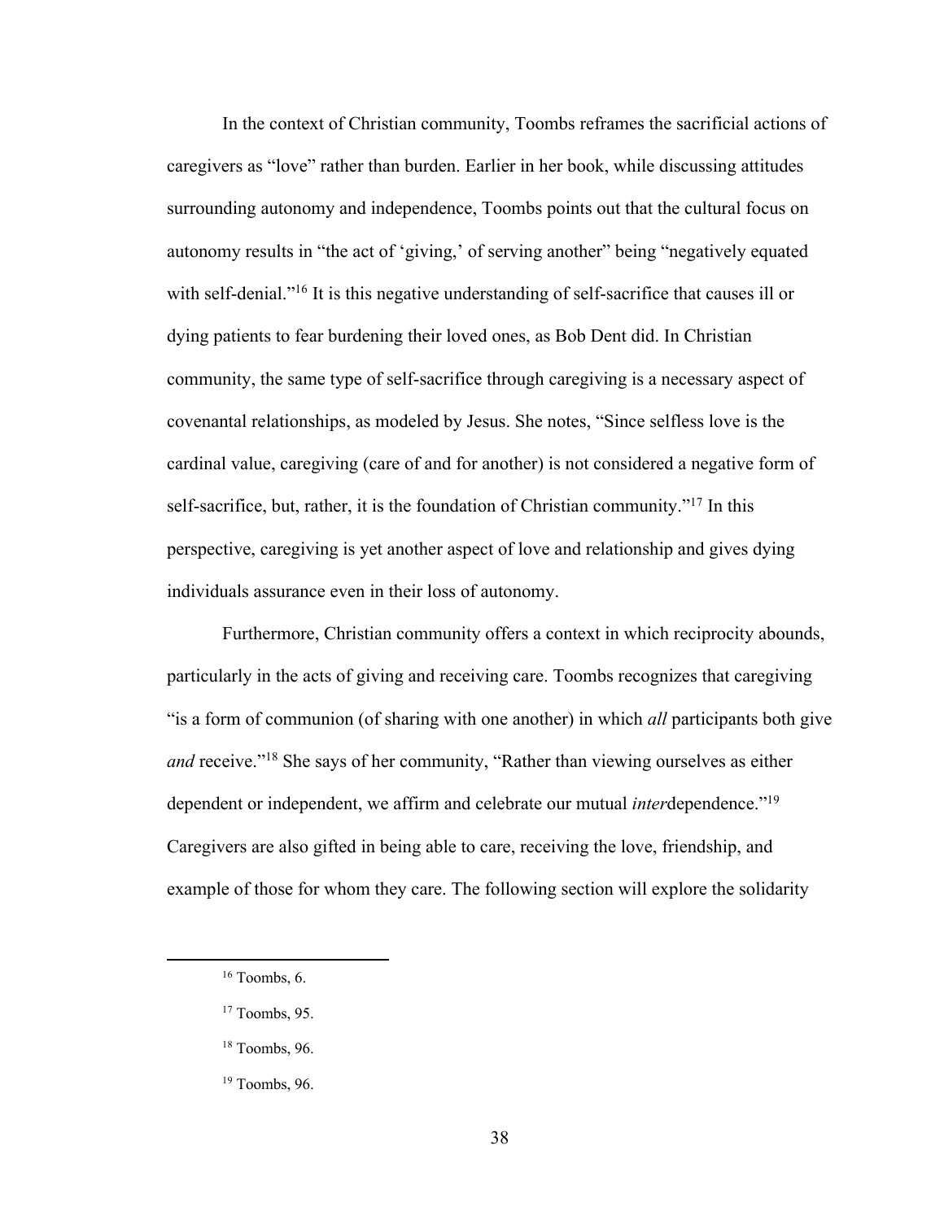In the context of Christian community, Toombs reframes the sacrificial actions of caregivers as "love" rather than burden. Earlier in her book, while discussing attitudes surrounding autonomy and independence, Toombs points out that the cultural focus on autonomy results in "the act of 'giving,' of serving another" being "negatively equated with self-denial."[16] It is this negative understanding of self-sacrifice that causes ill or dying patients to fear burdening their loved ones, as Bob Dent did. In Christian community, the same type of self-sacrifice through caregiving is a necessary aspect of covenantal relationships, as modeled by Jesus. She notes, "Since selfless love is the cardinal value, caregiving (care of and for another) is not considered a negative form of self-sacrifice, but, rather, it is the foundation of Christian community."[17] In this perspective, caregiving is yet another aspect of love and relationship and gives dying individuals assurance even in their loss of autonomy.

Furthermore, Christian community offers a context in which reciprocity abounds, particularly in the acts of giving and receiving care. Toombs recognizes that caregiving "is a form of communion (of sharing with one another) in which *all* participants both give *and* receive."[18] She says of her community, "Rather than viewing ourselves as either dependent or independent, we affirm and celebrate our mutual *inter*dependence."[19] Caregivers are also gifted in being able to care, receiving the love, friendship, and example of those for whom they care. The following section will explore the solidarity

[16] Toombs, 6.

[17] Toombs, 95.

[18] Toombs, 96.

[19] Toombs, 96.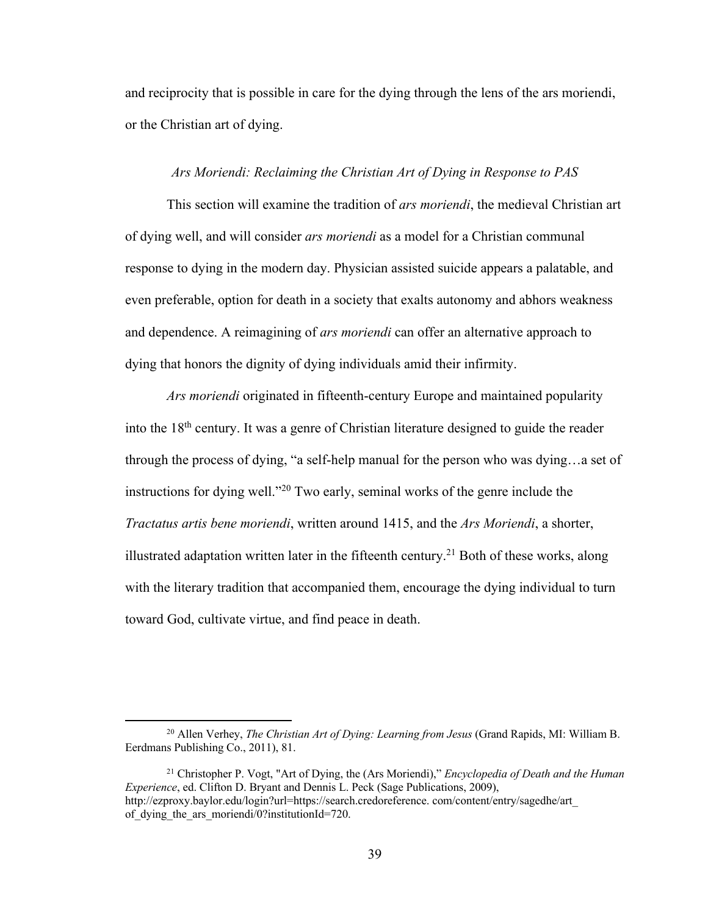and reciprocity that is possible in care for the dying through the lens of the ars moriendi, or the Christian art of dying.

### *Ars Moriendi: Reclaiming the Christian Art of Dying in Response to PAS*

This section will examine the tradition of *ars moriendi*, the medieval Christian art of dying well, and will consider *ars moriendi* as a model for a Christian communal response to dying in the modern day. Physician assisted suicide appears a palatable, and even preferable, option for death in a society that exalts autonomy and abhors weakness and dependence. A reimagining of *ars moriendi* can offer an alternative approach to dying that honors the dignity of dying individuals amid their infirmity.

*Ars moriendi* originated in fifteenth-century Europe and maintained popularity into the 18th century. It was a genre of Christian literature designed to guide the reader through the process of dying, "a self-help manual for the person who was dying…a set of instructions for dying well."[20] Two early, seminal works of the genre include the *Tractatus artis bene moriendi*, written around 1415, and the *Ars Moriendi*, a shorter, illustrated adaptation written later in the fifteenth century.[21] Both of these works, along with the literary tradition that accompanied them, encourage the dying individual to turn toward God, cultivate virtue, and find peace in death.

---

[20] Allen Verhey, *The Christian Art of Dying: Learning from Jesus* (Grand Rapids, MI: William B. Eerdmans Publishing Co., 2011), 81.

[21] Christopher P. Vogt, "Art of Dying, the (Ars Moriendi)," *Encyclopedia of Death and the Human Experience*, ed. Clifton D. Bryant and Dennis L. Peck (Sage Publications, 2009), http://ezproxy.baylor.edu/login?url=https://search.credoreference. com/content/entry/sagedhe/art_ of_dying_the_ars_moriendi/0?institutionId=720.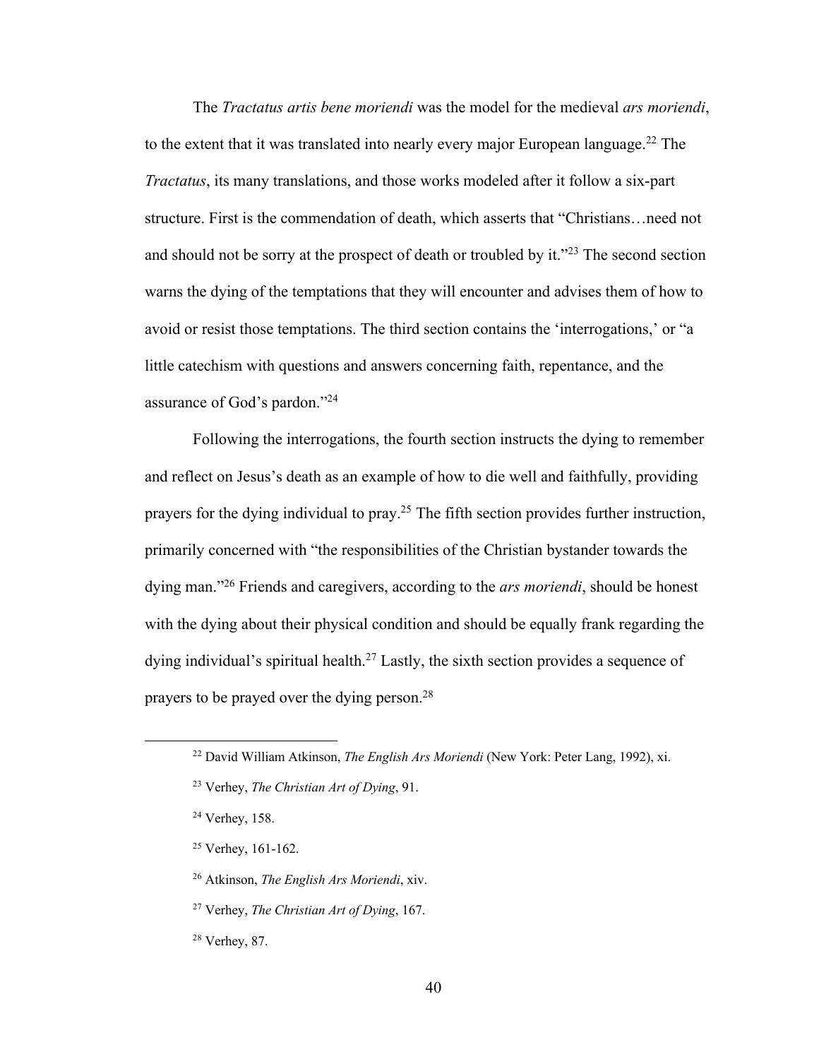The *Tractatus artis bene moriendi* was the model for the medieval *ars moriendi*, to the extent that it was translated into nearly every major European language.[22] The *Tractatus*, its many translations, and those works modeled after it follow a six-part structure. First is the commendation of death, which asserts that "Christians…need not and should not be sorry at the prospect of death or troubled by it."[23] The second section warns the dying of the temptations that they will encounter and advises them of how to avoid or resist those temptations. The third section contains the 'interrogations,' or "a little catechism with questions and answers concerning faith, repentance, and the assurance of God's pardon."[24]

Following the interrogations, the fourth section instructs the dying to remember and reflect on Jesus's death as an example of how to die well and faithfully, providing prayers for the dying individual to pray.[25] The fifth section provides further instruction, primarily concerned with "the responsibilities of the Christian bystander towards the dying man."[26] Friends and caregivers, according to the *ars moriendi*, should be honest with the dying about their physical condition and should be equally frank regarding the dying individual's spiritual health.[27] Lastly, the sixth section provides a sequence of prayers to be prayed over the dying person.[28]

---

[22] David William Atkinson, *The English Ars Moriendi* (New York: Peter Lang, 1992), xi.

[23] Verhey, *The Christian Art of Dying*, 91.

[24] Verhey, 158.

[25] Verhey, 161-162.

[26] Atkinson, *The English Ars Moriendi*, xiv.

[27] Verhey, *The Christian Art of Dying*, 167.

[28] Verhey, 87.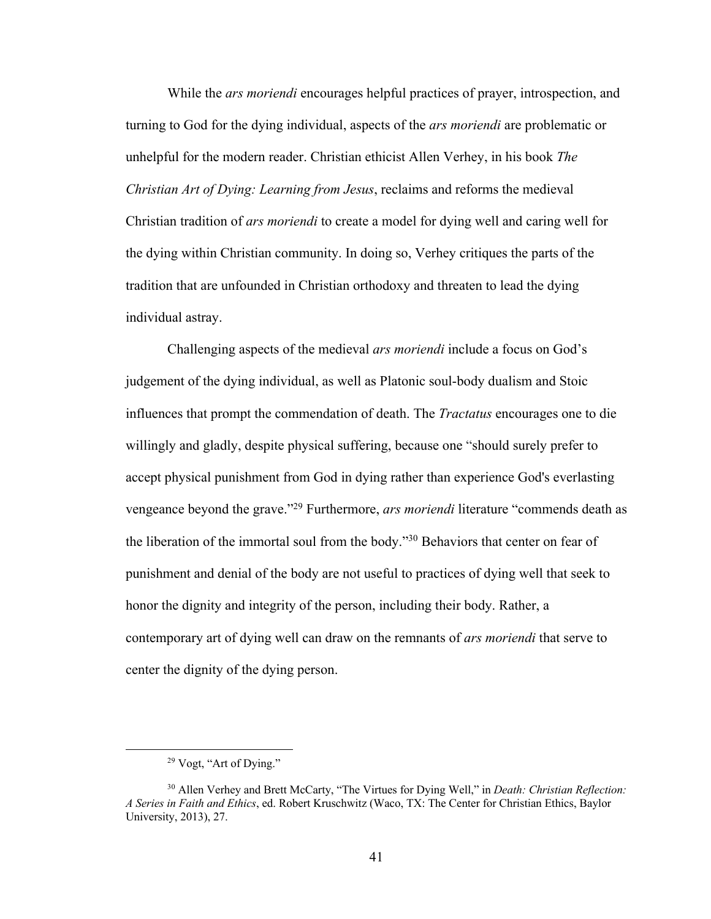While the *ars moriendi* encourages helpful practices of prayer, introspection, and turning to God for the dying individual, aspects of the *ars moriendi* are problematic or unhelpful for the modern reader. Christian ethicist Allen Verhey, in his book *The Christian Art of Dying: Learning from Jesus*, reclaims and reforms the medieval Christian tradition of *ars moriendi* to create a model for dying well and caring well for the dying within Christian community. In doing so, Verhey critiques the parts of the tradition that are unfounded in Christian orthodoxy and threaten to lead the dying individual astray.

Challenging aspects of the medieval *ars moriendi* include a focus on God's judgement of the dying individual, as well as Platonic soul-body dualism and Stoic influences that prompt the commendation of death. The *Tractatus* encourages one to die willingly and gladly, despite physical suffering, because one "should surely prefer to accept physical punishment from God in dying rather than experience God's everlasting vengeance beyond the grave."[29] Furthermore, *ars moriendi* literature "commends death as the liberation of the immortal soul from the body."[30] Behaviors that center on fear of punishment and denial of the body are not useful to practices of dying well that seek to honor the dignity and integrity of the person, including their body. Rather, a contemporary art of dying well can draw on the remnants of *ars moriendi* that serve to center the dignity of the dying person.

---

[29] Vogt, "Art of Dying."

[30] Allen Verhey and Brett McCarty, "The Virtues for Dying Well," in *Death: Christian Reflection: A Series in Faith and Ethics*, ed. Robert Kruschwitz (Waco, TX: The Center for Christian Ethics, Baylor University, 2013), 27.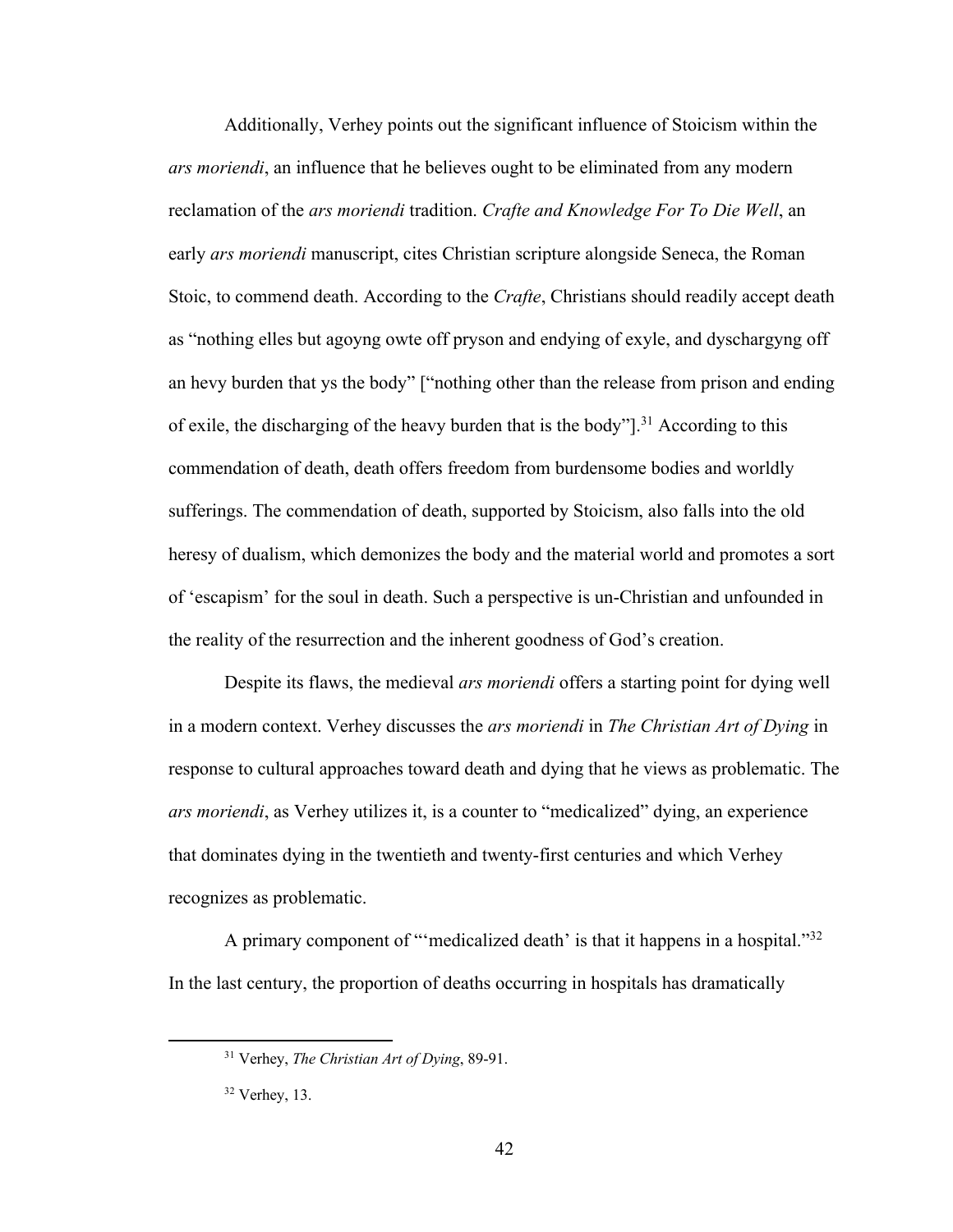Additionally, Verhey points out the significant influence of Stoicism within the *ars moriendi*, an influence that he believes ought to be eliminated from any modern reclamation of the *ars moriendi* tradition. *Crafte and Knowledge For To Die Well*, an early *ars moriendi* manuscript, cites Christian scripture alongside Seneca, the Roman Stoic, to commend death. According to the *Crafte*, Christians should readily accept death as "nothing elles but agoyng owte off pryson and endying of exyle, and dyschargyng off an hevy burden that ys the body" ["nothing other than the release from prison and ending of exile, the discharging of the heavy burden that is the body"].[31] According to this commendation of death, death offers freedom from burdensome bodies and worldly sufferings. The commendation of death, supported by Stoicism, also falls into the old heresy of dualism, which demonizes the body and the material world and promotes a sort of 'escapism' for the soul in death. Such a perspective is un-Christian and unfounded in the reality of the resurrection and the inherent goodness of God's creation.

Despite its flaws, the medieval *ars moriendi* offers a starting point for dying well in a modern context. Verhey discusses the *ars moriendi* in *The Christian Art of Dying* in response to cultural approaches toward death and dying that he views as problematic. The *ars moriendi*, as Verhey utilizes it, is a counter to "medicalized" dying, an experience that dominates dying in the twentieth and twenty-first centuries and which Verhey recognizes as problematic.

A primary component of "'medicalized death' is that it happens in a hospital."[32] In the last century, the proportion of deaths occurring in hospitals has dramatically

---

[31] Verhey, *The Christian Art of Dying*, 89-91.

[32] Verhey, 13.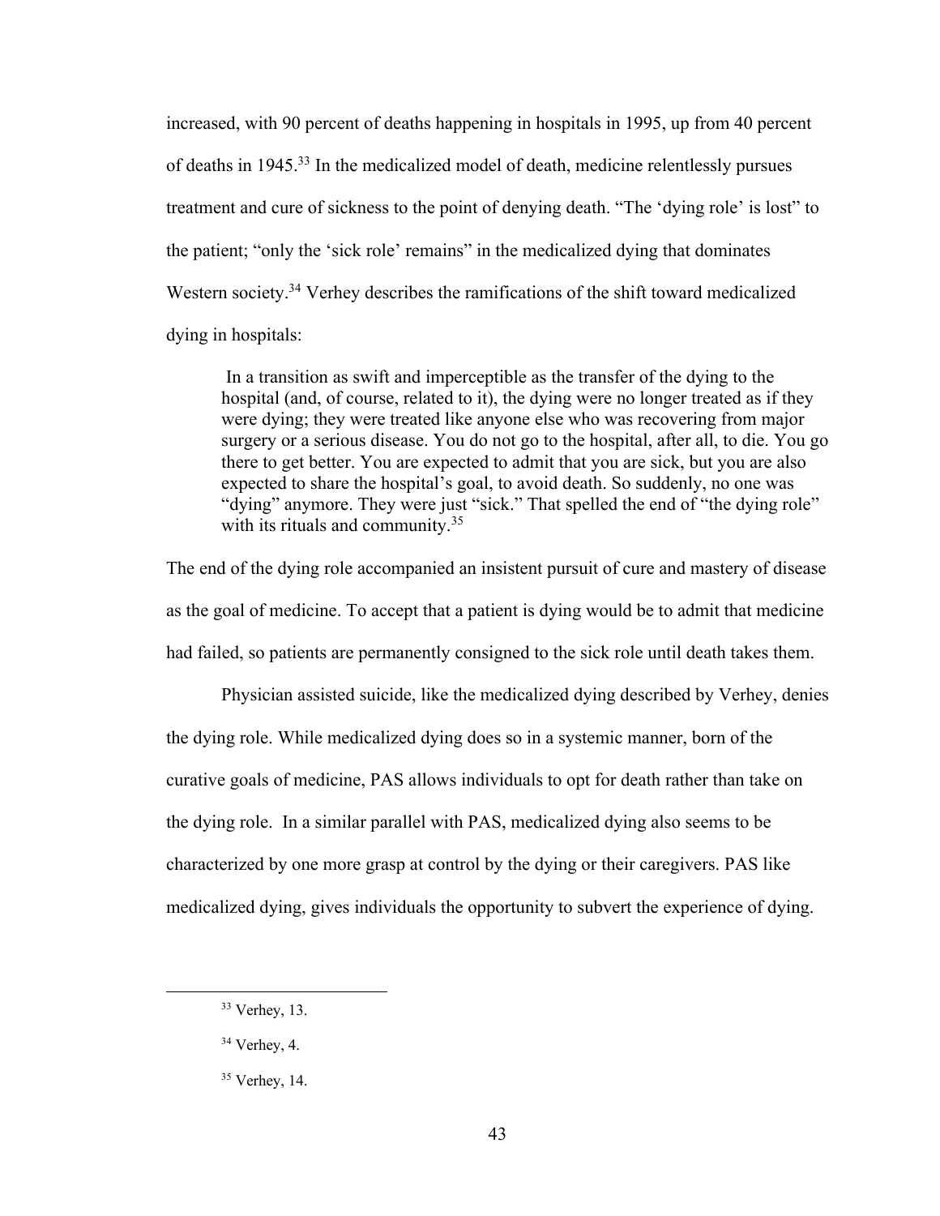increased, with 90 percent of deaths happening in hospitals in 1995, up from 40 percent of deaths in 1945.[33] In the medicalized model of death, medicine relentlessly pursues treatment and cure of sickness to the point of denying death. "The 'dying role' is lost" to the patient; "only the 'sick role' remains" in the medicalized dying that dominates Western society.[34] Verhey describes the ramifications of the shift toward medicalized dying in hospitals:

> In a transition as swift and imperceptible as the transfer of the dying to the hospital (and, of course, related to it), the dying were no longer treated as if they were dying; they were treated like anyone else who was recovering from major surgery or a serious disease. You do not go to the hospital, after all, to die. You go there to get better. You are expected to admit that you are sick, but you are also expected to share the hospital's goal, to avoid death. So suddenly, no one was "dying" anymore. They were just "sick." That spelled the end of "the dying role" with its rituals and community.[35]

The end of the dying role accompanied an insistent pursuit of cure and mastery of disease as the goal of medicine. To accept that a patient is dying would be to admit that medicine had failed, so patients are permanently consigned to the sick role until death takes them.

Physician assisted suicide, like the medicalized dying described by Verhey, denies the dying role. While medicalized dying does so in a systemic manner, born of the curative goals of medicine, PAS allows individuals to opt for death rather than take on the dying role. In a similar parallel with PAS, medicalized dying also seems to be characterized by one more grasp at control by the dying or their caregivers. PAS like medicalized dying, gives individuals the opportunity to subvert the experience of dying.

---

[33] Verhey, 13.

[34] Verhey, 4.

[35] Verhey, 14.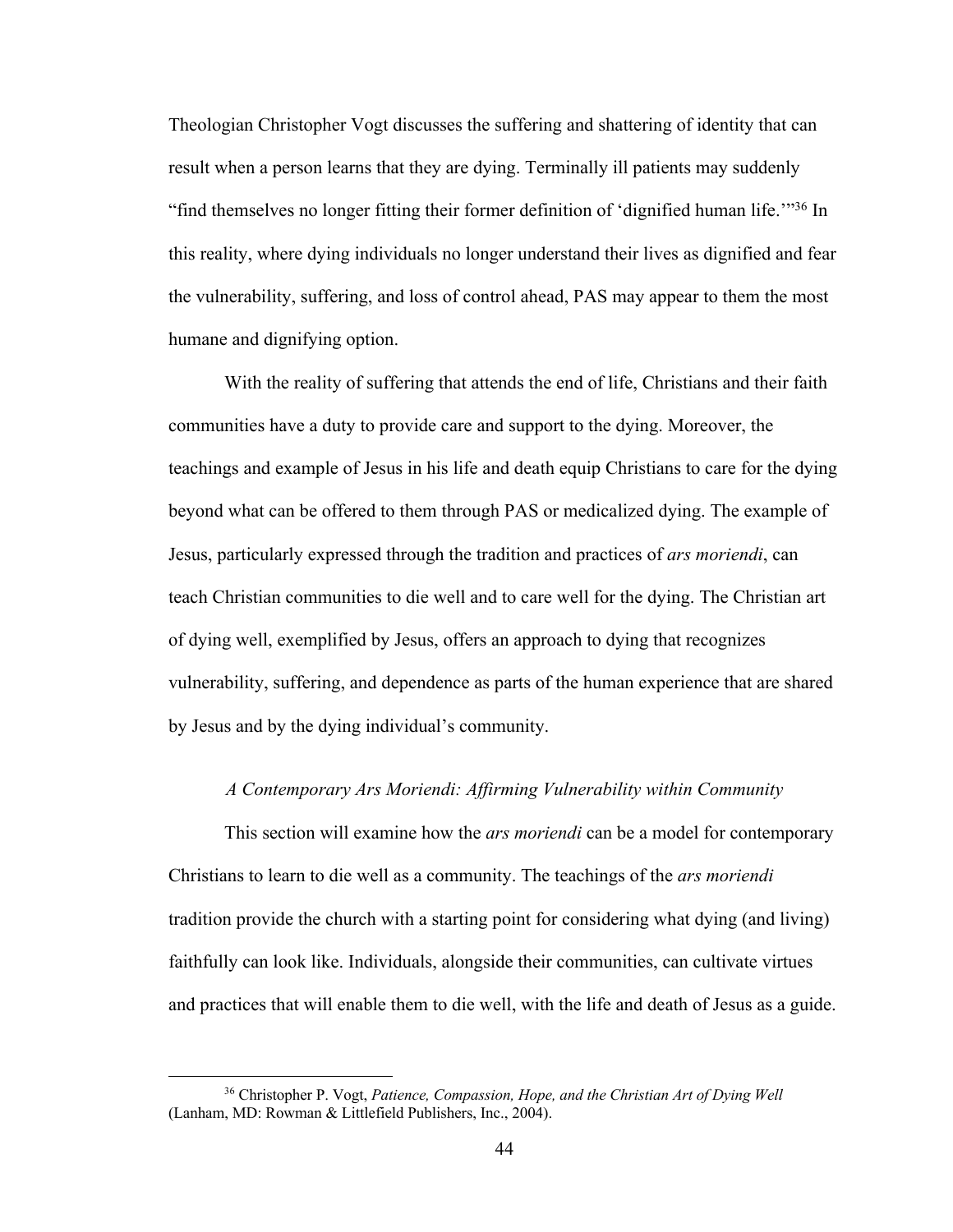Theologian Christopher Vogt discusses the suffering and shattering of identity that can result when a person learns that they are dying. Terminally ill patients may suddenly "find themselves no longer fitting their former definition of 'dignified human life.'"[36] In this reality, where dying individuals no longer understand their lives as dignified and fear the vulnerability, suffering, and loss of control ahead, PAS may appear to them the most humane and dignifying option.

With the reality of suffering that attends the end of life, Christians and their faith communities have a duty to provide care and support to the dying. Moreover, the teachings and example of Jesus in his life and death equip Christians to care for the dying beyond what can be offered to them through PAS or medicalized dying. The example of Jesus, particularly expressed through the tradition and practices of *ars moriendi*, can teach Christian communities to die well and to care well for the dying. The Christian art of dying well, exemplified by Jesus, offers an approach to dying that recognizes vulnerability, suffering, and dependence as parts of the human experience that are shared by Jesus and by the dying individual's community.

### *A Contemporary Ars Moriendi: Affirming Vulnerability within Community*

This section will examine how the *ars moriendi* can be a model for contemporary Christians to learn to die well as a community. The teachings of the *ars moriendi* tradition provide the church with a starting point for considering what dying (and living) faithfully can look like. Individuals, alongside their communities, can cultivate virtues and practices that will enable them to die well, with the life and death of Jesus as a guide.

---

[36] Christopher P. Vogt, *Patience, Compassion, Hope, and the Christian Art of Dying Well* (Lanham, MD: Rowman & Littlefield Publishers, Inc., 2004).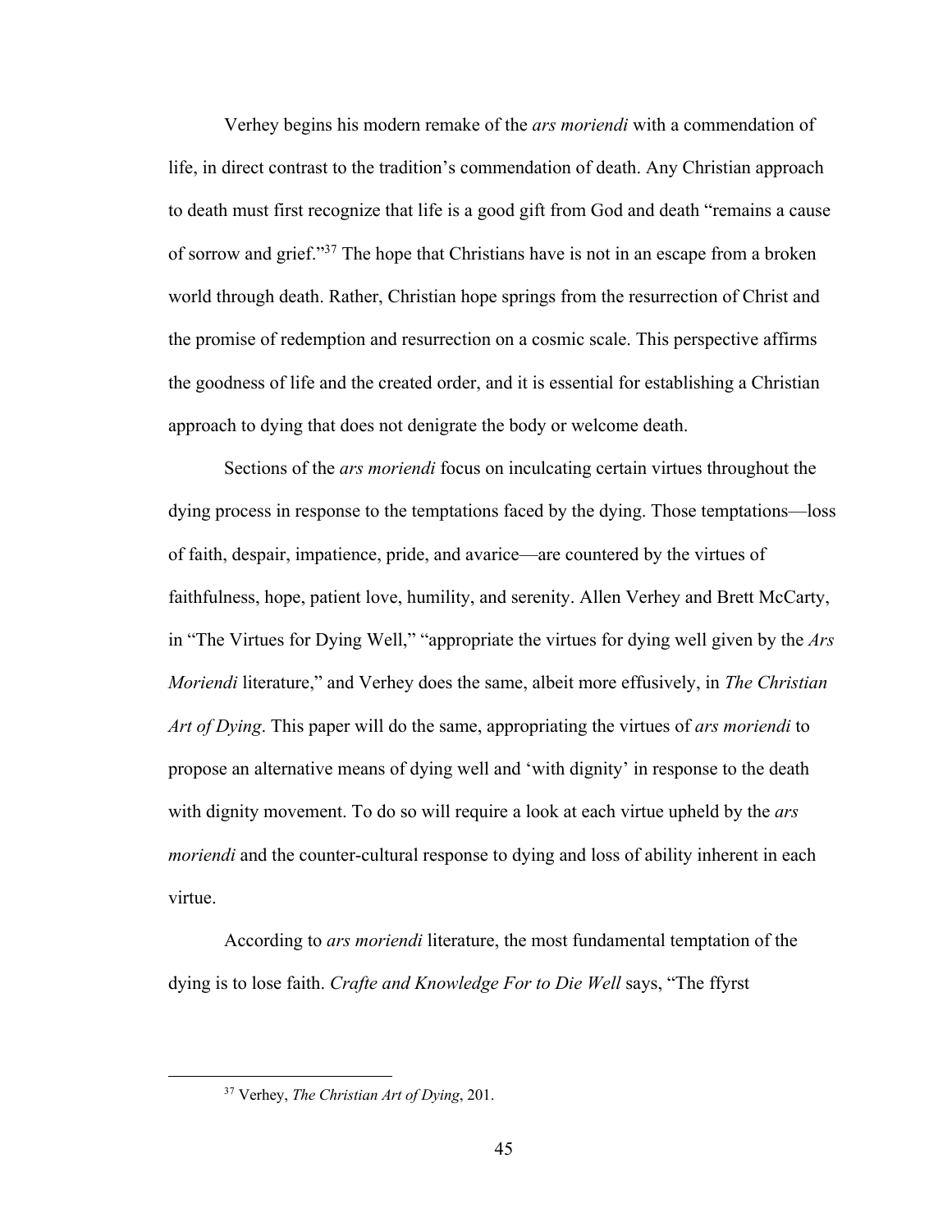Verhey begins his modern remake of the *ars moriendi* with a commendation of life, in direct contrast to the tradition's commendation of death. Any Christian approach to death must first recognize that life is a good gift from God and death "remains a cause of sorrow and grief."[37] The hope that Christians have is not in an escape from a broken world through death. Rather, Christian hope springs from the resurrection of Christ and the promise of redemption and resurrection on a cosmic scale. This perspective affirms the goodness of life and the created order, and it is essential for establishing a Christian approach to dying that does not denigrate the body or welcome death.

Sections of the *ars moriendi* focus on inculcating certain virtues throughout the dying process in response to the temptations faced by the dying. Those temptations—loss of faith, despair, impatience, pride, and avarice—are countered by the virtues of faithfulness, hope, patient love, humility, and serenity. Allen Verhey and Brett McCarty, in "The Virtues for Dying Well," "appropriate the virtues for dying well given by the *Ars Moriendi* literature," and Verhey does the same, albeit more effusively, in *The Christian Art of Dying*. This paper will do the same, appropriating the virtues of *ars moriendi* to propose an alternative means of dying well and 'with dignity' in response to the death with dignity movement. To do so will require a look at each virtue upheld by the *ars moriendi* and the counter-cultural response to dying and loss of ability inherent in each virtue.

According to *ars moriendi* literature, the most fundamental temptation of the dying is to lose faith. *Crafte and Knowledge For to Die Well* says, "The ffyrst

[37] Verhey, *The Christian Art of Dying*, 201.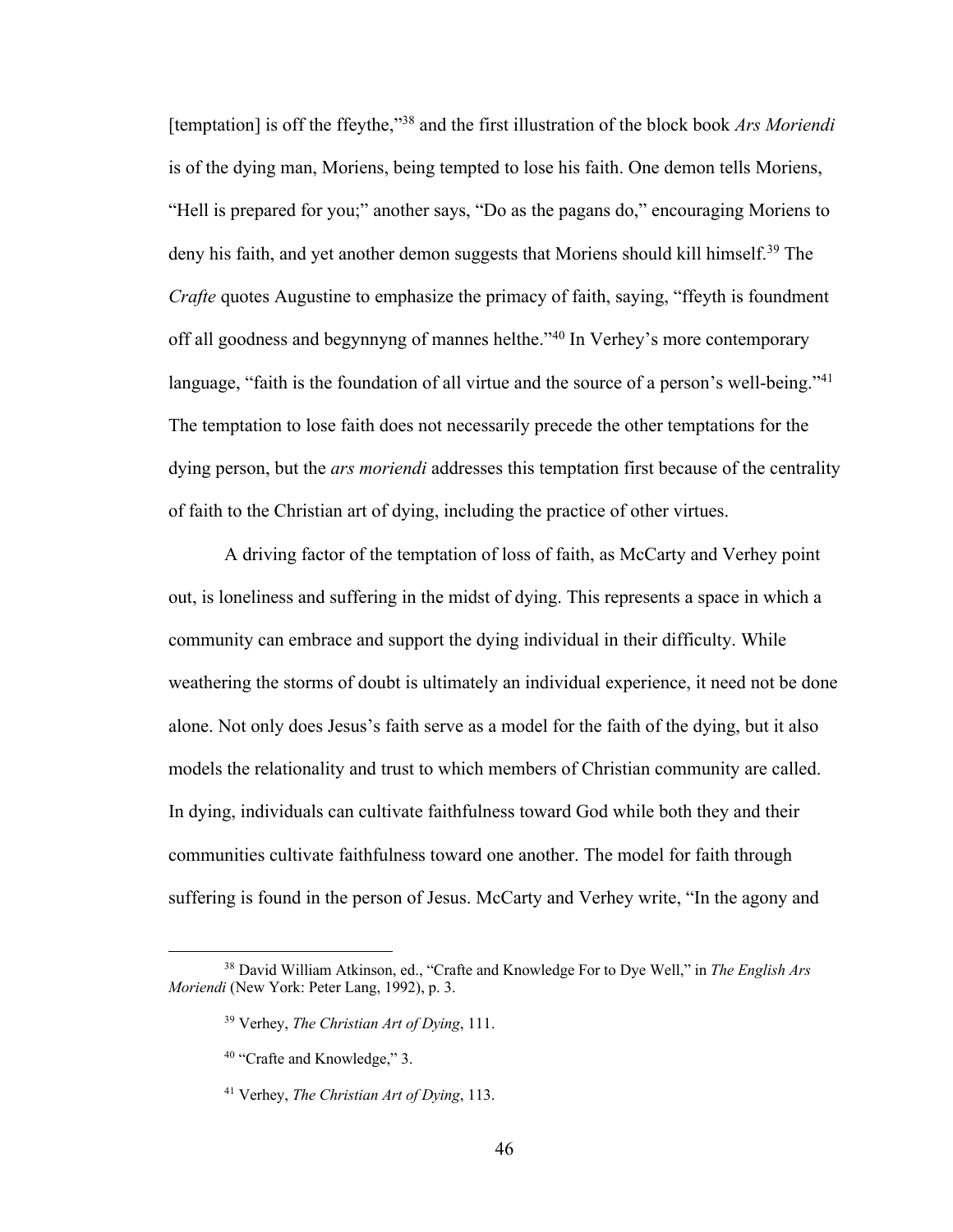[temptation] is off the ffeythe,"[38] and the first illustration of the block book *Ars Moriendi* is of the dying man, Moriens, being tempted to lose his faith. One demon tells Moriens, "Hell is prepared for you;" another says, "Do as the pagans do," encouraging Moriens to deny his faith, and yet another demon suggests that Moriens should kill himself.[39] The *Crafte* quotes Augustine to emphasize the primacy of faith, saying, "ffeyth is foundment off all goodness and begynnyng of mannes helthe."[40] In Verhey's more contemporary language, "faith is the foundation of all virtue and the source of a person's well-being."[41] The temptation to lose faith does not necessarily precede the other temptations for the dying person, but the *ars moriendi* addresses this temptation first because of the centrality of faith to the Christian art of dying, including the practice of other virtues.

A driving factor of the temptation of loss of faith, as McCarty and Verhey point out, is loneliness and suffering in the midst of dying. This represents a space in which a community can embrace and support the dying individual in their difficulty. While weathering the storms of doubt is ultimately an individual experience, it need not be done alone. Not only does Jesus's faith serve as a model for the faith of the dying, but it also models the relationality and trust to which members of Christian community are called. In dying, individuals can cultivate faithfulness toward God while both they and their communities cultivate faithfulness toward one another. The model for faith through suffering is found in the person of Jesus. McCarty and Verhey write, "In the agony and

---

[38] David William Atkinson, ed., "Crafte and Knowledge For to Dye Well," in *The English Ars Moriendi* (New York: Peter Lang, 1992), p. 3.

[39] Verhey, *The Christian Art of Dying*, 111.

[40] "Crafte and Knowledge," 3.

[41] Verhey, *The Christian Art of Dying*, 113.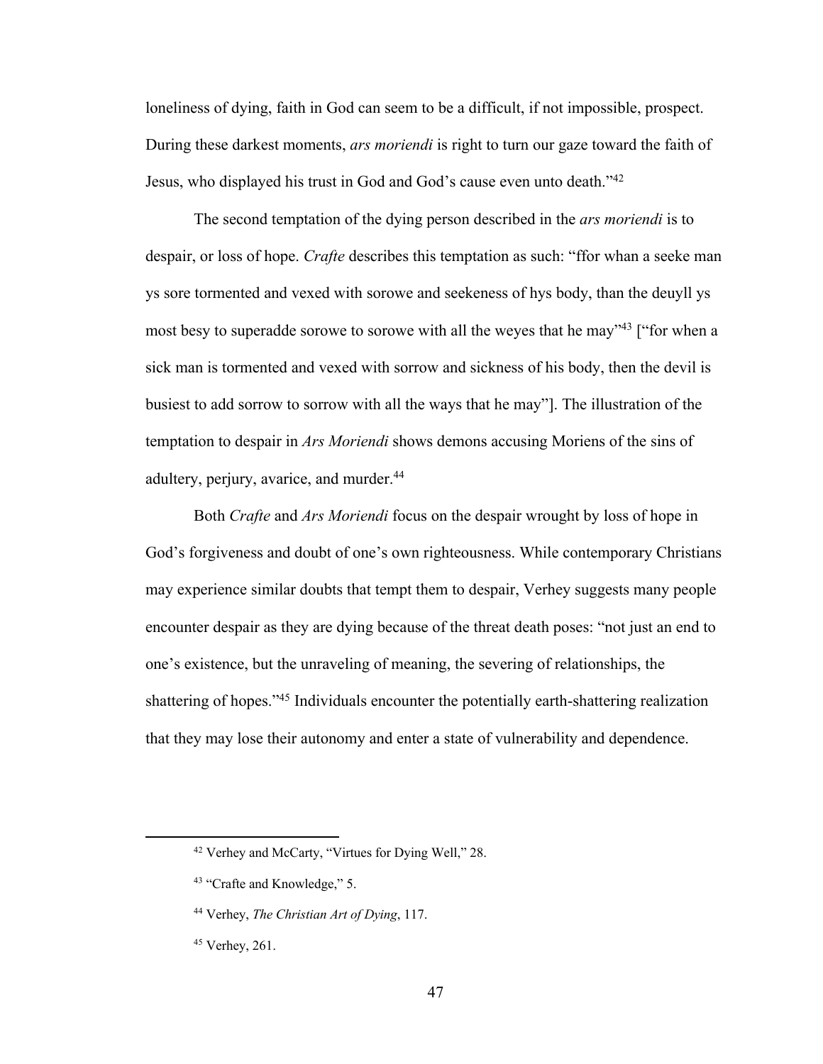loneliness of dying, faith in God can seem to be a difficult, if not impossible, prospect. During these darkest moments, *ars moriendi* is right to turn our gaze toward the faith of Jesus, who displayed his trust in God and God's cause even unto death."[42]

The second temptation of the dying person described in the *ars moriendi* is to despair, or loss of hope. *Crafte* describes this temptation as such: "ffor whan a seeke man ys sore tormented and vexed with sorowe and seekeness of hys body, than the deuyll ys most besy to superadde sorowe to sorowe with all the weyes that he may"[43] ["for when a sick man is tormented and vexed with sorrow and sickness of his body, then the devil is busiest to add sorrow to sorrow with all the ways that he may"]. The illustration of the temptation to despair in *Ars Moriendi* shows demons accusing Moriens of the sins of adultery, perjury, avarice, and murder.[44]

Both *Crafte* and *Ars Moriendi* focus on the despair wrought by loss of hope in God's forgiveness and doubt of one's own righteousness. While contemporary Christians may experience similar doubts that tempt them to despair, Verhey suggests many people encounter despair as they are dying because of the threat death poses: "not just an end to one's existence, but the unraveling of meaning, the severing of relationships, the shattering of hopes."[45] Individuals encounter the potentially earth-shattering realization that they may lose their autonomy and enter a state of vulnerability and dependence.

---

[42] Verhey and McCarty, "Virtues for Dying Well," 28.

[43] "Crafte and Knowledge," 5.

[44] Verhey, *The Christian Art of Dying*, 117.

[45] Verhey, 261.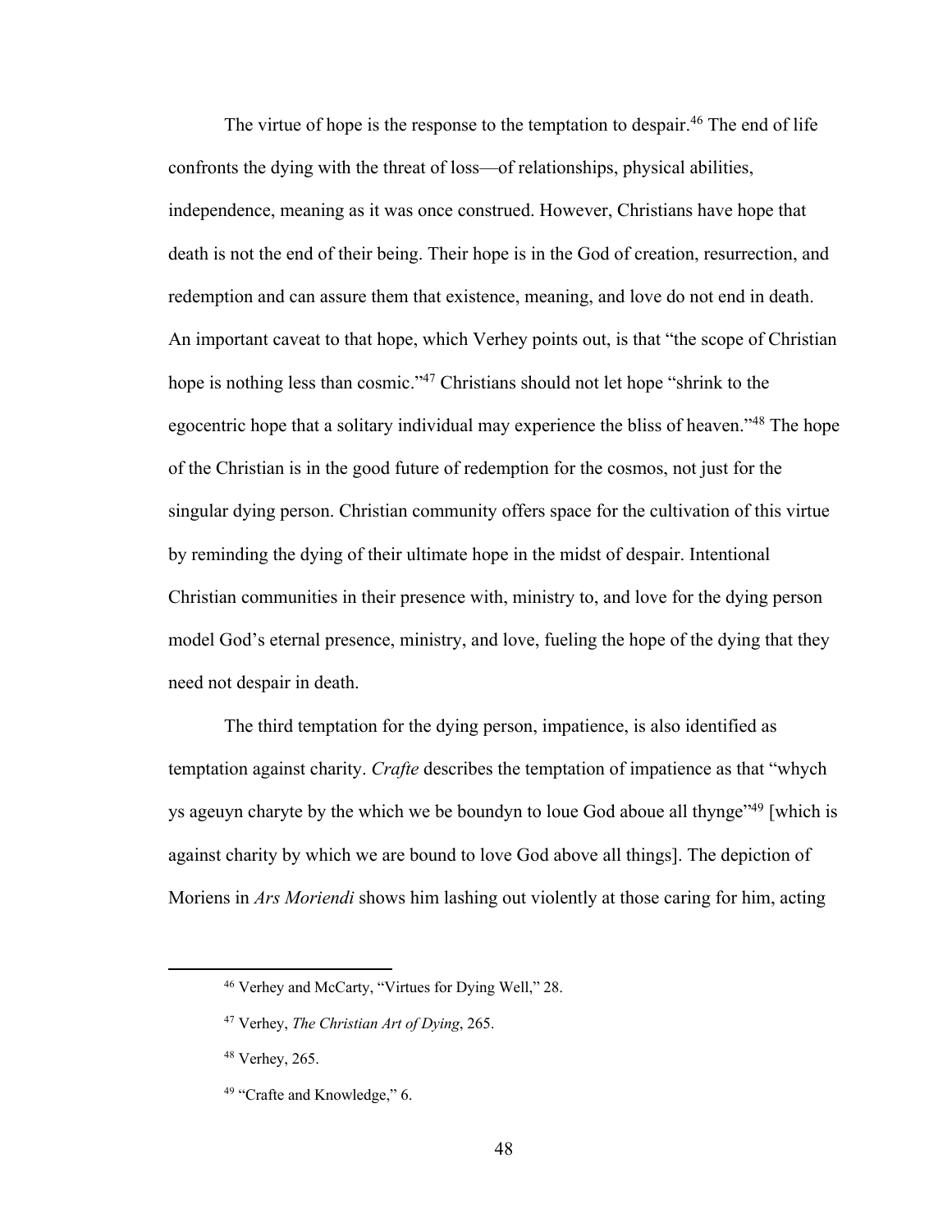The virtue of hope is the response to the temptation to despair.[46] The end of life confronts the dying with the threat of loss—of relationships, physical abilities, independence, meaning as it was once construed. However, Christians have hope that death is not the end of their being. Their hope is in the God of creation, resurrection, and redemption and can assure them that existence, meaning, and love do not end in death. An important caveat to that hope, which Verhey points out, is that "the scope of Christian hope is nothing less than cosmic."[47] Christians should not let hope "shrink to the egocentric hope that a solitary individual may experience the bliss of heaven."[48] The hope of the Christian is in the good future of redemption for the cosmos, not just for the singular dying person. Christian community offers space for the cultivation of this virtue by reminding the dying of their ultimate hope in the midst of despair. Intentional Christian communities in their presence with, ministry to, and love for the dying person model God's eternal presence, ministry, and love, fueling the hope of the dying that they need not despair in death.

The third temptation for the dying person, impatience, is also identified as temptation against charity. *Crafte* describes the temptation of impatience as that "whych ys ageuyn charyte by the which we be boundyn to loue God aboue all thynge"[49] [which is against charity by which we are bound to love God above all things]. The depiction of Moriens in *Ars Moriendi* shows him lashing out violently at those caring for him, acting

---

[46] Verhey and McCarty, "Virtues for Dying Well," 28.

[47] Verhey, *The Christian Art of Dying*, 265.

[48] Verhey, 265.

[49] "Crafte and Knowledge," 6.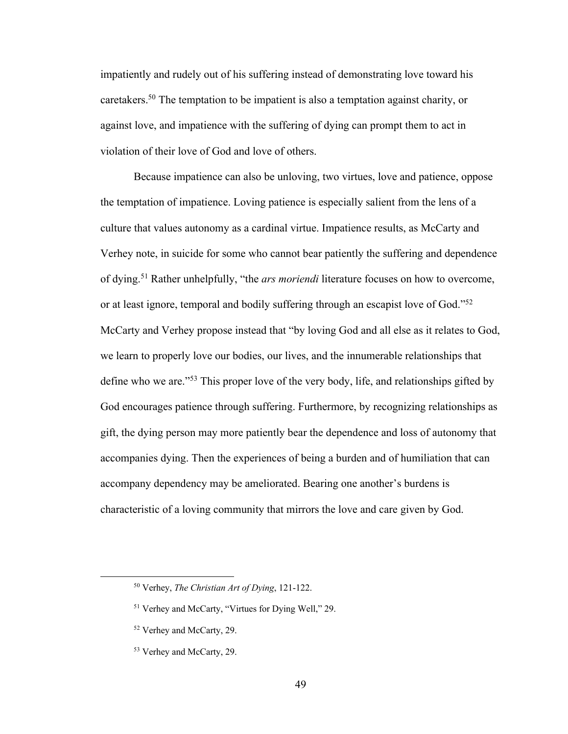impatiently and rudely out of his suffering instead of demonstrating love toward his caretakers.[50] The temptation to be impatient is also a temptation against charity, or against love, and impatience with the suffering of dying can prompt them to act in violation of their love of God and love of others.

Because impatience can also be unloving, two virtues, love and patience, oppose the temptation of impatience. Loving patience is especially salient from the lens of a culture that values autonomy as a cardinal virtue. Impatience results, as McCarty and Verhey note, in suicide for some who cannot bear patiently the suffering and dependence of dying.[51] Rather unhelpfully, "the *ars moriendi* literature focuses on how to overcome, or at least ignore, temporal and bodily suffering through an escapist love of God."[52] McCarty and Verhey propose instead that "by loving God and all else as it relates to God, we learn to properly love our bodies, our lives, and the innumerable relationships that define who we are."[53] This proper love of the very body, life, and relationships gifted by God encourages patience through suffering. Furthermore, by recognizing relationships as gift, the dying person may more patiently bear the dependence and loss of autonomy that accompanies dying. Then the experiences of being a burden and of humiliation that can accompany dependency may be ameliorated. Bearing one another's burdens is characteristic of a loving community that mirrors the love and care given by God.

---

[50] Verhey, *The Christian Art of Dying*, 121-122.

[51] Verhey and McCarty, "Virtues for Dying Well," 29.

[52] Verhey and McCarty, 29.

[53] Verhey and McCarty, 29.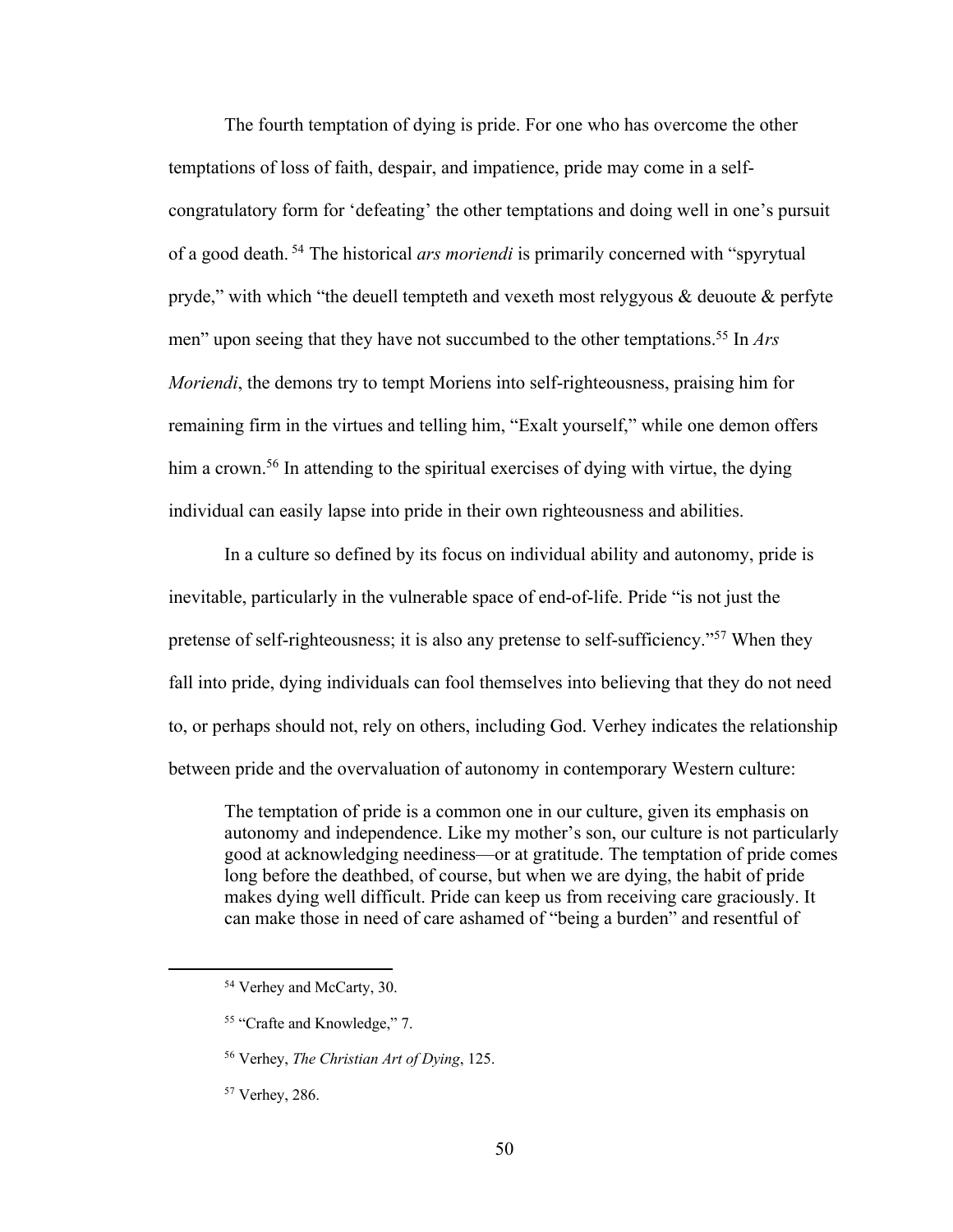The fourth temptation of dying is pride. For one who has overcome the other temptations of loss of faith, despair, and impatience, pride may come in a self-congratulatory form for 'defeating' the other temptations and doing well in one's pursuit of a good death.[54] The historical *ars moriendi* is primarily concerned with "spyrytual pryde," with which "the deuell tempteth and vexeth most relygyous & deuoute & perfyte men" upon seeing that they have not succumbed to the other temptations.[55] In *Ars Moriendi*, the demons try to tempt Moriens into self-righteousness, praising him for remaining firm in the virtues and telling him, "Exalt yourself," while one demon offers him a crown.[56] In attending to the spiritual exercises of dying with virtue, the dying individual can easily lapse into pride in their own righteousness and abilities.

In a culture so defined by its focus on individual ability and autonomy, pride is inevitable, particularly in the vulnerable space of end-of-life. Pride "is not just the pretense of self-righteousness; it is also any pretense to self-sufficiency."[57] When they fall into pride, dying individuals can fool themselves into believing that they do not need to, or perhaps should not, rely on others, including God. Verhey indicates the relationship between pride and the overvaluation of autonomy in contemporary Western culture:

> The temptation of pride is a common one in our culture, given its emphasis on autonomy and independence. Like my mother's son, our culture is not particularly good at acknowledging neediness—or at gratitude. The temptation of pride comes long before the deathbed, of course, but when we are dying, the habit of pride makes dying well difficult. Pride can keep us from receiving care graciously. It can make those in need of care ashamed of "being a burden" and resentful of

---

[54] Verhey and McCarty, 30.

[55] "Crafte and Knowledge," 7.

[56] Verhey, *The Christian Art of Dying*, 125.

[57] Verhey, 286.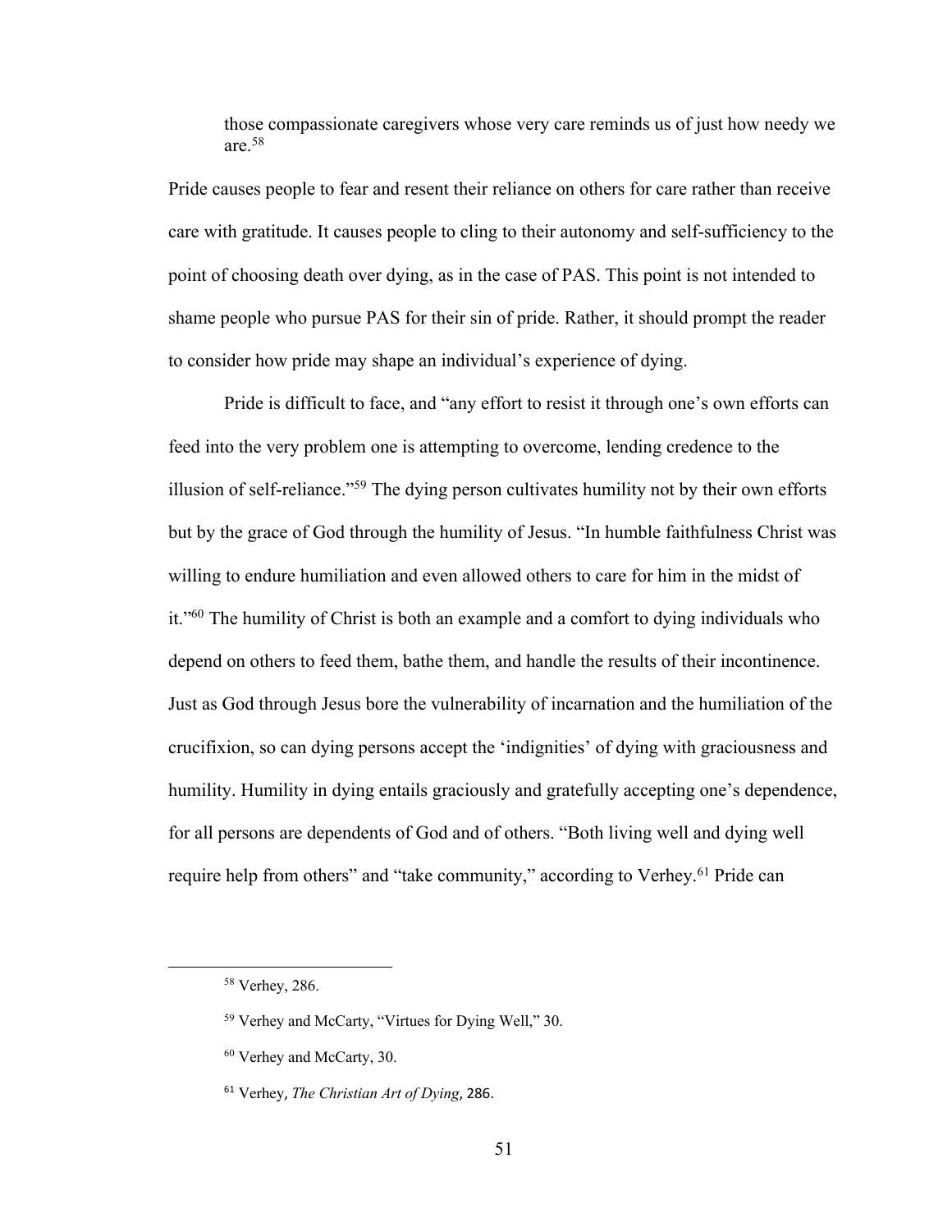> those compassionate caregivers whose very care reminds us of just how needy we are.[58]

Pride causes people to fear and resent their reliance on others for care rather than receive care with gratitude. It causes people to cling to their autonomy and self-sufficiency to the point of choosing death over dying, as in the case of PAS. This point is not intended to shame people who pursue PAS for their sin of pride. Rather, it should prompt the reader to consider how pride may shape an individual's experience of dying.

Pride is difficult to face, and "any effort to resist it through one's own efforts can feed into the very problem one is attempting to overcome, lending credence to the illusion of self-reliance."[59] The dying person cultivates humility not by their own efforts but by the grace of God through the humility of Jesus. "In humble faithfulness Christ was willing to endure humiliation and even allowed others to care for him in the midst of it."[60] The humility of Christ is both an example and a comfort to dying individuals who depend on others to feed them, bathe them, and handle the results of their incontinence. Just as God through Jesus bore the vulnerability of incarnation and the humiliation of the crucifixion, so can dying persons accept the 'indignities' of dying with graciousness and humility. Humility in dying entails graciously and gratefully accepting one's dependence, for all persons are dependents of God and of others. "Both living well and dying well require help from others" and "take community," according to Verhey.[61] Pride can

---

[58] Verhey, 286.

[59] Verhey and McCarty, "Virtues for Dying Well," 30.

[60] Verhey and McCarty, 30.

[61] Verhey, *The Christian Art of Dying*, 286.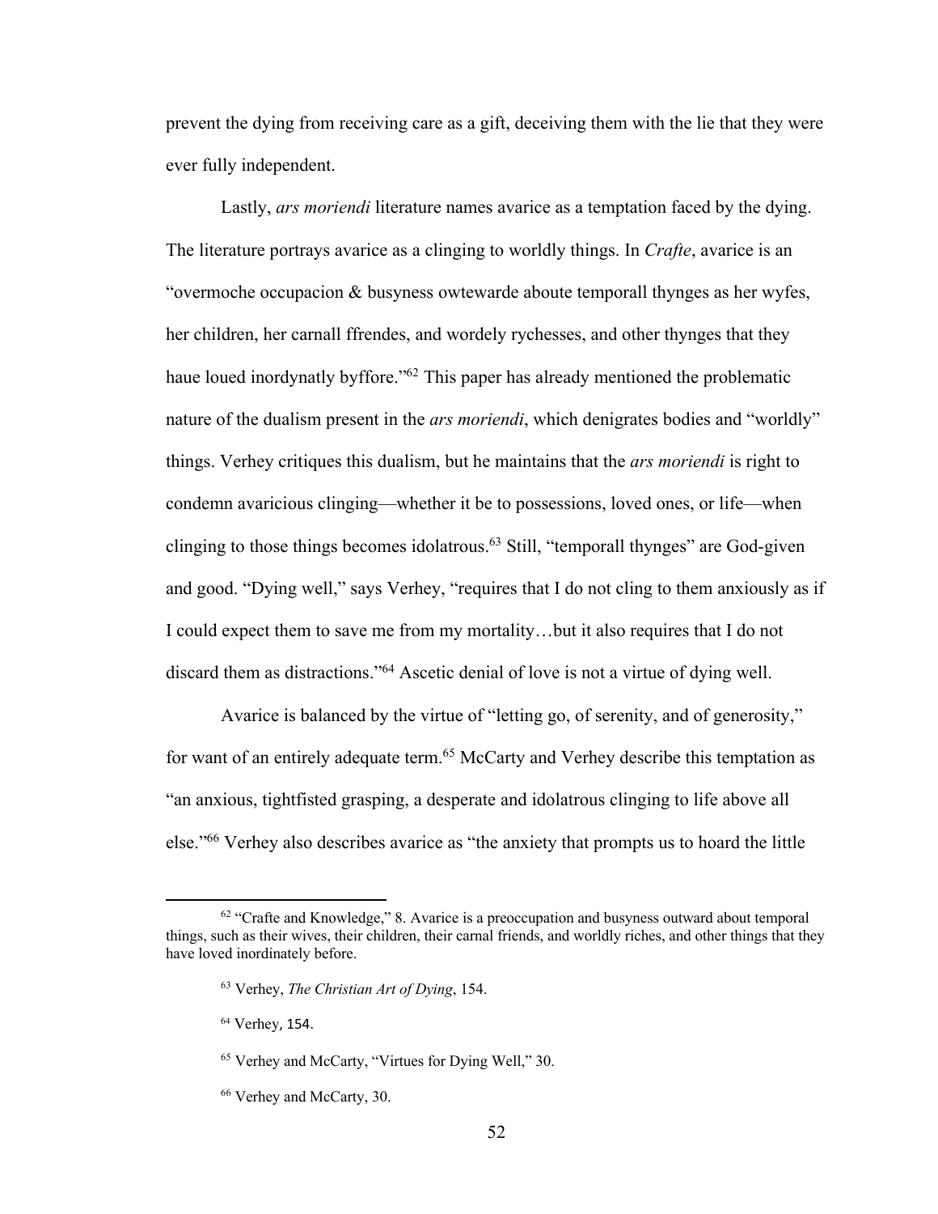prevent the dying from receiving care as a gift, deceiving them with the lie that they were ever fully independent.

Lastly, *ars moriendi* literature names avarice as a temptation faced by the dying. The literature portrays avarice as a clinging to worldly things. In *Crafte*, avarice is an "overmoche occupacion & busyness owtewarde aboute temporall thynges as her wyfes, her children, her carnall ffrendes, and wordely rychesses, and other thynges that they haue loued inordynatly byffore."[62] This paper has already mentioned the problematic nature of the dualism present in the *ars moriendi*, which denigrates bodies and "worldly" things. Verhey critiques this dualism, but he maintains that the *ars moriendi* is right to condemn avaricious clinging—whether it be to possessions, loved ones, or life—when clinging to those things becomes idolatrous.[63] Still, "temporall thynges" are God-given and good. "Dying well," says Verhey, "requires that I do not cling to them anxiously as if I could expect them to save me from my mortality…but it also requires that I do not discard them as distractions."[64] Ascetic denial of love is not a virtue of dying well.

Avarice is balanced by the virtue of "letting go, of serenity, and of generosity," for want of an entirely adequate term.[65] McCarty and Verhey describe this temptation as "an anxious, tightfisted grasping, a desperate and idolatrous clinging to life above all else."[66] Verhey also describes avarice as "the anxiety that prompts us to hoard the little

---

[62] "Crafte and Knowledge," 8. Avarice is a preoccupation and busyness outward about temporal things, such as their wives, their children, their carnal friends, and worldly riches, and other things that they have loved inordinately before.

[63] Verhey, *The Christian Art of Dying*, 154.

[64] Verhey, 154.

[65] Verhey and McCarty, "Virtues for Dying Well," 30.

[66] Verhey and McCarty, 30.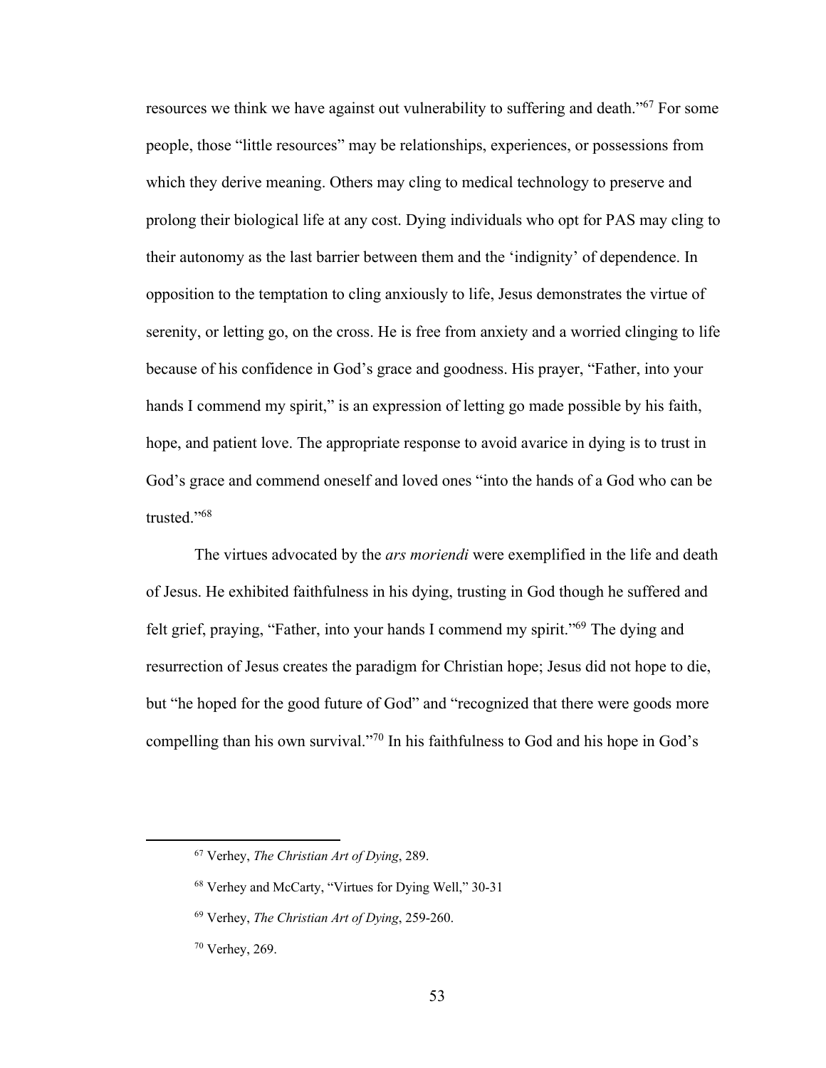resources we think we have against out vulnerability to suffering and death."[67] For some people, those "little resources" may be relationships, experiences, or possessions from which they derive meaning. Others may cling to medical technology to preserve and prolong their biological life at any cost. Dying individuals who opt for PAS may cling to their autonomy as the last barrier between them and the 'indignity' of dependence. In opposition to the temptation to cling anxiously to life, Jesus demonstrates the virtue of serenity, or letting go, on the cross. He is free from anxiety and a worried clinging to life because of his confidence in God's grace and goodness. His prayer, "Father, into your hands I commend my spirit," is an expression of letting go made possible by his faith, hope, and patient love. The appropriate response to avoid avarice in dying is to trust in God's grace and commend oneself and loved ones "into the hands of a God who can be trusted."[68]

The virtues advocated by the *ars moriendi* were exemplified in the life and death of Jesus. He exhibited faithfulness in his dying, trusting in God though he suffered and felt grief, praying, "Father, into your hands I commend my spirit."[69] The dying and resurrection of Jesus creates the paradigm for Christian hope; Jesus did not hope to die, but "he hoped for the good future of God" and "recognized that there were goods more compelling than his own survival."[70] In his faithfulness to God and his hope in God's

---

[67] Verhey, *The Christian Art of Dying*, 289.

[68] Verhey and McCarty, "Virtues for Dying Well," 30-31

[69] Verhey, *The Christian Art of Dying*, 259-260.

[70] Verhey, 269.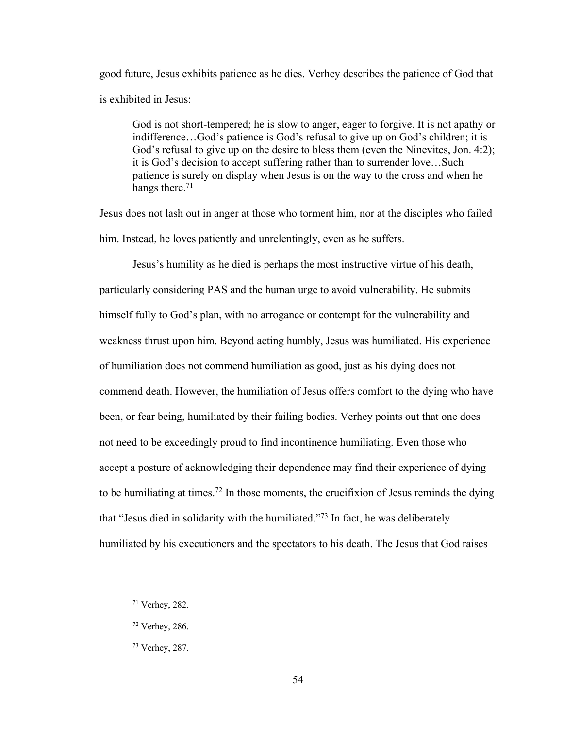good future, Jesus exhibits patience as he dies. Verhey describes the patience of God that is exhibited in Jesus:

> God is not short-tempered; he is slow to anger, eager to forgive. It is not apathy or indifference…God's patience is God's refusal to give up on God's children; it is God's refusal to give up on the desire to bless them (even the Ninevites, Jon. 4:2); it is God's decision to accept suffering rather than to surrender love…Such patience is surely on display when Jesus is on the way to the cross and when he hangs there.[71]

Jesus does not lash out in anger at those who torment him, nor at the disciples who failed him. Instead, he loves patiently and unrelentingly, even as he suffers.

Jesus's humility as he died is perhaps the most instructive virtue of his death, particularly considering PAS and the human urge to avoid vulnerability. He submits himself fully to God's plan, with no arrogance or contempt for the vulnerability and weakness thrust upon him. Beyond acting humbly, Jesus was humiliated. His experience of humiliation does not commend humiliation as good, just as his dying does not commend death. However, the humiliation of Jesus offers comfort to the dying who have been, or fear being, humiliated by their failing bodies. Verhey points out that one does not need to be exceedingly proud to find incontinence humiliating. Even those who accept a posture of acknowledging their dependence may find their experience of dying to be humiliating at times.[72] In those moments, the crucifixion of Jesus reminds the dying that "Jesus died in solidarity with the humiliated."[73] In fact, he was deliberately humiliated by his executioners and the spectators to his death. The Jesus that God raises

---

[71] Verhey, 282.

[72] Verhey, 286.

[73] Verhey, 287.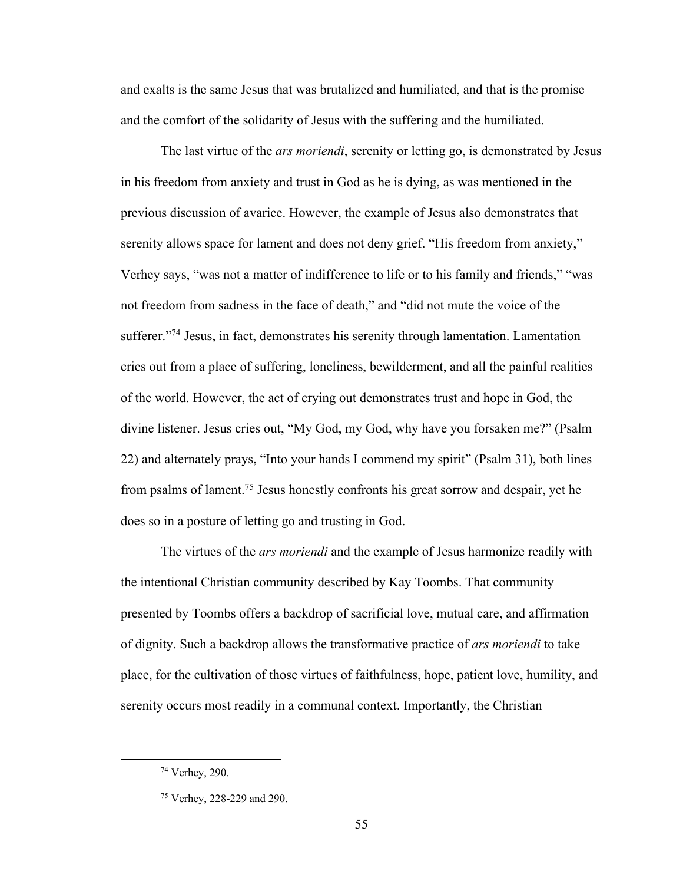and exalts is the same Jesus that was brutalized and humiliated, and that is the promise and the comfort of the solidarity of Jesus with the suffering and the humiliated.

The last virtue of the *ars moriendi*, serenity or letting go, is demonstrated by Jesus in his freedom from anxiety and trust in God as he is dying, as was mentioned in the previous discussion of avarice. However, the example of Jesus also demonstrates that serenity allows space for lament and does not deny grief. "His freedom from anxiety," Verhey says, "was not a matter of indifference to life or to his family and friends," "was not freedom from sadness in the face of death," and "did not mute the voice of the sufferer."[74] Jesus, in fact, demonstrates his serenity through lamentation. Lamentation cries out from a place of suffering, loneliness, bewilderment, and all the painful realities of the world. However, the act of crying out demonstrates trust and hope in God, the divine listener. Jesus cries out, "My God, my God, why have you forsaken me?" (Psalm 22) and alternately prays, "Into your hands I commend my spirit" (Psalm 31), both lines from psalms of lament.[75] Jesus honestly confronts his great sorrow and despair, yet he does so in a posture of letting go and trusting in God.

The virtues of the *ars moriendi* and the example of Jesus harmonize readily with the intentional Christian community described by Kay Toombs. That community presented by Toombs offers a backdrop of sacrificial love, mutual care, and affirmation of dignity. Such a backdrop allows the transformative practice of *ars moriendi* to take place, for the cultivation of those virtues of faithfulness, hope, patient love, humility, and serenity occurs most readily in a communal context. Importantly, the Christian

---

[74] Verhey, 290.

[75] Verhey, 228-229 and 290.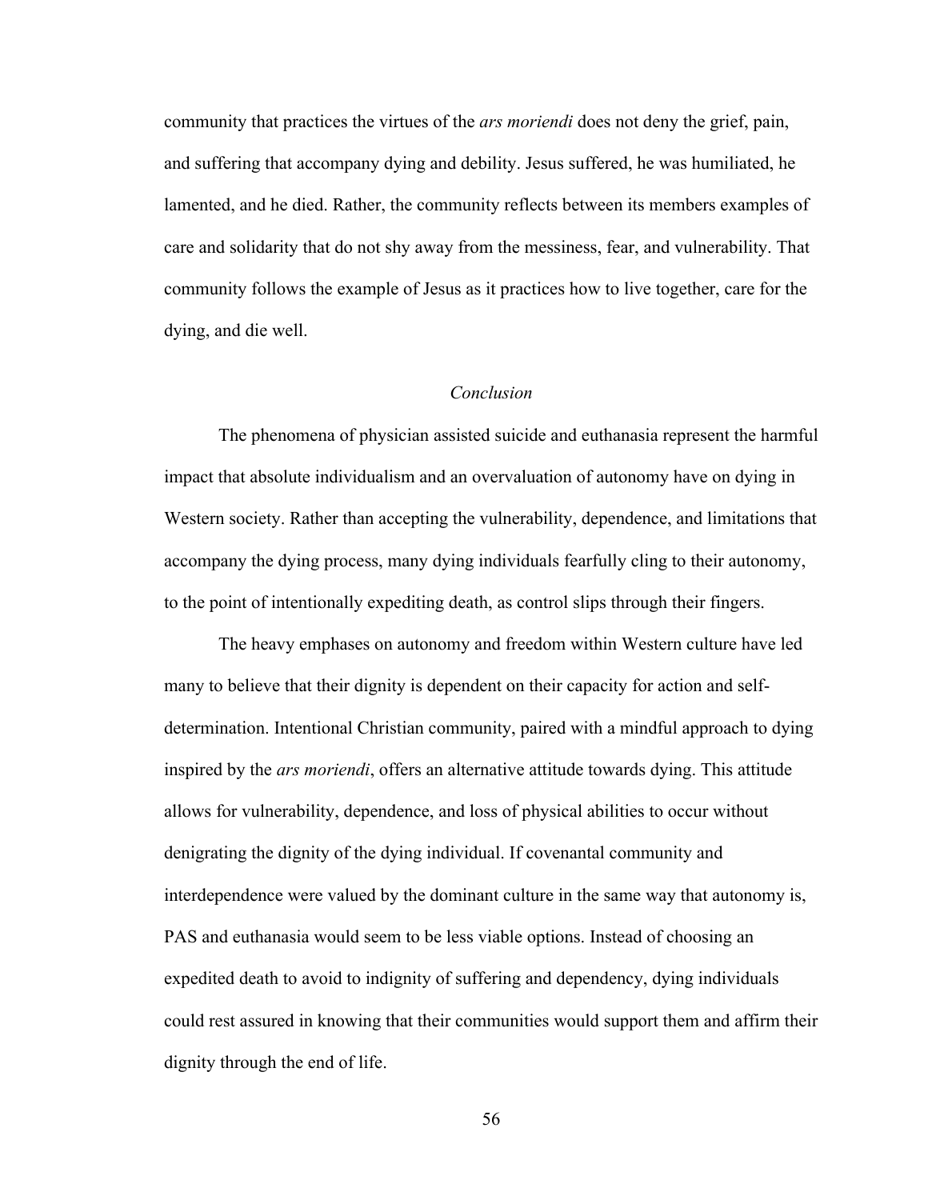community that practices the virtues of the *ars moriendi* does not deny the grief, pain, and suffering that accompany dying and debility. Jesus suffered, he was humiliated, he lamented, and he died. Rather, the community reflects between its members examples of care and solidarity that do not shy away from the messiness, fear, and vulnerability. That community follows the example of Jesus as it practices how to live together, care for the dying, and die well.

## *Conclusion*

The phenomena of physician assisted suicide and euthanasia represent the harmful impact that absolute individualism and an overvaluation of autonomy have on dying in Western society. Rather than accepting the vulnerability, dependence, and limitations that accompany the dying process, many dying individuals fearfully cling to their autonomy, to the point of intentionally expediting death, as control slips through their fingers.

The heavy emphases on autonomy and freedom within Western culture have led many to believe that their dignity is dependent on their capacity for action and self-determination. Intentional Christian community, paired with a mindful approach to dying inspired by the *ars moriendi*, offers an alternative attitude towards dying. This attitude allows for vulnerability, dependence, and loss of physical abilities to occur without denigrating the dignity of the dying individual. If covenantal community and interdependence were valued by the dominant culture in the same way that autonomy is, PAS and euthanasia would seem to be less viable options. Instead of choosing an expedited death to avoid to indignity of suffering and dependency, dying individuals could rest assured in knowing that their communities would support them and affirm their dignity through the end of life.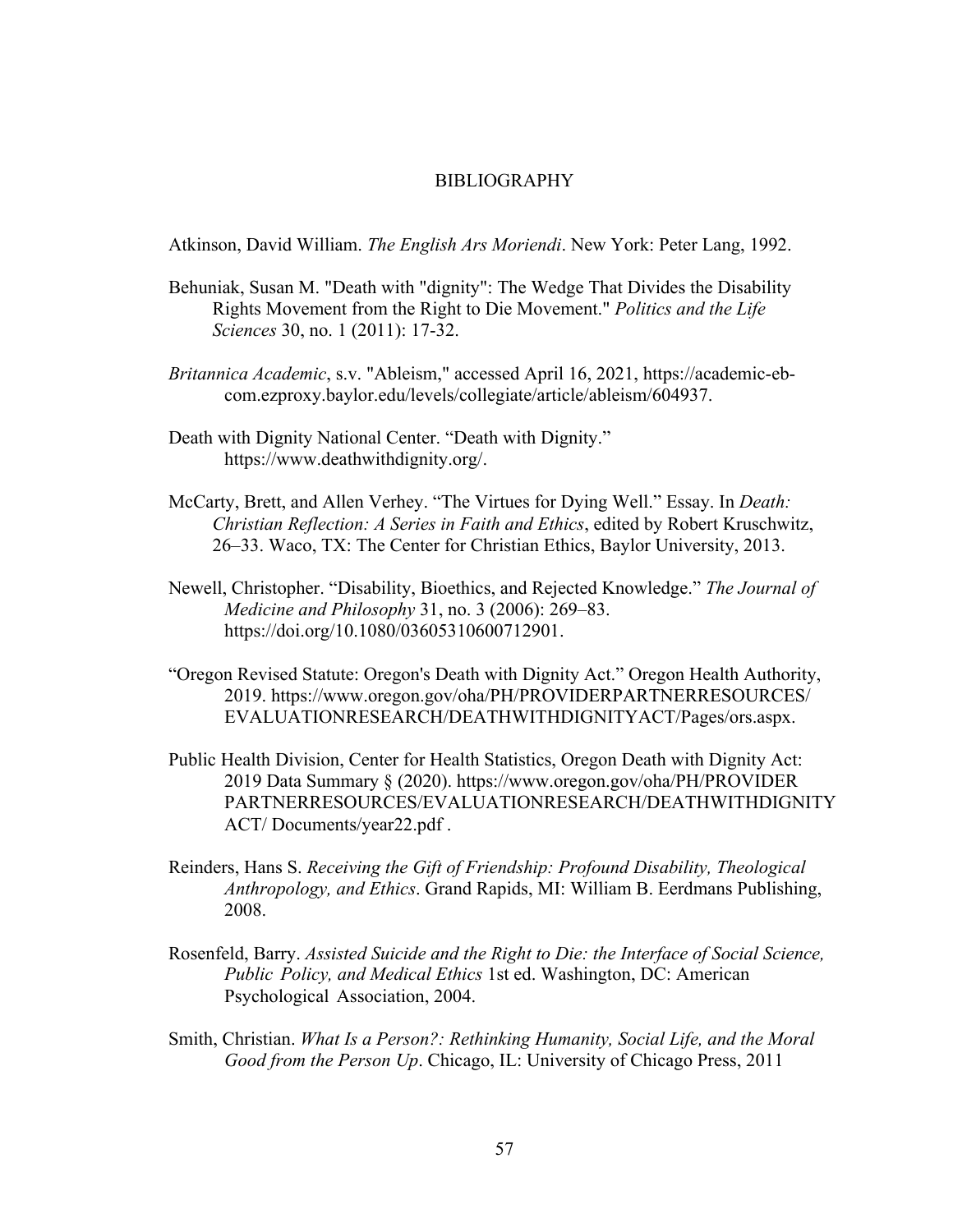# BIBLIOGRAPHY

Atkinson, David William. *The English Ars Moriendi*. New York: Peter Lang, 1992.

Behuniak, Susan M. "Death with "dignity": The Wedge That Divides the Disability Rights Movement from the Right to Die Movement." *Politics and the Life Sciences* 30, no. 1 (2011): 17-32.

*Britannica Academic*, s.v. "Ableism," accessed April 16, 2021, https://academic-eb-com.ezproxy.baylor.edu/levels/collegiate/article/ableism/604937.

Death with Dignity National Center. "Death with Dignity." https://www.deathwithdignity.org/.

McCarty, Brett, and Allen Verhey. "The Virtues for Dying Well." Essay. In *Death: Christian Reflection: A Series in Faith and Ethics*, edited by Robert Kruschwitz, 26–33. Waco, TX: The Center for Christian Ethics, Baylor University, 2013.

Newell, Christopher. "Disability, Bioethics, and Rejected Knowledge." *The Journal of Medicine and Philosophy* 31, no. 3 (2006): 269–83. https://doi.org/10.1080/03605310600712901.

"Oregon Revised Statute: Oregon's Death with Dignity Act." Oregon Health Authority, 2019. https://www.oregon.gov/oha/PH/PROVIDERPARTNERRESOURCES/EVALUATIONRESEARCH/DEATHWITHDIGNITYACT/Pages/ors.aspx.

Public Health Division, Center for Health Statistics, Oregon Death with Dignity Act: 2019 Data Summary § (2020). https://www.oregon.gov/oha/PH/PROVIDER PARTNERRESOURCES/EVALUATIONRESEARCH/DEATHWITHDIGNITY ACT/ Documents/year22.pdf .

Reinders, Hans S. *Receiving the Gift of Friendship: Profound Disability, Theological Anthropology, and Ethics*. Grand Rapids, MI: William B. Eerdmans Publishing, 2008.

Rosenfeld, Barry. *Assisted Suicide and the Right to Die: the Interface of Social Science, Public Policy, and Medical Ethics* 1st ed. Washington, DC: American Psychological Association, 2004.

Smith, Christian. *What Is a Person?: Rethinking Humanity, Social Life, and the Moral Good from the Person Up*. Chicago, IL: University of Chicago Press, 2011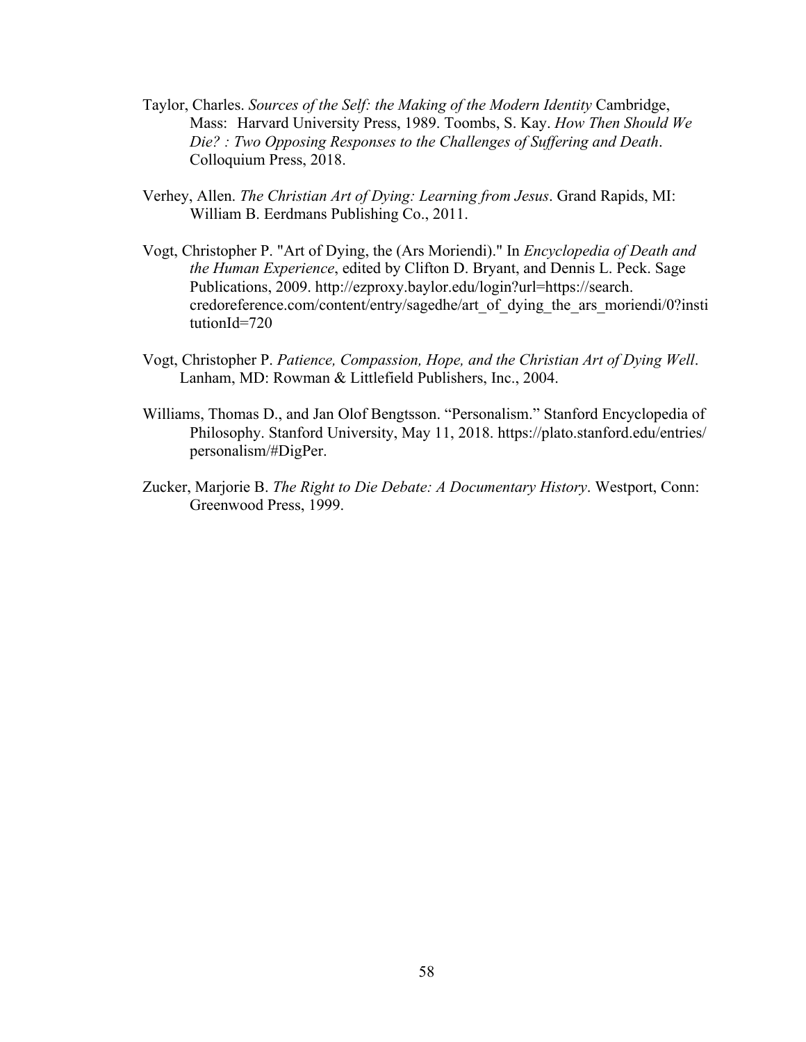Taylor, Charles. *Sources of the Self: the Making of the Modern Identity* Cambridge, Mass: Harvard University Press, 1989. Toombs, S. Kay. *How Then Should We Die? : Two Opposing Responses to the Challenges of Suffering and Death*. Colloquium Press, 2018.

Verhey, Allen. *The Christian Art of Dying: Learning from Jesus*. Grand Rapids, MI: William B. Eerdmans Publishing Co., 2011.

Vogt, Christopher P. "Art of Dying, the (Ars Moriendi)." In *Encyclopedia of Death and the Human Experience*, edited by Clifton D. Bryant, and Dennis L. Peck. Sage Publications, 2009. http://ezproxy.baylor.edu/login?url=https://search.credoreference.com/content/entry/sagedhe/art_of_dying_the_ars_moriendi/0?institutionId=720

Vogt, Christopher P. *Patience, Compassion, Hope, and the Christian Art of Dying Well*. Lanham, MD: Rowman & Littlefield Publishers, Inc., 2004.

Williams, Thomas D., and Jan Olof Bengtsson. "Personalism." Stanford Encyclopedia of Philosophy. Stanford University, May 11, 2018. https://plato.stanford.edu/entries/personalism/#DigPer.

Zucker, Marjorie B. *The Right to Die Debate: A Documentary History*. Westport, Conn: Greenwood Press, 1999.